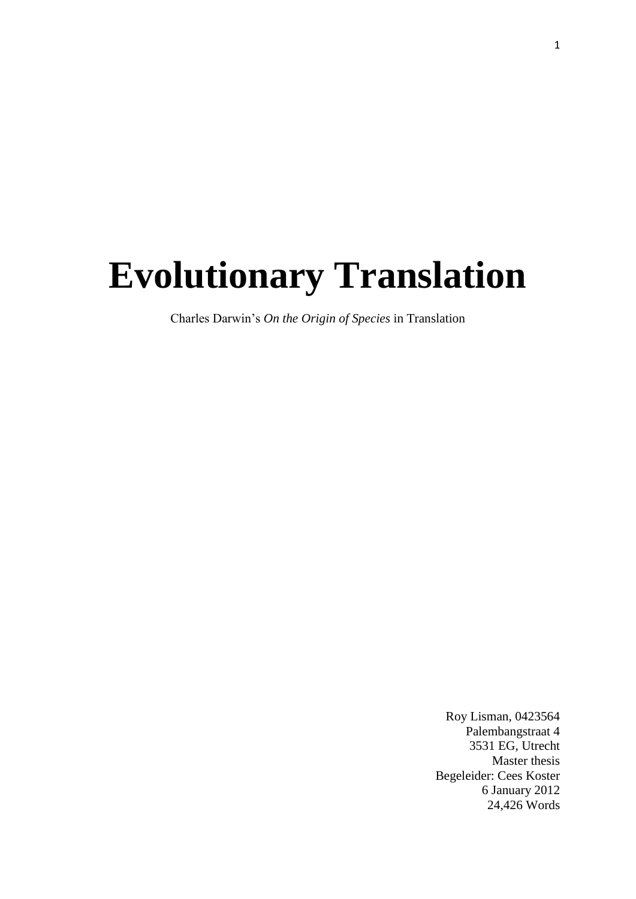# Evolutionary Translation

Charles Darwin's *On the Origin of Species* in Translation

Roy Lisman, 0423564
Palembangstraat 4
3531 EG, Utrecht
Master thesis
Begeleider: Cees Koster
6 January 2012
24,426 Words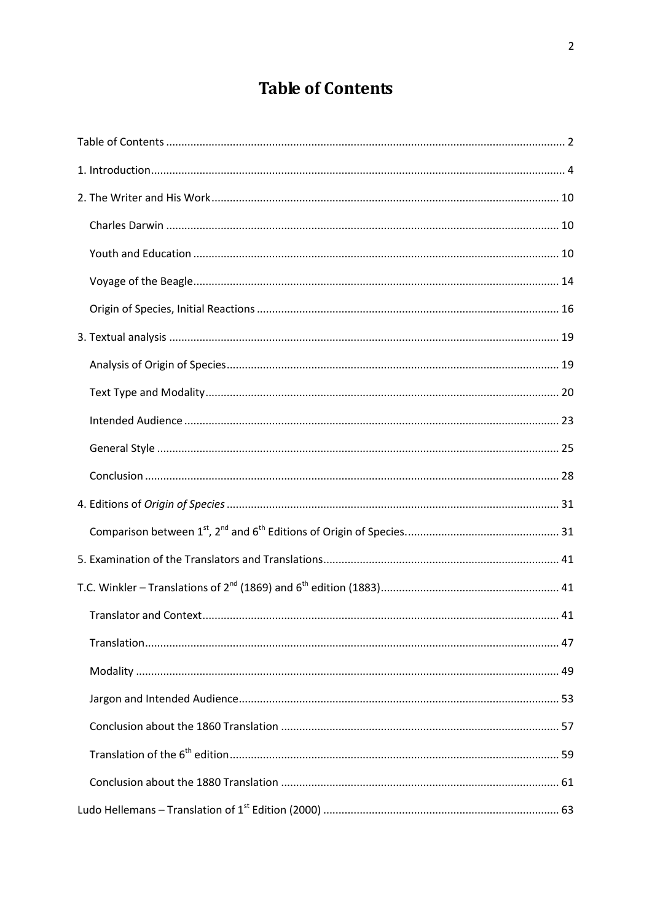# Table of Contents

Table of Contents ........................................................................................................ 2

1. Introduction ............................................................................................................. 4

2. The Writer and His Work ....................................................................................... 10

   Charles Darwin ....................................................................................................... 10

   Youth and Education .............................................................................................. 10

   Voyage of the Beagle .............................................................................................. 14

   Origin of Species, Initial Reactions ......................................................................... 16

3. Textual analysis ...................................................................................................... 19

   Analysis of Origin of Species ................................................................................... 19

   Text Type and Modality .......................................................................................... 20

   Intended Audience .................................................................................................. 23

   General Style .......................................................................................................... 25

   Conclusion .............................................................................................................. 28

4. Editions of *Origin of Species* ................................................................................. 31

   Comparison between 1st, 2nd and 6th Editions of Origin of Species. ......................... 31

5. Examination of the Translators and Translations .................................................... 41

T.C. Winkler – Translations of 2nd (1869) and 6th edition (1883) ................................ 41

   Translator and Context ............................................................................................ 41

   Translation .............................................................................................................. 47

   Modality ................................................................................................................. 49

   Jargon and Intended Audience ................................................................................ 53

   Conclusion about the 1860 Translation ................................................................... 57

   Translation of the 6th edition ................................................................................... 59

   Conclusion about the 1880 Translation ................................................................... 61

Ludo Hellemans – Translation of 1st Edition (2000) .................................................... 63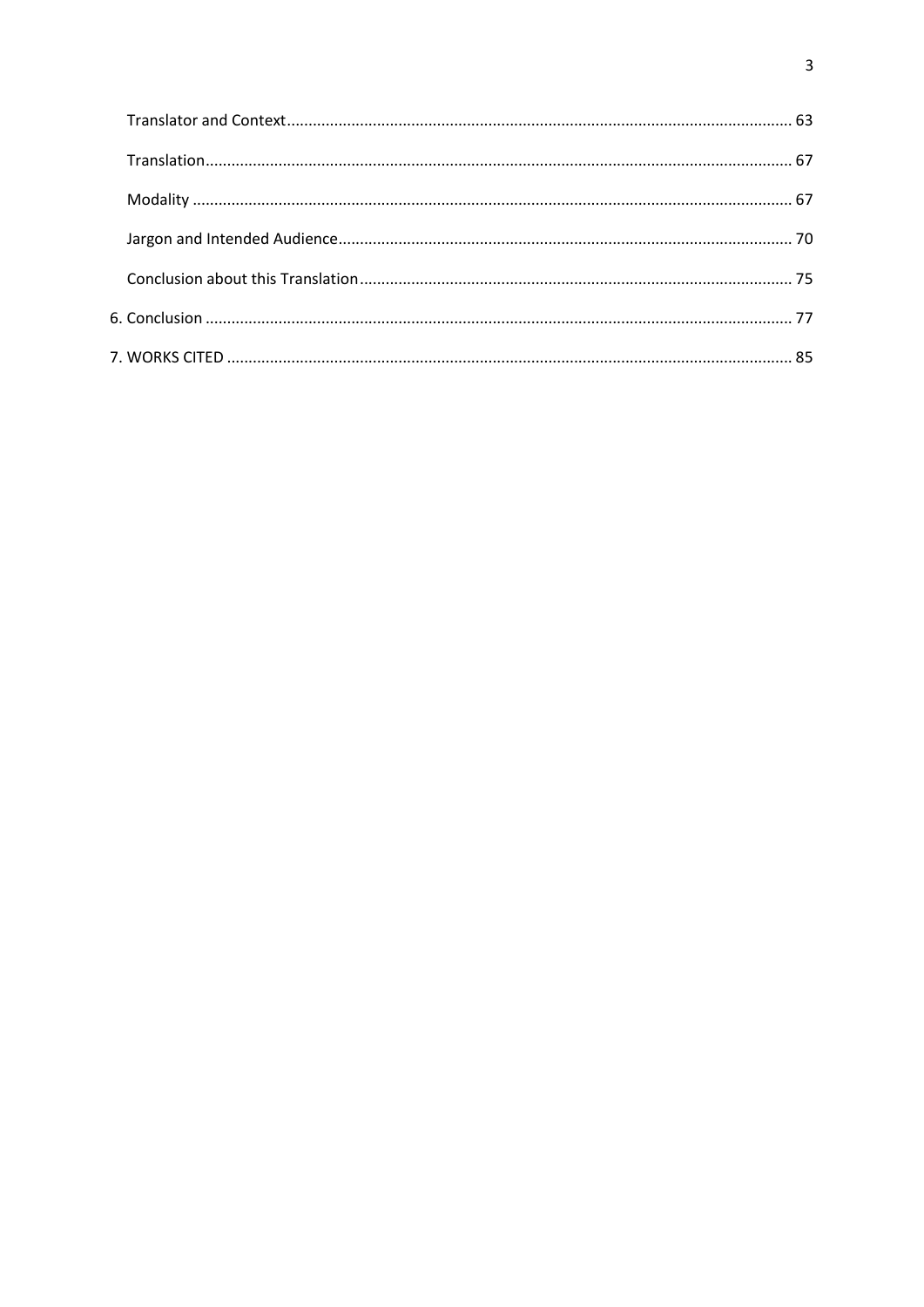Translator and Context ..... 63

Translation ..... 67

Modality ..... 67

Jargon and Intended Audience ..... 70

Conclusion about this Translation ..... 75

6. Conclusion ..... 77

7. WORKS CITED ..... 85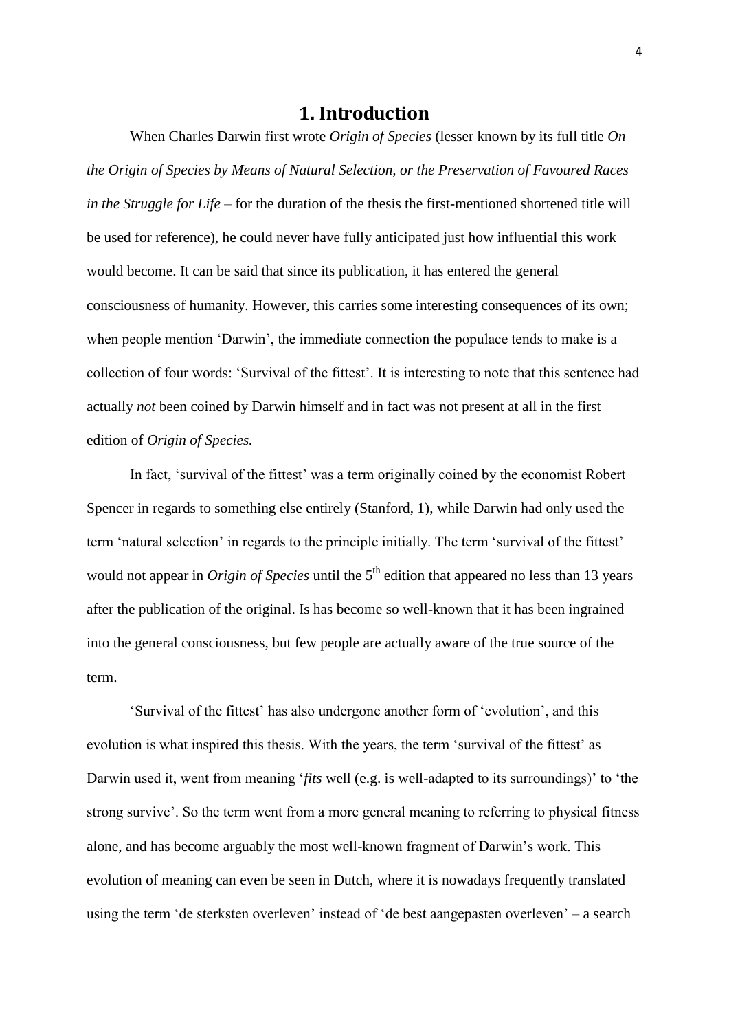# 1. Introduction

When Charles Darwin first wrote *Origin of Species* (lesser known by its full title *On the Origin of Species by Means of Natural Selection, or the Preservation of Favoured Races in the Struggle for Life* – for the duration of the thesis the first-mentioned shortened title will be used for reference), he could never have fully anticipated just how influential this work would become. It can be said that since its publication, it has entered the general consciousness of humanity. However, this carries some interesting consequences of its own; when people mention 'Darwin', the immediate connection the populace tends to make is a collection of four words: 'Survival of the fittest'. It is interesting to note that this sentence had actually *not* been coined by Darwin himself and in fact was not present at all in the first edition of *Origin of Species.*

In fact, 'survival of the fittest' was a term originally coined by the economist Robert Spencer in regards to something else entirely (Stanford, 1), while Darwin had only used the term 'natural selection' in regards to the principle initially. The term 'survival of the fittest' would not appear in *Origin of Species* until the 5th edition that appeared no less than 13 years after the publication of the original. Is has become so well-known that it has been ingrained into the general consciousness, but few people are actually aware of the true source of the term.

'Survival of the fittest' has also undergone another form of 'evolution', and this evolution is what inspired this thesis. With the years, the term 'survival of the fittest' as Darwin used it, went from meaning '*fits* well (e.g. is well-adapted to its surroundings)' to 'the strong survive'. So the term went from a more general meaning to referring to physical fitness alone, and has become arguably the most well-known fragment of Darwin's work. This evolution of meaning can even be seen in Dutch, where it is nowadays frequently translated using the term 'de sterksten overleven' instead of 'de best aangepasten overleven' – a search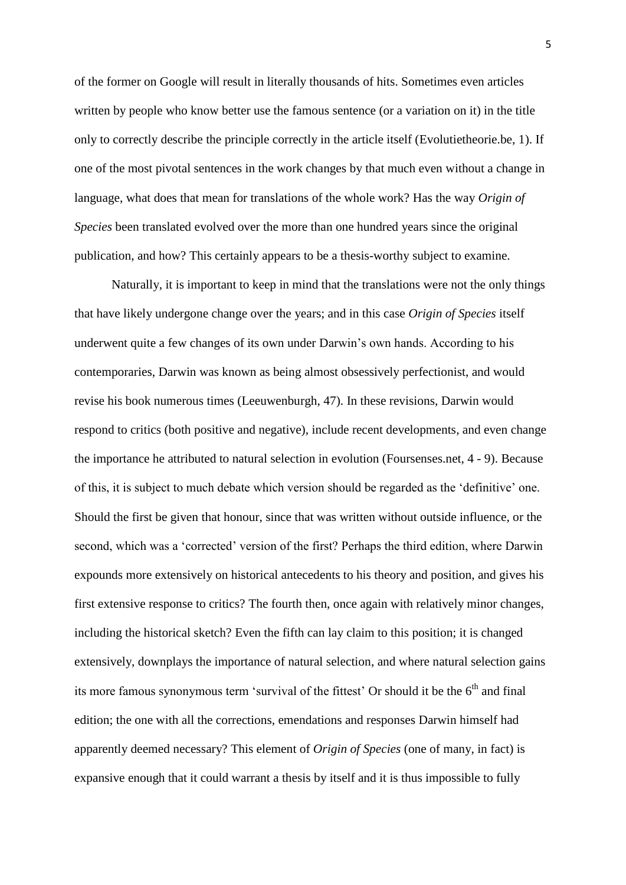of the former on Google will result in literally thousands of hits. Sometimes even articles written by people who know better use the famous sentence (or a variation on it) in the title only to correctly describe the principle correctly in the article itself (Evolutietheorie.be, 1). If one of the most pivotal sentences in the work changes by that much even without a change in language, what does that mean for translations of the whole work? Has the way *Origin of Species* been translated evolved over the more than one hundred years since the original publication, and how? This certainly appears to be a thesis-worthy subject to examine.

Naturally, it is important to keep in mind that the translations were not the only things that have likely undergone change over the years; and in this case *Origin of Species* itself underwent quite a few changes of its own under Darwin's own hands. According to his contemporaries, Darwin was known as being almost obsessively perfectionist, and would revise his book numerous times (Leeuwenburgh, 47). In these revisions, Darwin would respond to critics (both positive and negative), include recent developments, and even change the importance he attributed to natural selection in evolution (Foursenses.net, 4 - 9). Because of this, it is subject to much debate which version should be regarded as the 'definitive' one. Should the first be given that honour, since that was written without outside influence, or the second, which was a 'corrected' version of the first? Perhaps the third edition, where Darwin expounds more extensively on historical antecedents to his theory and position, and gives his first extensive response to critics? The fourth then, once again with relatively minor changes, including the historical sketch? Even the fifth can lay claim to this position; it is changed extensively, downplays the importance of natural selection, and where natural selection gains its more famous synonymous term 'survival of the fittest' Or should it be the 6th and final edition; the one with all the corrections, emendations and responses Darwin himself had apparently deemed necessary? This element of *Origin of Species* (one of many, in fact) is expansive enough that it could warrant a thesis by itself and it is thus impossible to fully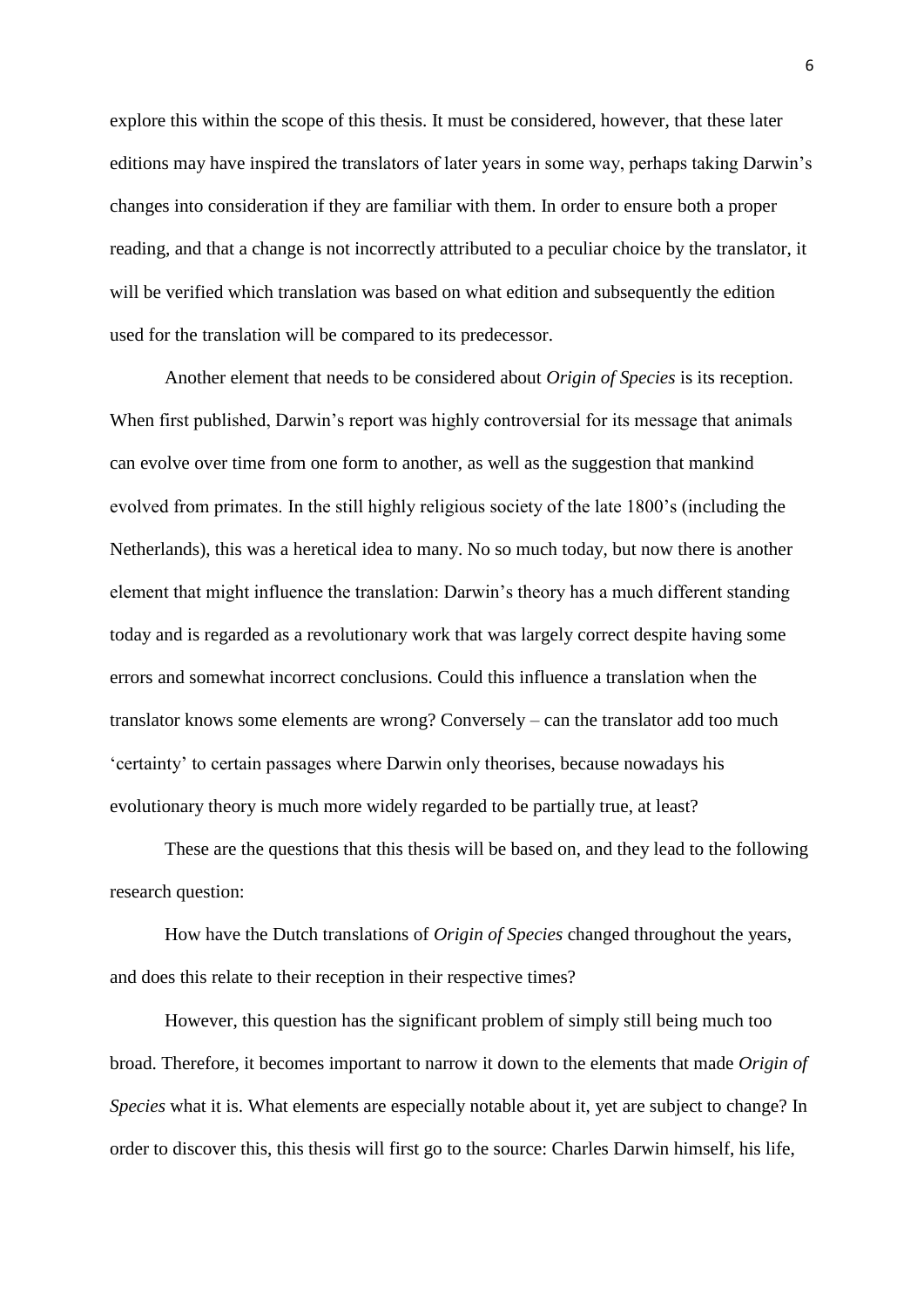explore this within the scope of this thesis. It must be considered, however, that these later editions may have inspired the translators of later years in some way, perhaps taking Darwin's changes into consideration if they are familiar with them. In order to ensure both a proper reading, and that a change is not incorrectly attributed to a peculiar choice by the translator, it will be verified which translation was based on what edition and subsequently the edition used for the translation will be compared to its predecessor.

Another element that needs to be considered about *Origin of Species* is its reception. When first published, Darwin's report was highly controversial for its message that animals can evolve over time from one form to another, as well as the suggestion that mankind evolved from primates. In the still highly religious society of the late 1800's (including the Netherlands), this was a heretical idea to many. No so much today, but now there is another element that might influence the translation: Darwin's theory has a much different standing today and is regarded as a revolutionary work that was largely correct despite having some errors and somewhat incorrect conclusions. Could this influence a translation when the translator knows some elements are wrong? Conversely – can the translator add too much 'certainty' to certain passages where Darwin only theorises, because nowadays his evolutionary theory is much more widely regarded to be partially true, at least?

These are the questions that this thesis will be based on, and they lead to the following research question:

How have the Dutch translations of *Origin of Species* changed throughout the years, and does this relate to their reception in their respective times?

However, this question has the significant problem of simply still being much too broad. Therefore, it becomes important to narrow it down to the elements that made *Origin of Species* what it is. What elements are especially notable about it, yet are subject to change? In order to discover this, this thesis will first go to the source: Charles Darwin himself, his life,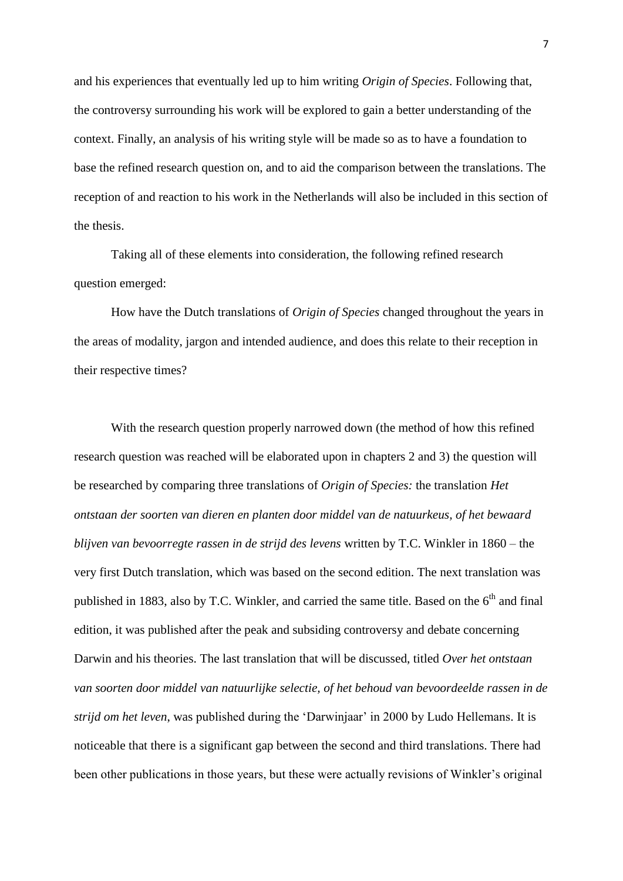and his experiences that eventually led up to him writing *Origin of Species*. Following that, the controversy surrounding his work will be explored to gain a better understanding of the context. Finally, an analysis of his writing style will be made so as to have a foundation to base the refined research question on, and to aid the comparison between the translations. The reception of and reaction to his work in the Netherlands will also be included in this section of the thesis.

Taking all of these elements into consideration, the following refined research question emerged:

How have the Dutch translations of *Origin of Species* changed throughout the years in the areas of modality, jargon and intended audience, and does this relate to their reception in their respective times?

With the research question properly narrowed down (the method of how this refined research question was reached will be elaborated upon in chapters 2 and 3) the question will be researched by comparing three translations of *Origin of Species:* the translation *Het ontstaan der soorten van dieren en planten door middel van de natuurkeus, of het bewaard blijven van bevoorregte rassen in de strijd des levens* written by T.C. Winkler in 1860 – the very first Dutch translation, which was based on the second edition. The next translation was published in 1883, also by T.C. Winkler, and carried the same title. Based on the 6th and final edition, it was published after the peak and subsiding controversy and debate concerning Darwin and his theories. The last translation that will be discussed, titled *Over het ontstaan van soorten door middel van natuurlijke selectie, of het behoud van bevoordeelde rassen in de strijd om het leven*, was published during the 'Darwinjaar' in 2000 by Ludo Hellemans. It is noticeable that there is a significant gap between the second and third translations. There had been other publications in those years, but these were actually revisions of Winkler's original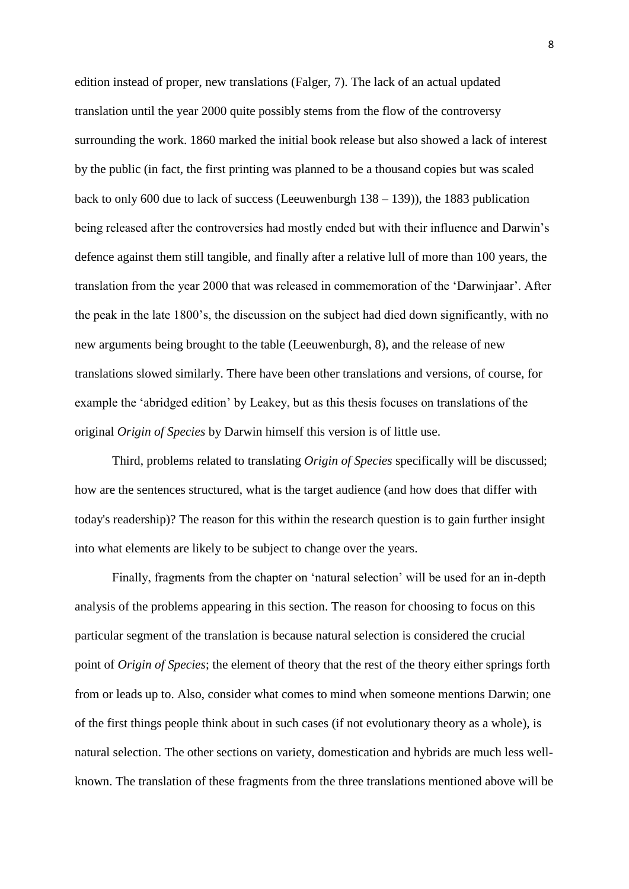edition instead of proper, new translations (Falger, 7). The lack of an actual updated translation until the year 2000 quite possibly stems from the flow of the controversy surrounding the work. 1860 marked the initial book release but also showed a lack of interest by the public (in fact, the first printing was planned to be a thousand copies but was scaled back to only 600 due to lack of success (Leeuwenburgh 138 – 139)), the 1883 publication being released after the controversies had mostly ended but with their influence and Darwin's defence against them still tangible, and finally after a relative lull of more than 100 years, the translation from the year 2000 that was released in commemoration of the 'Darwinjaar'. After the peak in the late 1800's, the discussion on the subject had died down significantly, with no new arguments being brought to the table (Leeuwenburgh, 8), and the release of new translations slowed similarly. There have been other translations and versions, of course, for example the 'abridged edition' by Leakey, but as this thesis focuses on translations of the original *Origin of Species* by Darwin himself this version is of little use.

Third, problems related to translating *Origin of Species* specifically will be discussed; how are the sentences structured, what is the target audience (and how does that differ with today's readership)? The reason for this within the research question is to gain further insight into what elements are likely to be subject to change over the years.

Finally, fragments from the chapter on 'natural selection' will be used for an in-depth analysis of the problems appearing in this section. The reason for choosing to focus on this particular segment of the translation is because natural selection is considered the crucial point of *Origin of Species*; the element of theory that the rest of the theory either springs forth from or leads up to. Also, consider what comes to mind when someone mentions Darwin; one of the first things people think about in such cases (if not evolutionary theory as a whole), is natural selection. The other sections on variety, domestication and hybrids are much less well-known. The translation of these fragments from the three translations mentioned above will be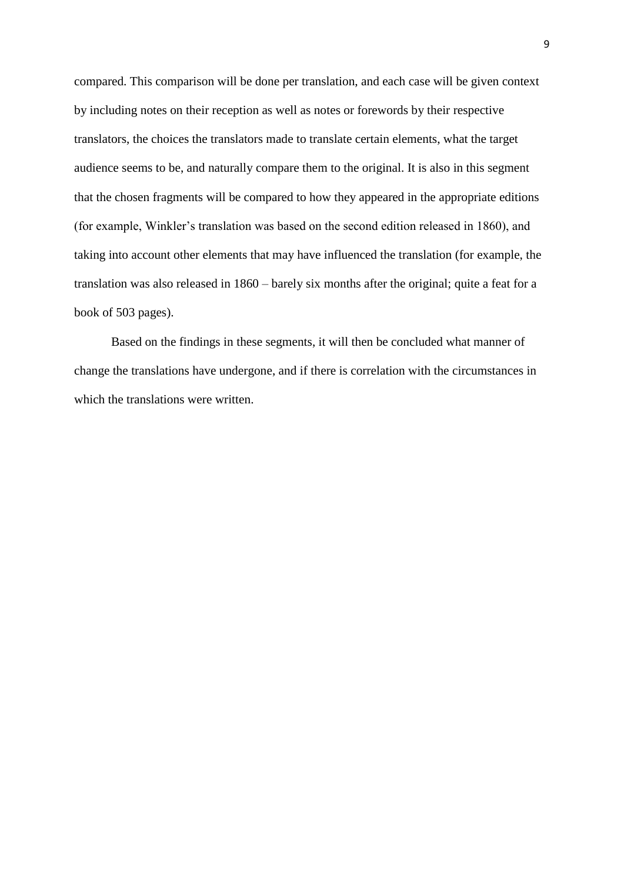compared. This comparison will be done per translation, and each case will be given context by including notes on their reception as well as notes or forewords by their respective translators, the choices the translators made to translate certain elements, what the target audience seems to be, and naturally compare them to the original. It is also in this segment that the chosen fragments will be compared to how they appeared in the appropriate editions (for example, Winkler's translation was based on the second edition released in 1860), and taking into account other elements that may have influenced the translation (for example, the translation was also released in 1860 – barely six months after the original; quite a feat for a book of 503 pages).

Based on the findings in these segments, it will then be concluded what manner of change the translations have undergone, and if there is correlation with the circumstances in which the translations were written.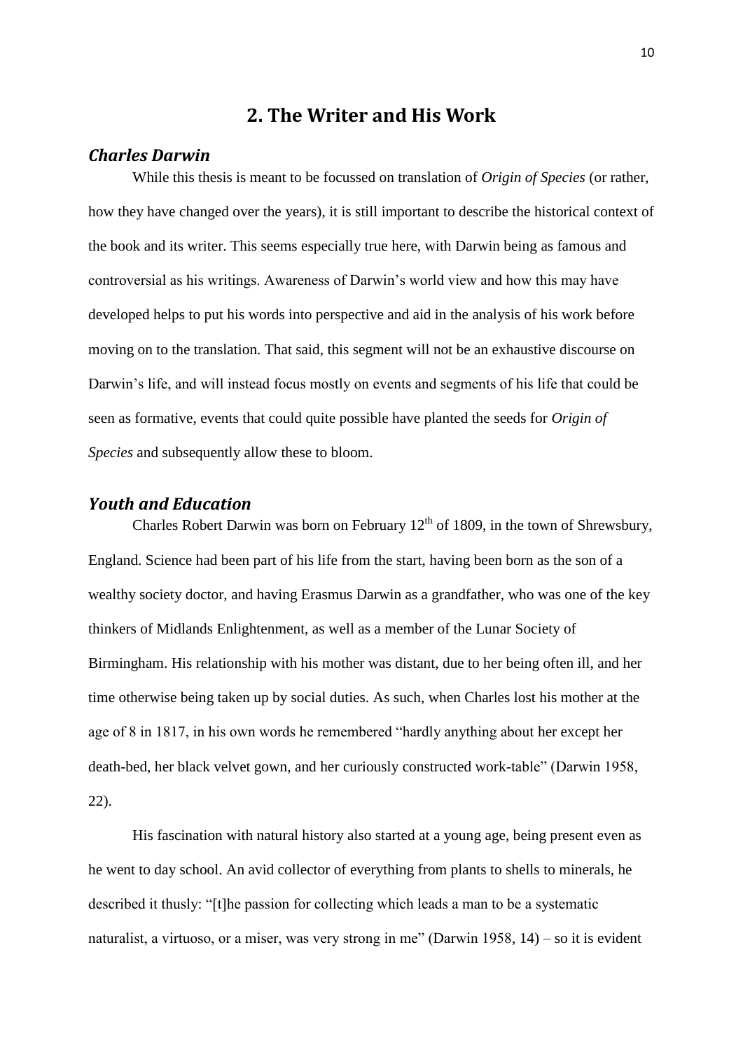## 2. The Writer and His Work

### *Charles Darwin*

While this thesis is meant to be focussed on translation of *Origin of Species* (or rather, how they have changed over the years), it is still important to describe the historical context of the book and its writer. This seems especially true here, with Darwin being as famous and controversial as his writings. Awareness of Darwin's world view and how this may have developed helps to put his words into perspective and aid in the analysis of his work before moving on to the translation. That said, this segment will not be an exhaustive discourse on Darwin's life, and will instead focus mostly on events and segments of his life that could be seen as formative, events that could quite possible have planted the seeds for *Origin of Species* and subsequently allow these to bloom.

### *Youth and Education*

Charles Robert Darwin was born on February 12th of 1809, in the town of Shrewsbury, England. Science had been part of his life from the start, having been born as the son of a wealthy society doctor, and having Erasmus Darwin as a grandfather, who was one of the key thinkers of Midlands Enlightenment, as well as a member of the Lunar Society of Birmingham. His relationship with his mother was distant, due to her being often ill, and her time otherwise being taken up by social duties. As such, when Charles lost his mother at the age of 8 in 1817, in his own words he remembered "hardly anything about her except her death-bed, her black velvet gown, and her curiously constructed work-table" (Darwin 1958, 22).

His fascination with natural history also started at a young age, being present even as he went to day school. An avid collector of everything from plants to shells to minerals, he described it thusly: "[t]he passion for collecting which leads a man to be a systematic naturalist, a virtuoso, or a miser, was very strong in me" (Darwin 1958, 14) – so it is evident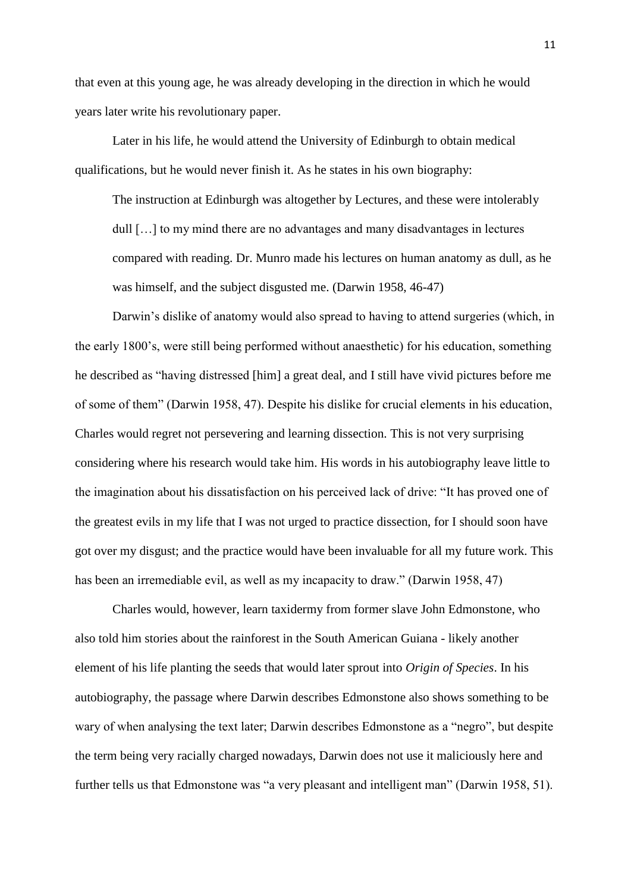that even at this young age, he was already developing in the direction in which he would years later write his revolutionary paper.

Later in his life, he would attend the University of Edinburgh to obtain medical qualifications, but he would never finish it. As he states in his own biography:

> The instruction at Edinburgh was altogether by Lectures, and these were intolerably dull […] to my mind there are no advantages and many disadvantages in lectures compared with reading. Dr. Munro made his lectures on human anatomy as dull, as he was himself, and the subject disgusted me. (Darwin 1958, 46-47)

Darwin's dislike of anatomy would also spread to having to attend surgeries (which, in the early 1800's, were still being performed without anaesthetic) for his education, something he described as "having distressed [him] a great deal, and I still have vivid pictures before me of some of them" (Darwin 1958, 47). Despite his dislike for crucial elements in his education, Charles would regret not persevering and learning dissection. This is not very surprising considering where his research would take him. His words in his autobiography leave little to the imagination about his dissatisfaction on his perceived lack of drive: "It has proved one of the greatest evils in my life that I was not urged to practice dissection, for I should soon have got over my disgust; and the practice would have been invaluable for all my future work. This has been an irremediable evil, as well as my incapacity to draw." (Darwin 1958, 47)

Charles would, however, learn taxidermy from former slave John Edmonstone, who also told him stories about the rainforest in the South American Guiana - likely another element of his life planting the seeds that would later sprout into *Origin of Species*. In his autobiography, the passage where Darwin describes Edmonstone also shows something to be wary of when analysing the text later; Darwin describes Edmonstone as a "negro", but despite the term being very racially charged nowadays, Darwin does not use it maliciously here and further tells us that Edmonstone was "a very pleasant and intelligent man" (Darwin 1958, 51).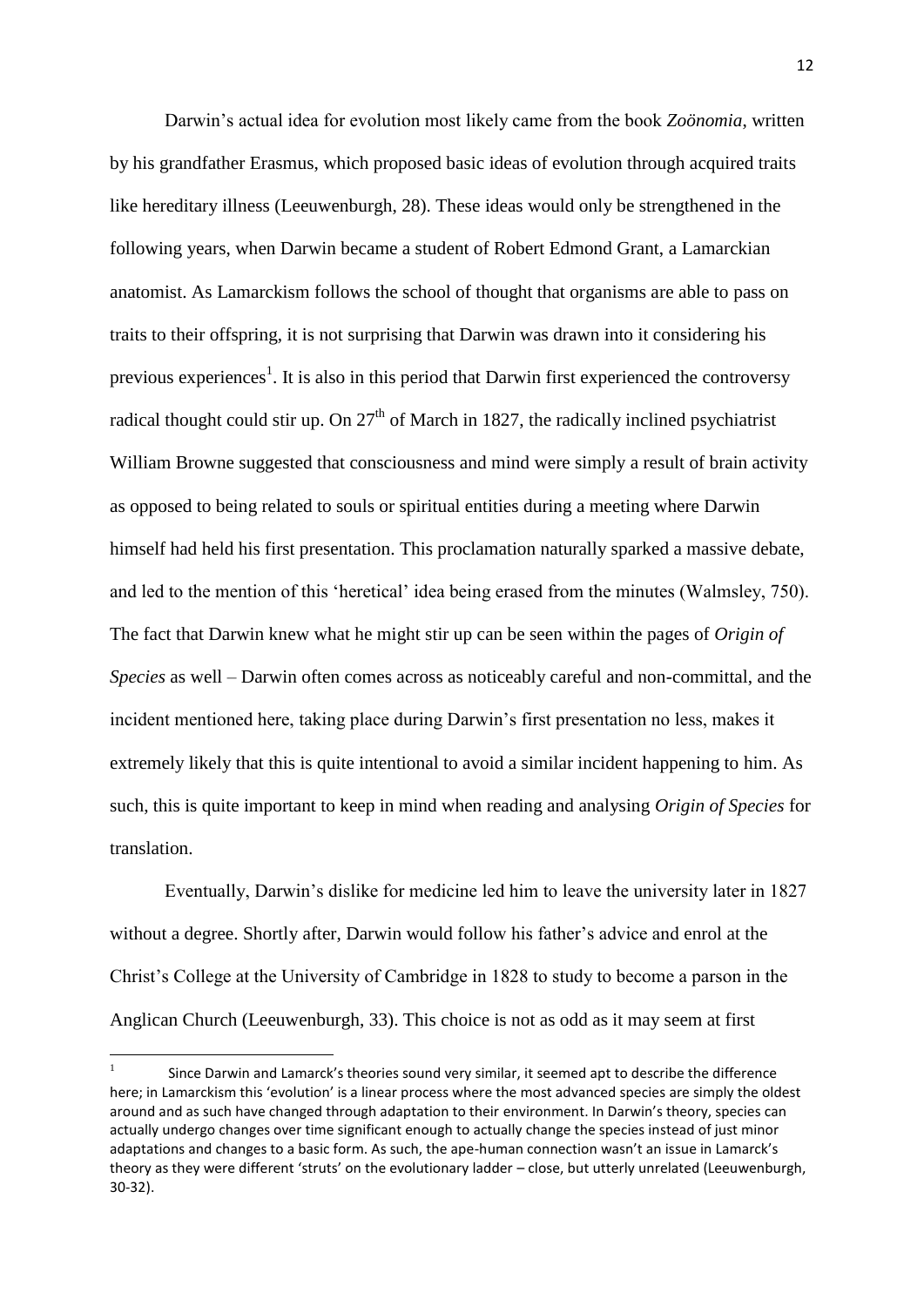Darwin's actual idea for evolution most likely came from the book *Zoönomia*, written by his grandfather Erasmus, which proposed basic ideas of evolution through acquired traits like hereditary illness (Leeuwenburgh, 28). These ideas would only be strengthened in the following years, when Darwin became a student of Robert Edmond Grant, a Lamarckian anatomist. As Lamarckism follows the school of thought that organisms are able to pass on traits to their offspring, it is not surprising that Darwin was drawn into it considering his previous experiences[1]. It is also in this period that Darwin first experienced the controversy radical thought could stir up. On 27th of March in 1827, the radically inclined psychiatrist William Browne suggested that consciousness and mind were simply a result of brain activity as opposed to being related to souls or spiritual entities during a meeting where Darwin himself had held his first presentation. This proclamation naturally sparked a massive debate, and led to the mention of this 'heretical' idea being erased from the minutes (Walmsley, 750). The fact that Darwin knew what he might stir up can be seen within the pages of *Origin of Species* as well – Darwin often comes across as noticeably careful and non-committal, and the incident mentioned here, taking place during Darwin's first presentation no less, makes it extremely likely that this is quite intentional to avoid a similar incident happening to him. As such, this is quite important to keep in mind when reading and analysing *Origin of Species* for translation.

Eventually, Darwin's dislike for medicine led him to leave the university later in 1827 without a degree. Shortly after, Darwin would follow his father's advice and enrol at the Christ's College at the University of Cambridge in 1828 to study to become a parson in the Anglican Church (Leeuwenburgh, 33). This choice is not as odd as it may seem at first

[1] Since Darwin and Lamarck's theories sound very similar, it seemed apt to describe the difference here; in Lamarckism this 'evolution' is a linear process where the most advanced species are simply the oldest around and as such have changed through adaptation to their environment. In Darwin's theory, species can actually undergo changes over time significant enough to actually change the species instead of just minor adaptations and changes to a basic form. As such, the ape-human connection wasn't an issue in Lamarck's theory as they were different 'struts' on the evolutionary ladder – close, but utterly unrelated (Leeuwenburgh, 30-32).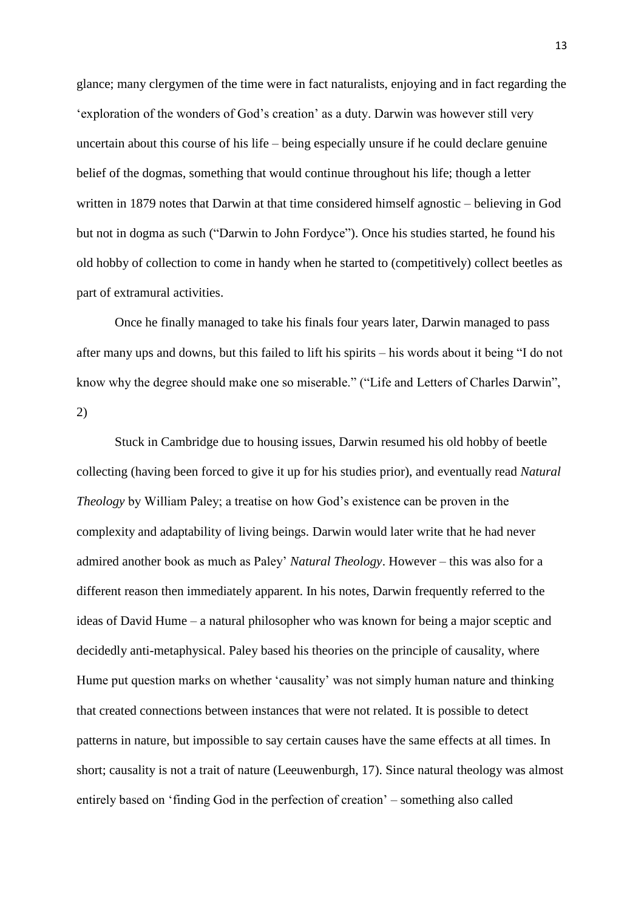glance; many clergymen of the time were in fact naturalists, enjoying and in fact regarding the 'exploration of the wonders of God's creation' as a duty. Darwin was however still very uncertain about this course of his life – being especially unsure if he could declare genuine belief of the dogmas, something that would continue throughout his life; though a letter written in 1879 notes that Darwin at that time considered himself agnostic – believing in God but not in dogma as such ("Darwin to John Fordyce"). Once his studies started, he found his old hobby of collection to come in handy when he started to (competitively) collect beetles as part of extramural activities.

Once he finally managed to take his finals four years later, Darwin managed to pass after many ups and downs, but this failed to lift his spirits – his words about it being "I do not know why the degree should make one so miserable." ("Life and Letters of Charles Darwin", 2)

Stuck in Cambridge due to housing issues, Darwin resumed his old hobby of beetle collecting (having been forced to give it up for his studies prior), and eventually read *Natural Theology* by William Paley; a treatise on how God's existence can be proven in the complexity and adaptability of living beings. Darwin would later write that he had never admired another book as much as Paley' *Natural Theology*. However – this was also for a different reason then immediately apparent. In his notes, Darwin frequently referred to the ideas of David Hume – a natural philosopher who was known for being a major sceptic and decidedly anti-metaphysical. Paley based his theories on the principle of causality, where Hume put question marks on whether 'causality' was not simply human nature and thinking that created connections between instances that were not related. It is possible to detect patterns in nature, but impossible to say certain causes have the same effects at all times. In short; causality is not a trait of nature (Leeuwenburgh, 17). Since natural theology was almost entirely based on 'finding God in the perfection of creation' – something also called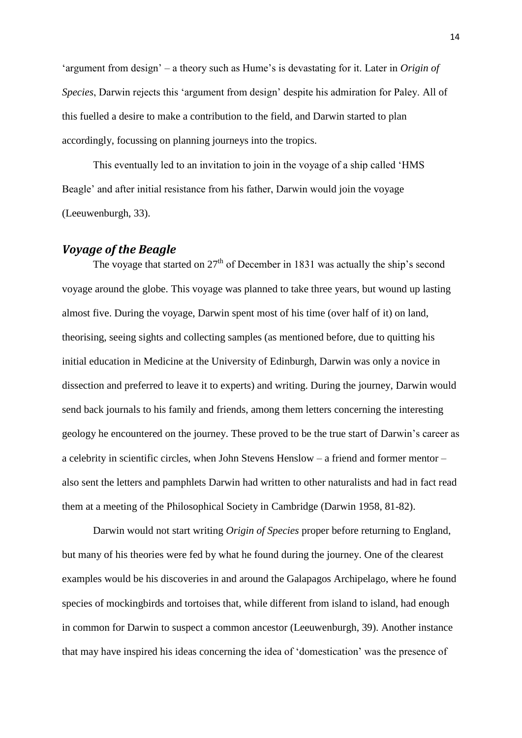'argument from design' – a theory such as Hume's is devastating for it. Later in *Origin of Species*, Darwin rejects this 'argument from design' despite his admiration for Paley. All of this fuelled a desire to make a contribution to the field, and Darwin started to plan accordingly, focussing on planning journeys into the tropics.

This eventually led to an invitation to join in the voyage of a ship called 'HMS Beagle' and after initial resistance from his father, Darwin would join the voyage (Leeuwenburgh, 33).

## *Voyage of the Beagle*

The voyage that started on 27th of December in 1831 was actually the ship's second voyage around the globe. This voyage was planned to take three years, but wound up lasting almost five. During the voyage, Darwin spent most of his time (over half of it) on land, theorising, seeing sights and collecting samples (as mentioned before, due to quitting his initial education in Medicine at the University of Edinburgh, Darwin was only a novice in dissection and preferred to leave it to experts) and writing. During the journey, Darwin would send back journals to his family and friends, among them letters concerning the interesting geology he encountered on the journey. These proved to be the true start of Darwin's career as a celebrity in scientific circles, when John Stevens Henslow – a friend and former mentor – also sent the letters and pamphlets Darwin had written to other naturalists and had in fact read them at a meeting of the Philosophical Society in Cambridge (Darwin 1958, 81-82).

Darwin would not start writing *Origin of Species* proper before returning to England, but many of his theories were fed by what he found during the journey. One of the clearest examples would be his discoveries in and around the Galapagos Archipelago, where he found species of mockingbirds and tortoises that, while different from island to island, had enough in common for Darwin to suspect a common ancestor (Leeuwenburgh, 39). Another instance that may have inspired his ideas concerning the idea of 'domestication' was the presence of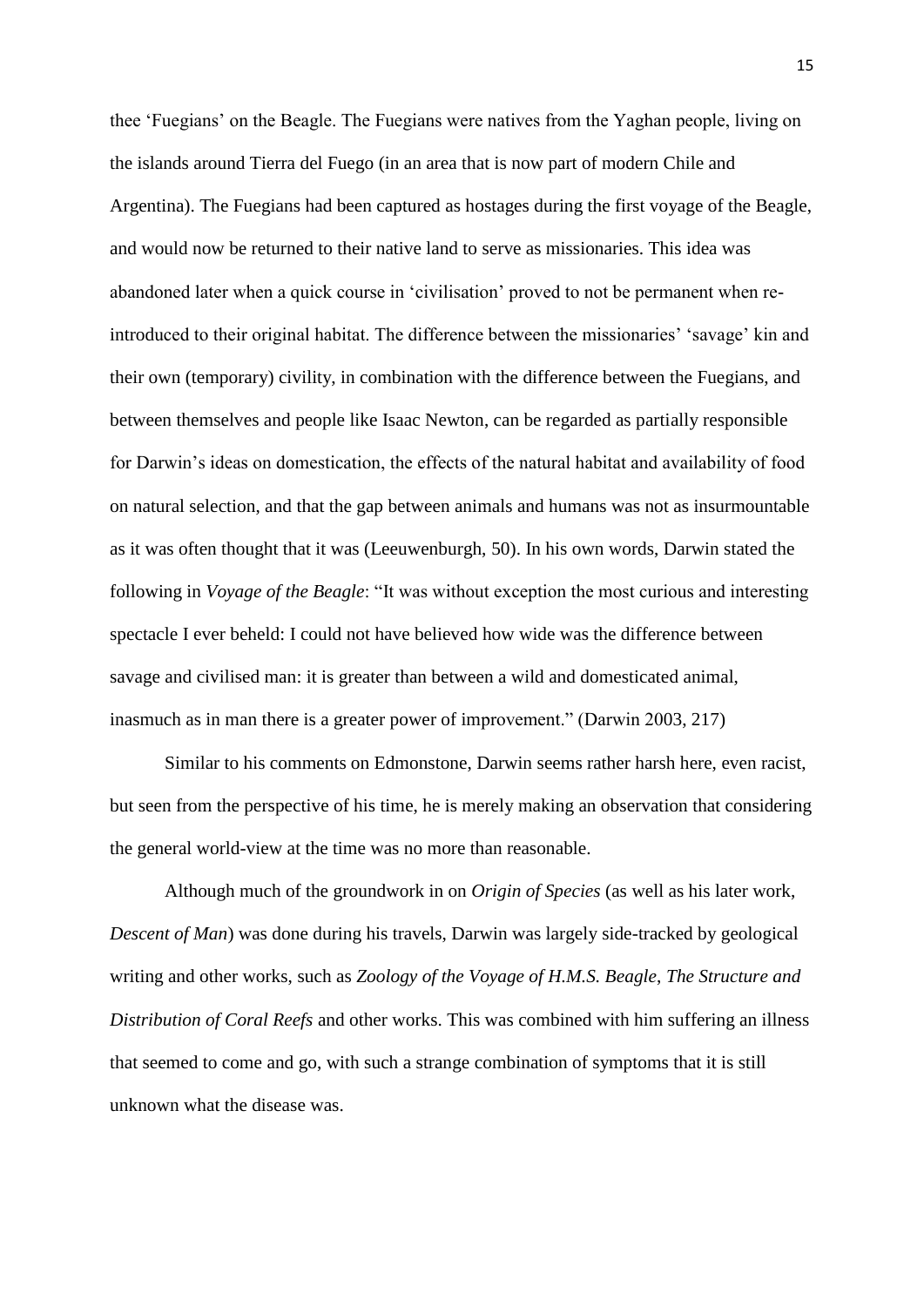thee 'Fuegians' on the Beagle. The Fuegians were natives from the Yaghan people, living on the islands around Tierra del Fuego (in an area that is now part of modern Chile and Argentina). The Fuegians had been captured as hostages during the first voyage of the Beagle, and would now be returned to their native land to serve as missionaries. This idea was abandoned later when a quick course in 'civilisation' proved to not be permanent when re-introduced to their original habitat. The difference between the missionaries' 'savage' kin and their own (temporary) civility, in combination with the difference between the Fuegians, and between themselves and people like Isaac Newton, can be regarded as partially responsible for Darwin's ideas on domestication, the effects of the natural habitat and availability of food on natural selection, and that the gap between animals and humans was not as insurmountable as it was often thought that it was (Leeuwenburgh, 50). In his own words, Darwin stated the following in *Voyage of the Beagle*: "It was without exception the most curious and interesting spectacle I ever beheld: I could not have believed how wide was the difference between savage and civilised man: it is greater than between a wild and domesticated animal, inasmuch as in man there is a greater power of improvement." (Darwin 2003, 217)

Similar to his comments on Edmonstone, Darwin seems rather harsh here, even racist, but seen from the perspective of his time, he is merely making an observation that considering the general world-view at the time was no more than reasonable.

Although much of the groundwork in on *Origin of Species* (as well as his later work, *Descent of Man*) was done during his travels, Darwin was largely side-tracked by geological writing and other works, such as *Zoology of the Voyage of H.M.S. Beagle, The Structure and Distribution of Coral Reefs* and other works. This was combined with him suffering an illness that seemed to come and go, with such a strange combination of symptoms that it is still unknown what the disease was.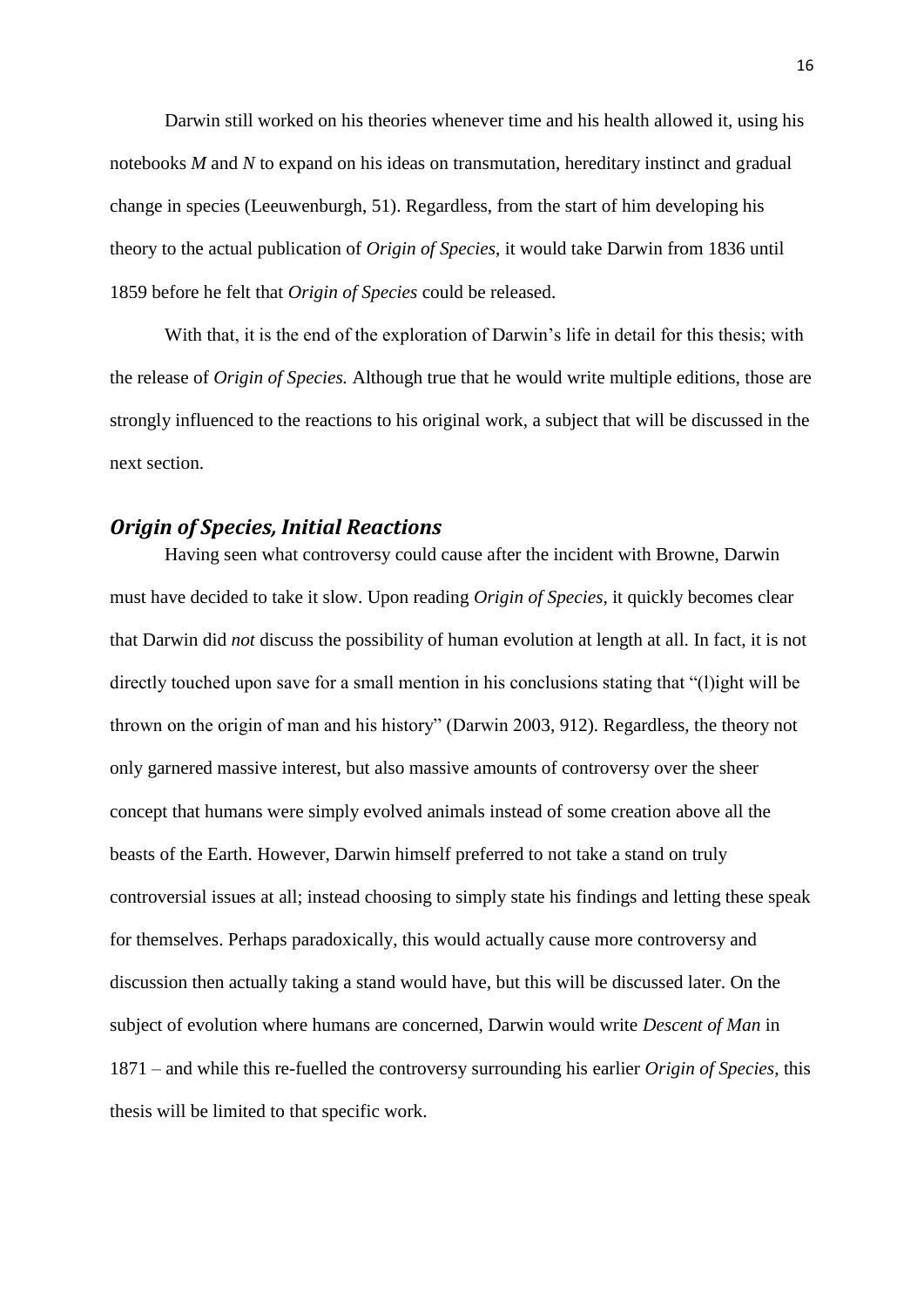Darwin still worked on his theories whenever time and his health allowed it, using his notebooks *M* and *N* to expand on his ideas on transmutation, hereditary instinct and gradual change in species (Leeuwenburgh, 51). Regardless, from the start of him developing his theory to the actual publication of *Origin of Species*, it would take Darwin from 1836 until 1859 before he felt that *Origin of Species* could be released.

With that, it is the end of the exploration of Darwin's life in detail for this thesis; with the release of *Origin of Species.* Although true that he would write multiple editions, those are strongly influenced to the reactions to his original work, a subject that will be discussed in the next section.

## *Origin of Species, Initial Reactions*

Having seen what controversy could cause after the incident with Browne, Darwin must have decided to take it slow. Upon reading *Origin of Species*, it quickly becomes clear that Darwin did *not* discuss the possibility of human evolution at length at all. In fact, it is not directly touched upon save for a small mention in his conclusions stating that "(l)ight will be thrown on the origin of man and his history" (Darwin 2003, 912). Regardless, the theory not only garnered massive interest, but also massive amounts of controversy over the sheer concept that humans were simply evolved animals instead of some creation above all the beasts of the Earth. However, Darwin himself preferred to not take a stand on truly controversial issues at all; instead choosing to simply state his findings and letting these speak for themselves. Perhaps paradoxically, this would actually cause more controversy and discussion then actually taking a stand would have, but this will be discussed later. On the subject of evolution where humans are concerned, Darwin would write *Descent of Man* in 1871 – and while this re-fuelled the controversy surrounding his earlier *Origin of Species*, this thesis will be limited to that specific work.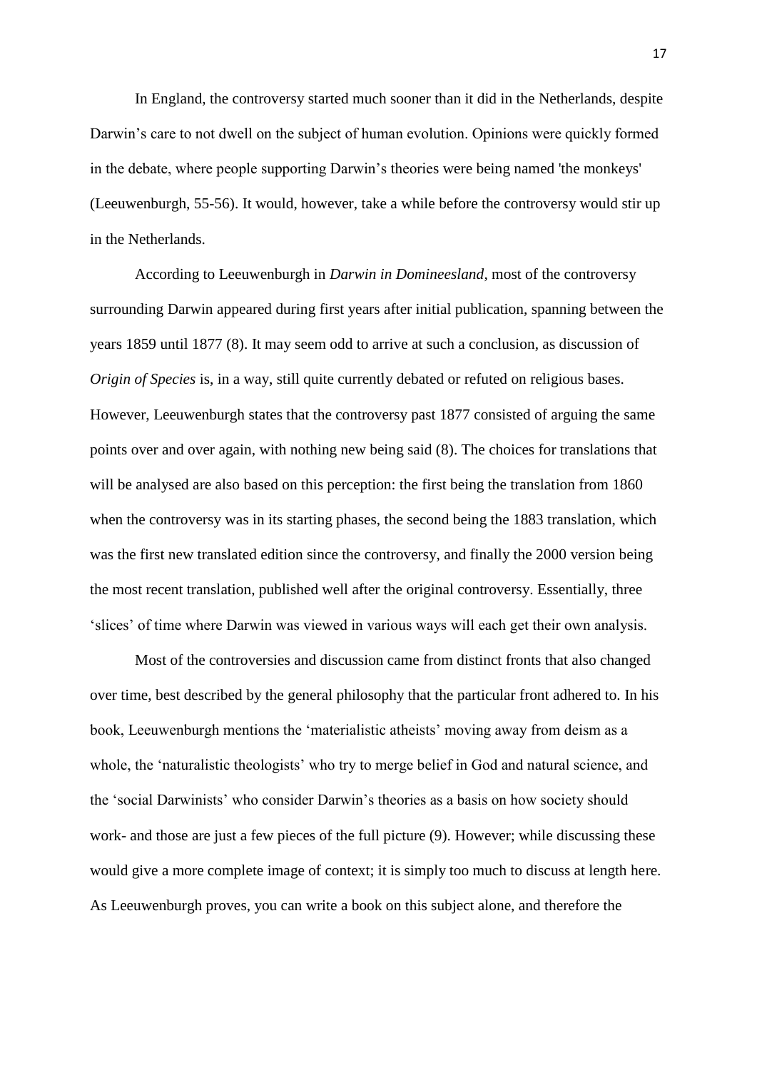In England, the controversy started much sooner than it did in the Netherlands, despite Darwin's care to not dwell on the subject of human evolution. Opinions were quickly formed in the debate, where people supporting Darwin's theories were being named 'the monkeys' (Leeuwenburgh, 55-56). It would, however, take a while before the controversy would stir up in the Netherlands.

According to Leeuwenburgh in *Darwin in Domineesland*, most of the controversy surrounding Darwin appeared during first years after initial publication, spanning between the years 1859 until 1877 (8). It may seem odd to arrive at such a conclusion, as discussion of *Origin of Species* is, in a way, still quite currently debated or refuted on religious bases. However, Leeuwenburgh states that the controversy past 1877 consisted of arguing the same points over and over again, with nothing new being said (8). The choices for translations that will be analysed are also based on this perception: the first being the translation from 1860 when the controversy was in its starting phases, the second being the 1883 translation, which was the first new translated edition since the controversy, and finally the 2000 version being the most recent translation, published well after the original controversy. Essentially, three 'slices' of time where Darwin was viewed in various ways will each get their own analysis.

Most of the controversies and discussion came from distinct fronts that also changed over time, best described by the general philosophy that the particular front adhered to. In his book, Leeuwenburgh mentions the 'materialistic atheists' moving away from deism as a whole, the 'naturalistic theologists' who try to merge belief in God and natural science, and the 'social Darwinists' who consider Darwin's theories as a basis on how society should work- and those are just a few pieces of the full picture (9). However; while discussing these would give a more complete image of context; it is simply too much to discuss at length here. As Leeuwenburgh proves, you can write a book on this subject alone, and therefore the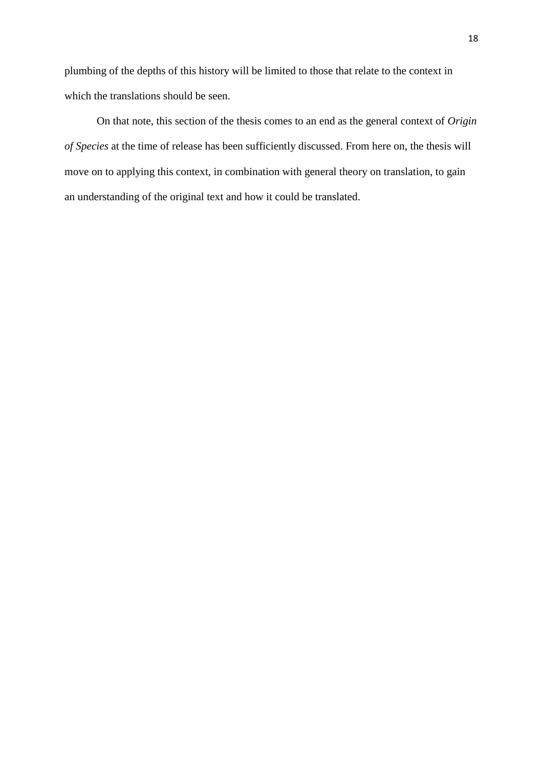plumbing of the depths of this history will be limited to those that relate to the context in which the translations should be seen.

On that note, this section of the thesis comes to an end as the general context of *Origin of Species* at the time of release has been sufficiently discussed. From here on, the thesis will move on to applying this context, in combination with general theory on translation, to gain an understanding of the original text and how it could be translated.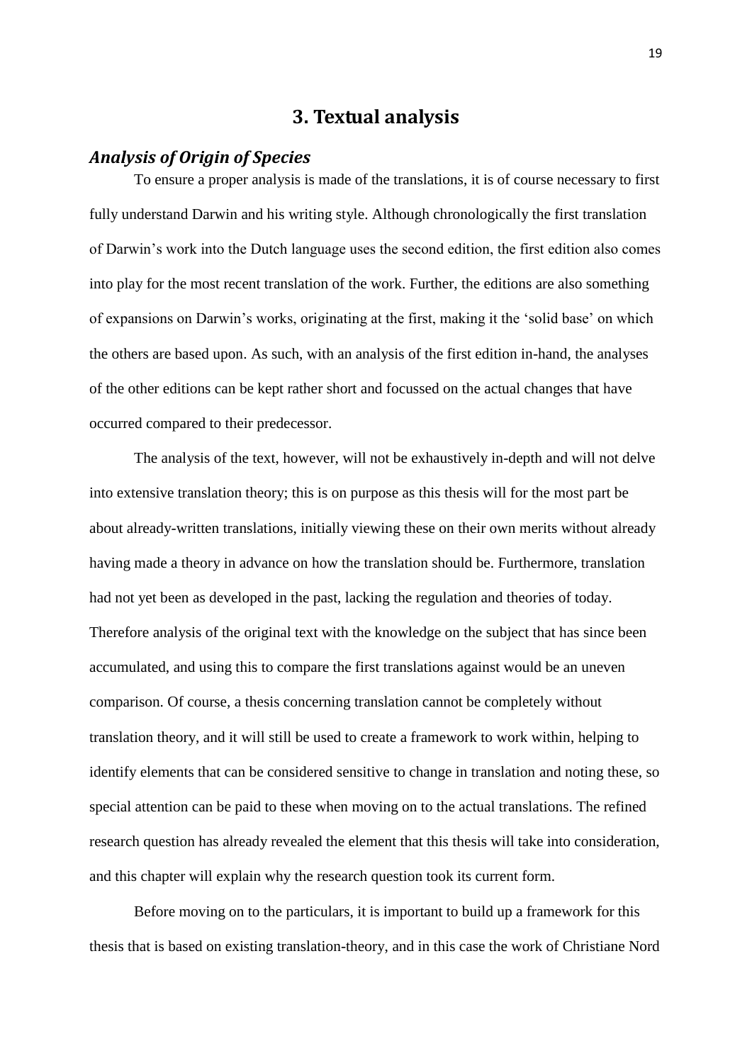# 3. Textual analysis

## *Analysis of Origin of Species*

To ensure a proper analysis is made of the translations, it is of course necessary to first fully understand Darwin and his writing style. Although chronologically the first translation of Darwin's work into the Dutch language uses the second edition, the first edition also comes into play for the most recent translation of the work. Further, the editions are also something of expansions on Darwin's works, originating at the first, making it the 'solid base' on which the others are based upon. As such, with an analysis of the first edition in-hand, the analyses of the other editions can be kept rather short and focussed on the actual changes that have occurred compared to their predecessor.

The analysis of the text, however, will not be exhaustively in-depth and will not delve into extensive translation theory; this is on purpose as this thesis will for the most part be about already-written translations, initially viewing these on their own merits without already having made a theory in advance on how the translation should be. Furthermore, translation had not yet been as developed in the past, lacking the regulation and theories of today. Therefore analysis of the original text with the knowledge on the subject that has since been accumulated, and using this to compare the first translations against would be an uneven comparison. Of course, a thesis concerning translation cannot be completely without translation theory, and it will still be used to create a framework to work within, helping to identify elements that can be considered sensitive to change in translation and noting these, so special attention can be paid to these when moving on to the actual translations. The refined research question has already revealed the element that this thesis will take into consideration, and this chapter will explain why the research question took its current form.

Before moving on to the particulars, it is important to build up a framework for this thesis that is based on existing translation-theory, and in this case the work of Christiane Nord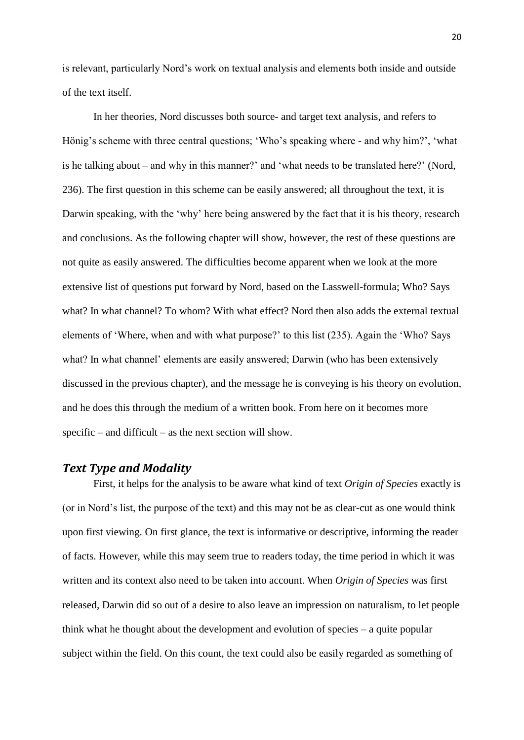is relevant, particularly Nord's work on textual analysis and elements both inside and outside of the text itself.

In her theories, Nord discusses both source- and target text analysis, and refers to Hönig's scheme with three central questions; 'Who's speaking where - and why him?', 'what is he talking about – and why in this manner?' and 'what needs to be translated here?' (Nord, 236). The first question in this scheme can be easily answered; all throughout the text, it is Darwin speaking, with the 'why' here being answered by the fact that it is his theory, research and conclusions. As the following chapter will show, however, the rest of these questions are not quite as easily answered. The difficulties become apparent when we look at the more extensive list of questions put forward by Nord, based on the Lasswell-formula; Who? Says what? In what channel? To whom? With what effect? Nord then also adds the external textual elements of 'Where, when and with what purpose?' to this list (235). Again the 'Who? Says what? In what channel' elements are easily answered; Darwin (who has been extensively discussed in the previous chapter), and the message he is conveying is his theory on evolution, and he does this through the medium of a written book. From here on it becomes more specific – and difficult – as the next section will show.

### *Text Type and Modality*

First, it helps for the analysis to be aware what kind of text *Origin of Species* exactly is (or in Nord's list, the purpose of the text) and this may not be as clear-cut as one would think upon first viewing. On first glance, the text is informative or descriptive, informing the reader of facts. However, while this may seem true to readers today, the time period in which it was written and its context also need to be taken into account. When *Origin of Species* was first released, Darwin did so out of a desire to also leave an impression on naturalism, to let people think what he thought about the development and evolution of species – a quite popular subject within the field. On this count, the text could also be easily regarded as something of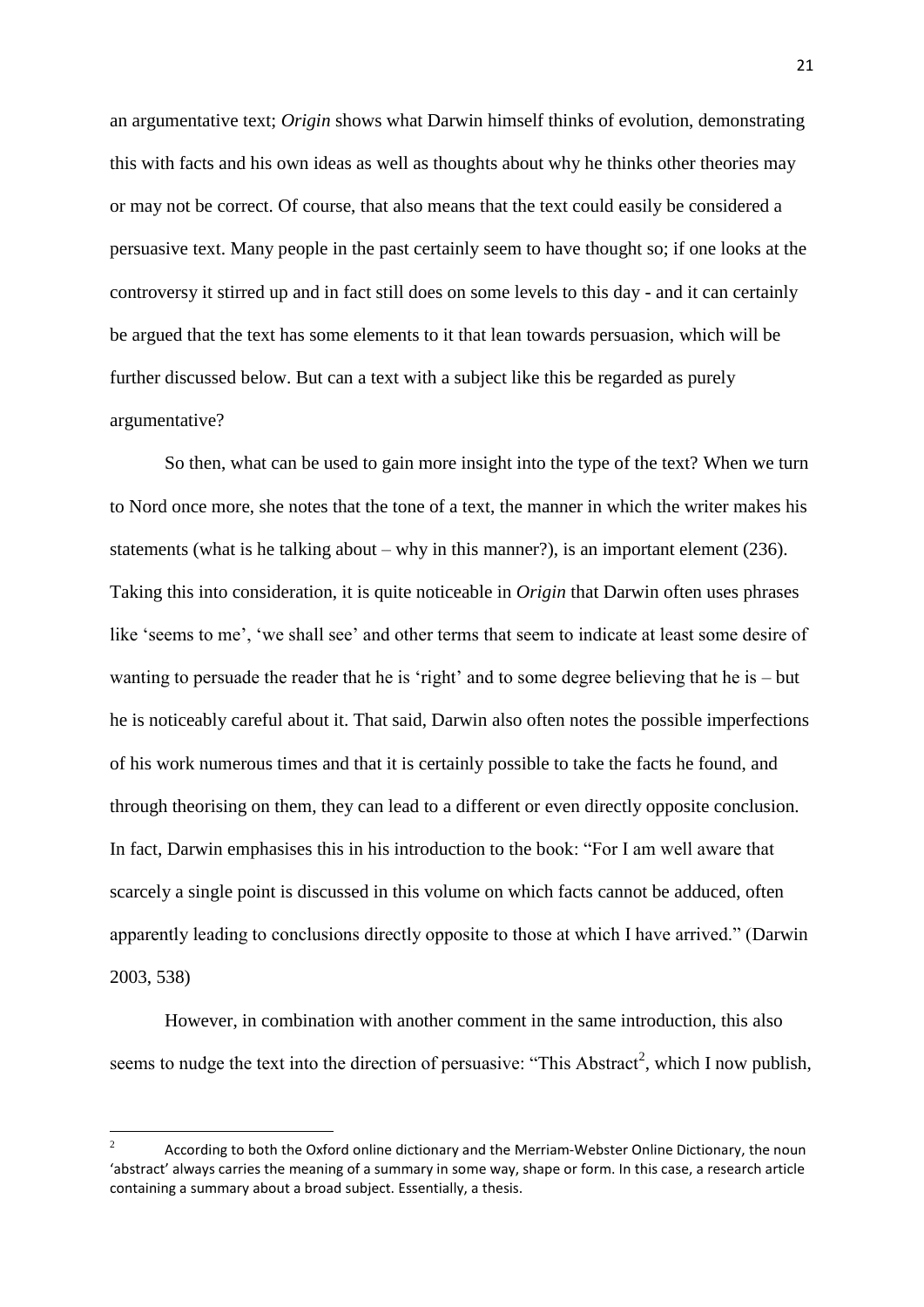an argumentative text; *Origin* shows what Darwin himself thinks of evolution, demonstrating this with facts and his own ideas as well as thoughts about why he thinks other theories may or may not be correct. Of course, that also means that the text could easily be considered a persuasive text. Many people in the past certainly seem to have thought so; if one looks at the controversy it stirred up and in fact still does on some levels to this day - and it can certainly be argued that the text has some elements to it that lean towards persuasion, which will be further discussed below. But can a text with a subject like this be regarded as purely argumentative?

So then, what can be used to gain more insight into the type of the text? When we turn to Nord once more, she notes that the tone of a text, the manner in which the writer makes his statements (what is he talking about – why in this manner?), is an important element (236). Taking this into consideration, it is quite noticeable in *Origin* that Darwin often uses phrases like 'seems to me', 'we shall see' and other terms that seem to indicate at least some desire of wanting to persuade the reader that he is 'right' and to some degree believing that he is – but he is noticeably careful about it. That said, Darwin also often notes the possible imperfections of his work numerous times and that it is certainly possible to take the facts he found, and through theorising on them, they can lead to a different or even directly opposite conclusion. In fact, Darwin emphasises this in his introduction to the book: "For I am well aware that scarcely a single point is discussed in this volume on which facts cannot be adduced, often apparently leading to conclusions directly opposite to those at which I have arrived." (Darwin 2003, 538)

However, in combination with another comment in the same introduction, this also seems to nudge the text into the direction of persuasive: "This Abstract[2], which I now publish,

---

[2] According to both the Oxford online dictionary and the Merriam-Webster Online Dictionary, the noun 'abstract' always carries the meaning of a summary in some way, shape or form. In this case, a research article containing a summary about a broad subject. Essentially, a thesis.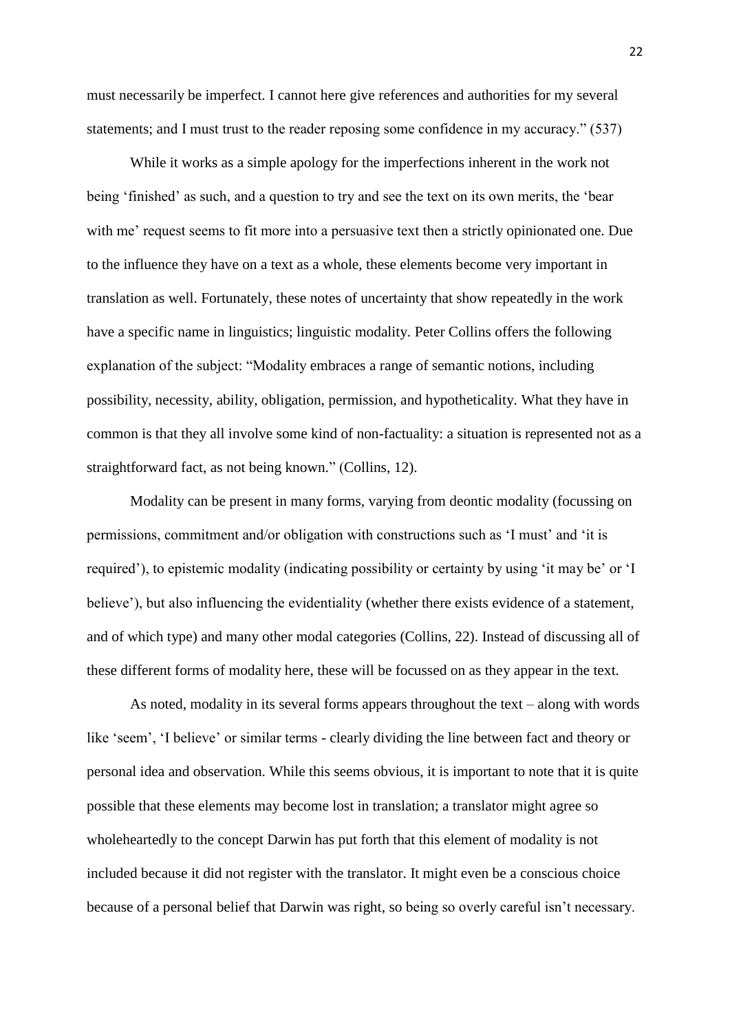must necessarily be imperfect. I cannot here give references and authorities for my several statements; and I must trust to the reader reposing some confidence in my accuracy." (537)

While it works as a simple apology for the imperfections inherent in the work not being 'finished' as such, and a question to try and see the text on its own merits, the 'bear with me' request seems to fit more into a persuasive text then a strictly opinionated one. Due to the influence they have on a text as a whole, these elements become very important in translation as well. Fortunately, these notes of uncertainty that show repeatedly in the work have a specific name in linguistics; linguistic modality. Peter Collins offers the following explanation of the subject: "Modality embraces a range of semantic notions, including possibility, necessity, ability, obligation, permission, and hypotheticality. What they have in common is that they all involve some kind of non-factuality: a situation is represented not as a straightforward fact, as not being known." (Collins, 12).

Modality can be present in many forms, varying from deontic modality (focussing on permissions, commitment and/or obligation with constructions such as 'I must' and 'it is required'), to epistemic modality (indicating possibility or certainty by using 'it may be' or 'I believe'), but also influencing the evidentiality (whether there exists evidence of a statement, and of which type) and many other modal categories (Collins, 22). Instead of discussing all of these different forms of modality here, these will be focussed on as they appear in the text.

As noted, modality in its several forms appears throughout the text – along with words like 'seem', 'I believe' or similar terms - clearly dividing the line between fact and theory or personal idea and observation. While this seems obvious, it is important to note that it is quite possible that these elements may become lost in translation; a translator might agree so wholeheartedly to the concept Darwin has put forth that this element of modality is not included because it did not register with the translator. It might even be a conscious choice because of a personal belief that Darwin was right, so being so overly careful isn't necessary.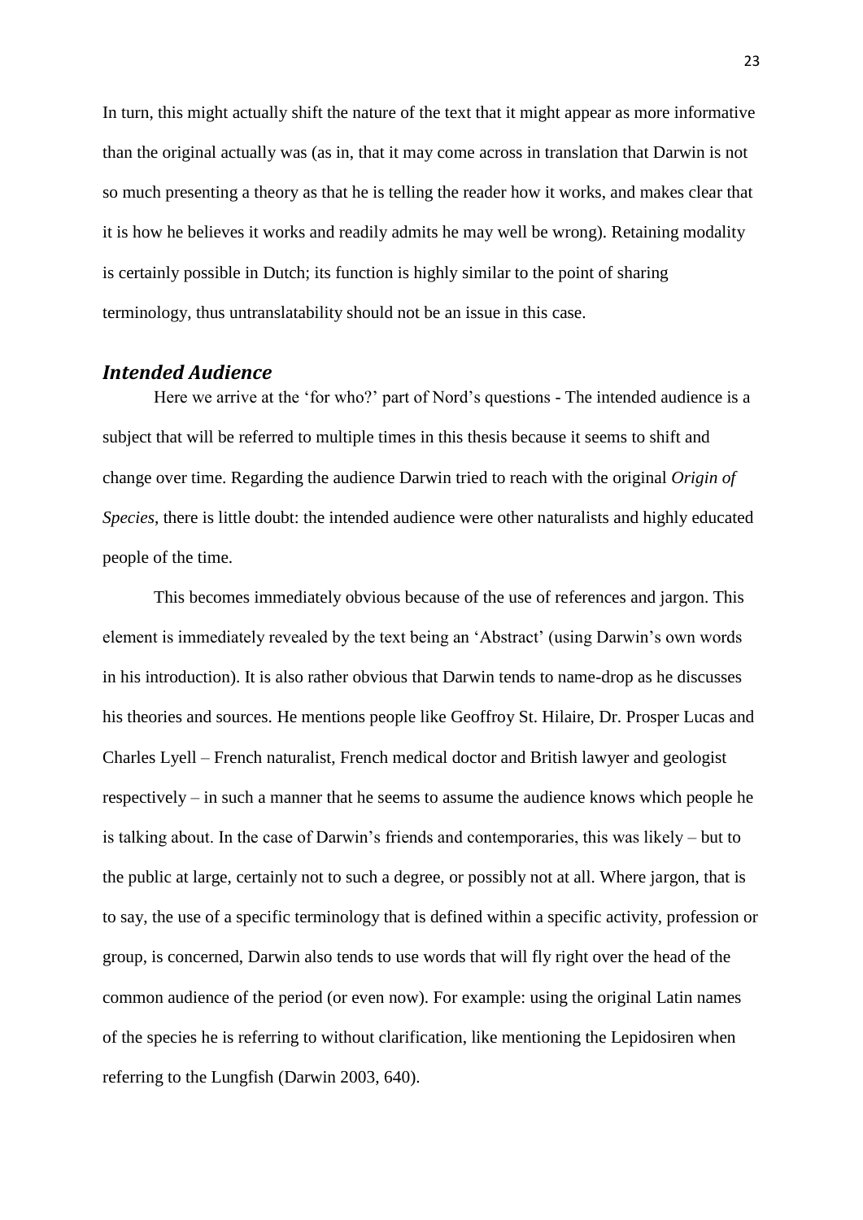In turn, this might actually shift the nature of the text that it might appear as more informative than the original actually was (as in, that it may come across in translation that Darwin is not so much presenting a theory as that he is telling the reader how it works, and makes clear that it is how he believes it works and readily admits he may well be wrong). Retaining modality is certainly possible in Dutch; its function is highly similar to the point of sharing terminology, thus untranslatability should not be an issue in this case.

### *Intended Audience*

Here we arrive at the 'for who?' part of Nord's questions - The intended audience is a subject that will be referred to multiple times in this thesis because it seems to shift and change over time. Regarding the audience Darwin tried to reach with the original *Origin of Species*, there is little doubt: the intended audience were other naturalists and highly educated people of the time.

This becomes immediately obvious because of the use of references and jargon. This element is immediately revealed by the text being an 'Abstract' (using Darwin's own words in his introduction). It is also rather obvious that Darwin tends to name-drop as he discusses his theories and sources. He mentions people like Geoffroy St. Hilaire, Dr. Prosper Lucas and Charles Lyell – French naturalist, French medical doctor and British lawyer and geologist respectively – in such a manner that he seems to assume the audience knows which people he is talking about. In the case of Darwin's friends and contemporaries, this was likely – but to the public at large, certainly not to such a degree, or possibly not at all. Where jargon, that is to say, the use of a specific terminology that is defined within a specific activity, profession or group, is concerned, Darwin also tends to use words that will fly right over the head of the common audience of the period (or even now). For example: using the original Latin names of the species he is referring to without clarification, like mentioning the Lepidosiren when referring to the Lungfish (Darwin 2003, 640).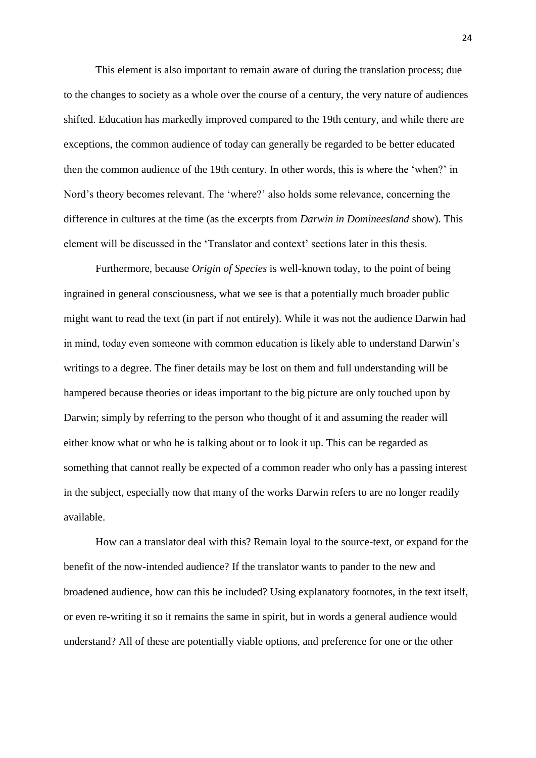This element is also important to remain aware of during the translation process; due to the changes to society as a whole over the course of a century, the very nature of audiences shifted. Education has markedly improved compared to the 19th century, and while there are exceptions, the common audience of today can generally be regarded to be better educated then the common audience of the 19th century. In other words, this is where the 'when?' in Nord's theory becomes relevant. The 'where?' also holds some relevance, concerning the difference in cultures at the time (as the excerpts from *Darwin in Domineesland* show). This element will be discussed in the 'Translator and context' sections later in this thesis.

Furthermore, because *Origin of Species* is well-known today, to the point of being ingrained in general consciousness, what we see is that a potentially much broader public might want to read the text (in part if not entirely). While it was not the audience Darwin had in mind, today even someone with common education is likely able to understand Darwin's writings to a degree. The finer details may be lost on them and full understanding will be hampered because theories or ideas important to the big picture are only touched upon by Darwin; simply by referring to the person who thought of it and assuming the reader will either know what or who he is talking about or to look it up. This can be regarded as something that cannot really be expected of a common reader who only has a passing interest in the subject, especially now that many of the works Darwin refers to are no longer readily available.

How can a translator deal with this? Remain loyal to the source-text, or expand for the benefit of the now-intended audience? If the translator wants to pander to the new and broadened audience, how can this be included? Using explanatory footnotes, in the text itself, or even re-writing it so it remains the same in spirit, but in words a general audience would understand? All of these are potentially viable options, and preference for one or the other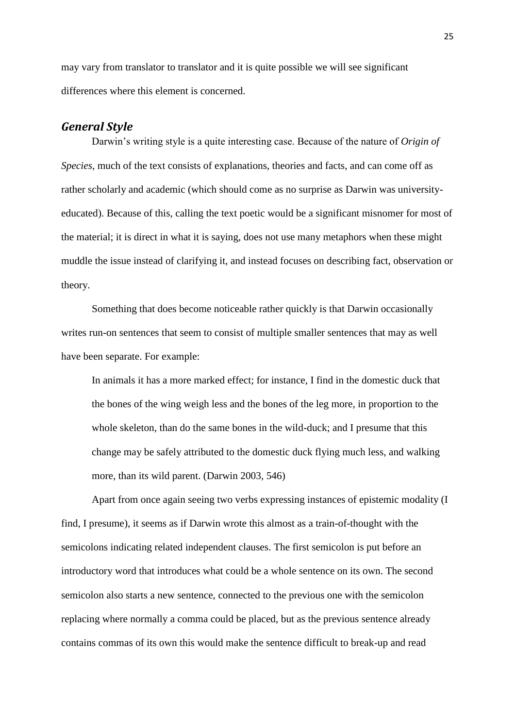may vary from translator to translator and it is quite possible we will see significant differences where this element is concerned.

## *General Style*

Darwin's writing style is a quite interesting case. Because of the nature of *Origin of Species*, much of the text consists of explanations, theories and facts, and can come off as rather scholarly and academic (which should come as no surprise as Darwin was university-educated). Because of this, calling the text poetic would be a significant misnomer for most of the material; it is direct in what it is saying, does not use many metaphors when these might muddle the issue instead of clarifying it, and instead focuses on describing fact, observation or theory.

Something that does become noticeable rather quickly is that Darwin occasionally writes run-on sentences that seem to consist of multiple smaller sentences that may as well have been separate. For example:

> In animals it has a more marked effect; for instance, I find in the domestic duck that the bones of the wing weigh less and the bones of the leg more, in proportion to the whole skeleton, than do the same bones in the wild-duck; and I presume that this change may be safely attributed to the domestic duck flying much less, and walking more, than its wild parent. (Darwin 2003, 546)

Apart from once again seeing two verbs expressing instances of epistemic modality (I find, I presume), it seems as if Darwin wrote this almost as a train-of-thought with the semicolons indicating related independent clauses. The first semicolon is put before an introductory word that introduces what could be a whole sentence on its own. The second semicolon also starts a new sentence, connected to the previous one with the semicolon replacing where normally a comma could be placed, but as the previous sentence already contains commas of its own this would make the sentence difficult to break-up and read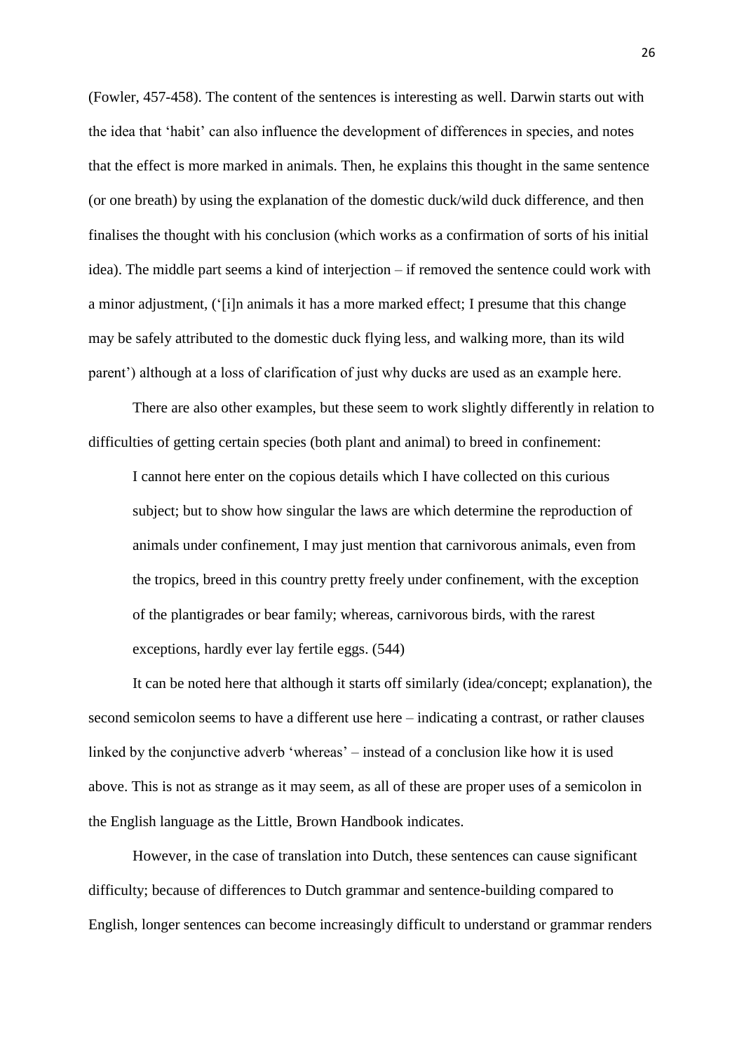(Fowler, 457-458). The content of the sentences is interesting as well. Darwin starts out with the idea that 'habit' can also influence the development of differences in species, and notes that the effect is more marked in animals. Then, he explains this thought in the same sentence (or one breath) by using the explanation of the domestic duck/wild duck difference, and then finalises the thought with his conclusion (which works as a confirmation of sorts of his initial idea). The middle part seems a kind of interjection – if removed the sentence could work with a minor adjustment, ('[i]n animals it has a more marked effect; I presume that this change may be safely attributed to the domestic duck flying less, and walking more, than its wild parent') although at a loss of clarification of just why ducks are used as an example here.

There are also other examples, but these seem to work slightly differently in relation to difficulties of getting certain species (both plant and animal) to breed in confinement:

> I cannot here enter on the copious details which I have collected on this curious subject; but to show how singular the laws are which determine the reproduction of animals under confinement, I may just mention that carnivorous animals, even from the tropics, breed in this country pretty freely under confinement, with the exception of the plantigrades or bear family; whereas, carnivorous birds, with the rarest exceptions, hardly ever lay fertile eggs. (544)

It can be noted here that although it starts off similarly (idea/concept; explanation), the second semicolon seems to have a different use here – indicating a contrast, or rather clauses linked by the conjunctive adverb 'whereas' – instead of a conclusion like how it is used above. This is not as strange as it may seem, as all of these are proper uses of a semicolon in the English language as the Little, Brown Handbook indicates.

However, in the case of translation into Dutch, these sentences can cause significant difficulty; because of differences to Dutch grammar and sentence-building compared to English, longer sentences can become increasingly difficult to understand or grammar renders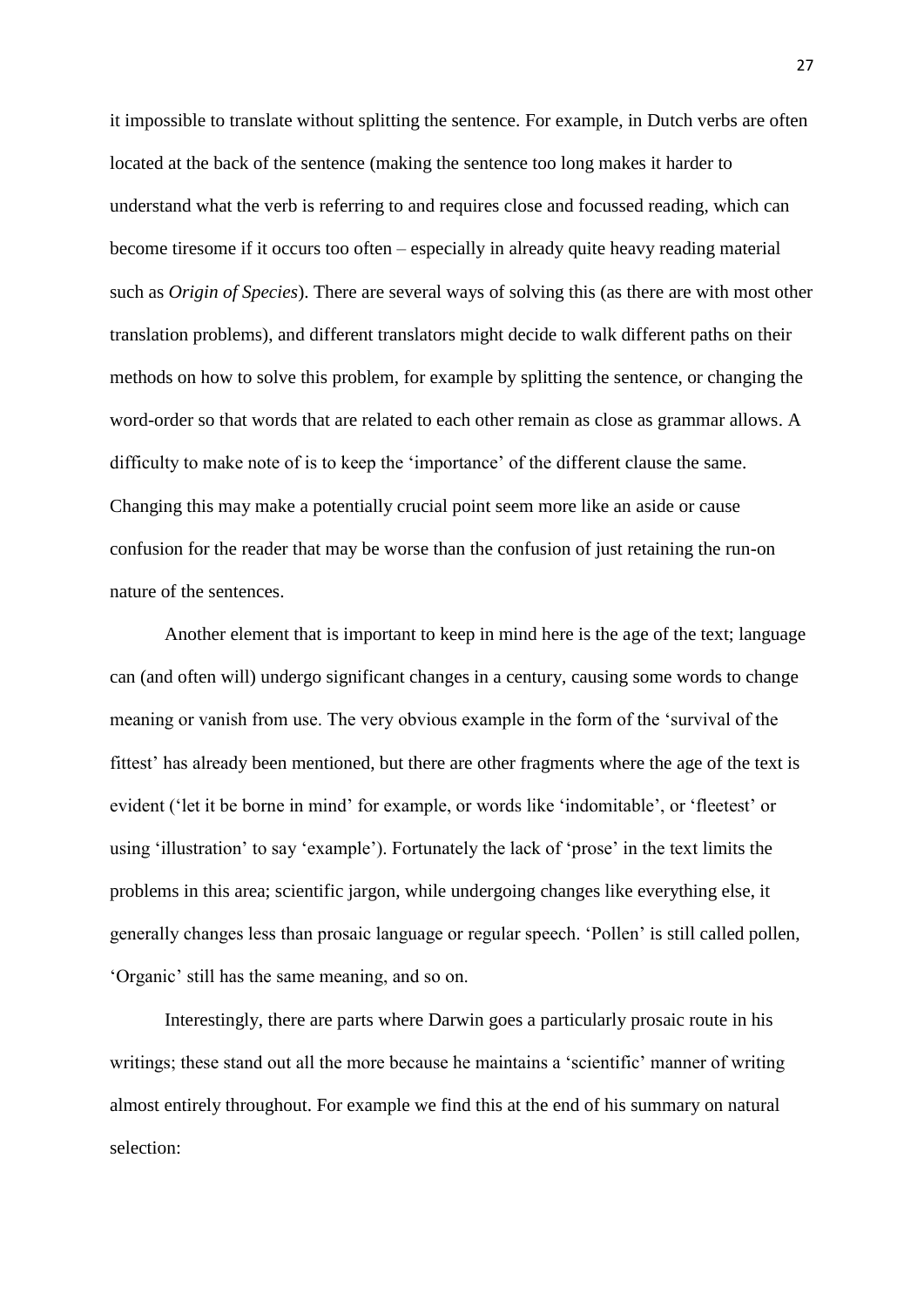it impossible to translate without splitting the sentence. For example, in Dutch verbs are often located at the back of the sentence (making the sentence too long makes it harder to understand what the verb is referring to and requires close and focussed reading, which can become tiresome if it occurs too often – especially in already quite heavy reading material such as *Origin of Species*). There are several ways of solving this (as there are with most other translation problems), and different translators might decide to walk different paths on their methods on how to solve this problem, for example by splitting the sentence, or changing the word-order so that words that are related to each other remain as close as grammar allows. A difficulty to make note of is to keep the 'importance' of the different clause the same. Changing this may make a potentially crucial point seem more like an aside or cause confusion for the reader that may be worse than the confusion of just retaining the run-on nature of the sentences.

Another element that is important to keep in mind here is the age of the text; language can (and often will) undergo significant changes in a century, causing some words to change meaning or vanish from use. The very obvious example in the form of the 'survival of the fittest' has already been mentioned, but there are other fragments where the age of the text is evident ('let it be borne in mind' for example, or words like 'indomitable', or 'fleetest' or using 'illustration' to say 'example'). Fortunately the lack of 'prose' in the text limits the problems in this area; scientific jargon, while undergoing changes like everything else, it generally changes less than prosaic language or regular speech. 'Pollen' is still called pollen, 'Organic' still has the same meaning, and so on.

Interestingly, there are parts where Darwin goes a particularly prosaic route in his writings; these stand out all the more because he maintains a 'scientific' manner of writing almost entirely throughout. For example we find this at the end of his summary on natural selection: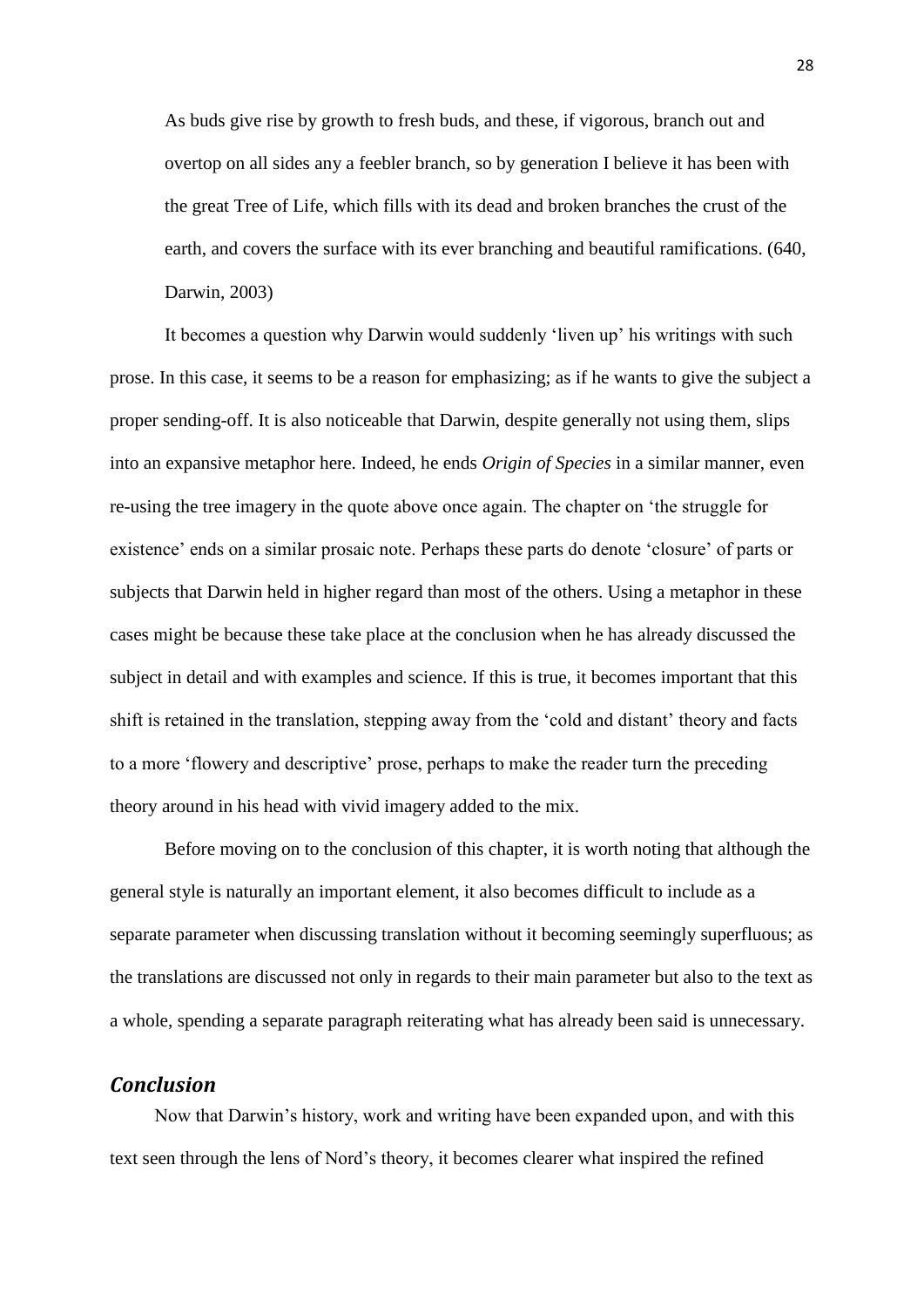> As buds give rise by growth to fresh buds, and these, if vigorous, branch out and overtop on all sides any a feebler branch, so by generation I believe it has been with the great Tree of Life, which fills with its dead and broken branches the crust of the earth, and covers the surface with its ever branching and beautiful ramifications. (640, Darwin, 2003)

It becomes a question why Darwin would suddenly 'liven up' his writings with such prose. In this case, it seems to be a reason for emphasizing; as if he wants to give the subject a proper sending-off. It is also noticeable that Darwin, despite generally not using them, slips into an expansive metaphor here. Indeed, he ends *Origin of Species* in a similar manner, even re-using the tree imagery in the quote above once again. The chapter on 'the struggle for existence' ends on a similar prosaic note. Perhaps these parts do denote 'closure' of parts or subjects that Darwin held in higher regard than most of the others. Using a metaphor in these cases might be because these take place at the conclusion when he has already discussed the subject in detail and with examples and science. If this is true, it becomes important that this shift is retained in the translation, stepping away from the 'cold and distant' theory and facts to a more 'flowery and descriptive' prose, perhaps to make the reader turn the preceding theory around in his head with vivid imagery added to the mix.

Before moving on to the conclusion of this chapter, it is worth noting that although the general style is naturally an important element, it also becomes difficult to include as a separate parameter when discussing translation without it becoming seemingly superfluous; as the translations are discussed not only in regards to their main parameter but also to the text as a whole, spending a separate paragraph reiterating what has already been said is unnecessary.

## *Conclusion*

Now that Darwin's history, work and writing have been expanded upon, and with this text seen through the lens of Nord's theory, it becomes clearer what inspired the refined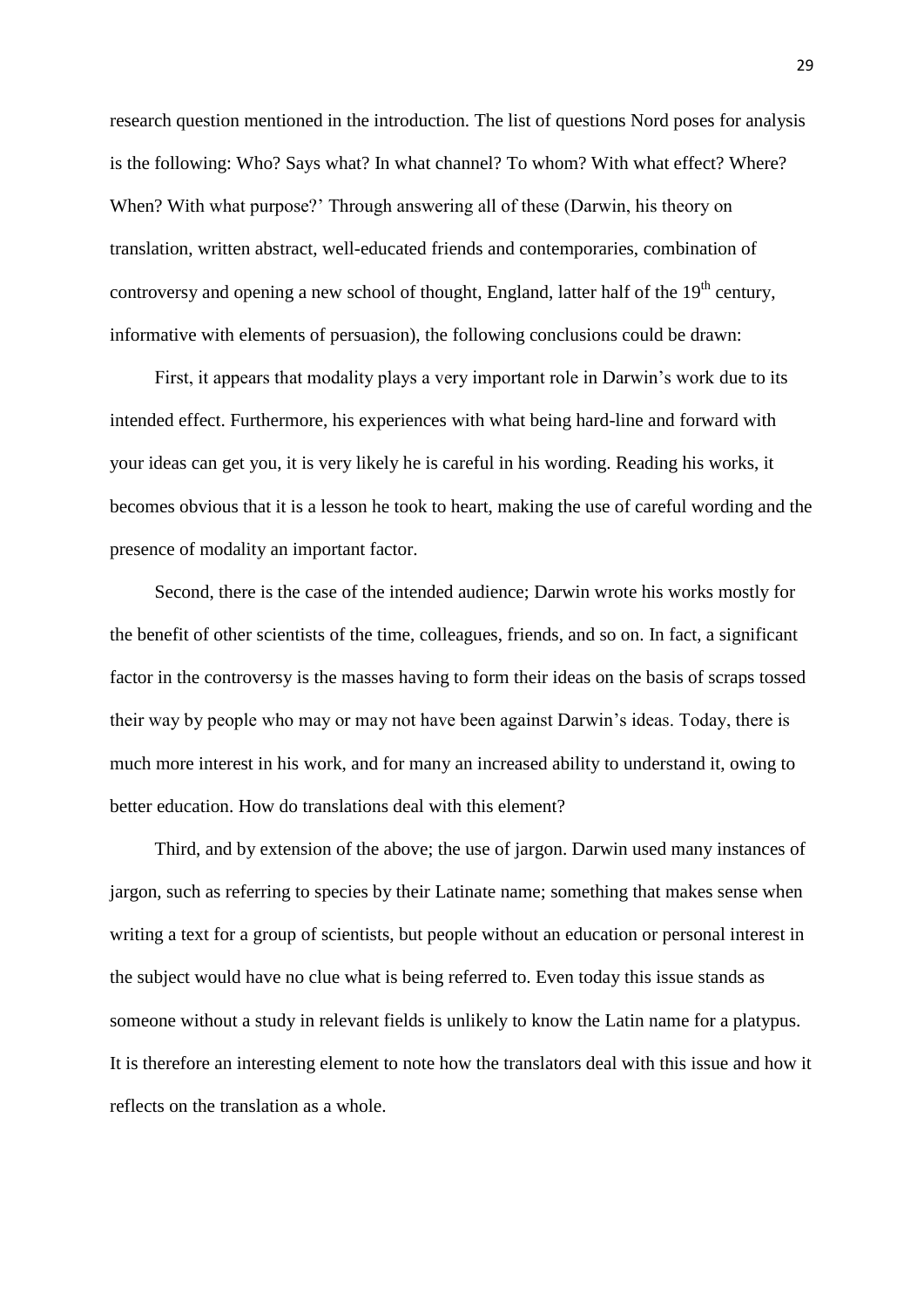research question mentioned in the introduction. The list of questions Nord poses for analysis is the following: Who? Says what? In what channel? To whom? With what effect? Where? When? With what purpose?' Through answering all of these (Darwin, his theory on translation, written abstract, well-educated friends and contemporaries, combination of controversy and opening a new school of thought, England, latter half of the 19th century, informative with elements of persuasion), the following conclusions could be drawn:

First, it appears that modality plays a very important role in Darwin's work due to its intended effect. Furthermore, his experiences with what being hard-line and forward with your ideas can get you, it is very likely he is careful in his wording. Reading his works, it becomes obvious that it is a lesson he took to heart, making the use of careful wording and the presence of modality an important factor.

Second, there is the case of the intended audience; Darwin wrote his works mostly for the benefit of other scientists of the time, colleagues, friends, and so on. In fact, a significant factor in the controversy is the masses having to form their ideas on the basis of scraps tossed their way by people who may or may not have been against Darwin's ideas. Today, there is much more interest in his work, and for many an increased ability to understand it, owing to better education. How do translations deal with this element?

Third, and by extension of the above; the use of jargon. Darwin used many instances of jargon, such as referring to species by their Latinate name; something that makes sense when writing a text for a group of scientists, but people without an education or personal interest in the subject would have no clue what is being referred to. Even today this issue stands as someone without a study in relevant fields is unlikely to know the Latin name for a platypus. It is therefore an interesting element to note how the translators deal with this issue and how it reflects on the translation as a whole.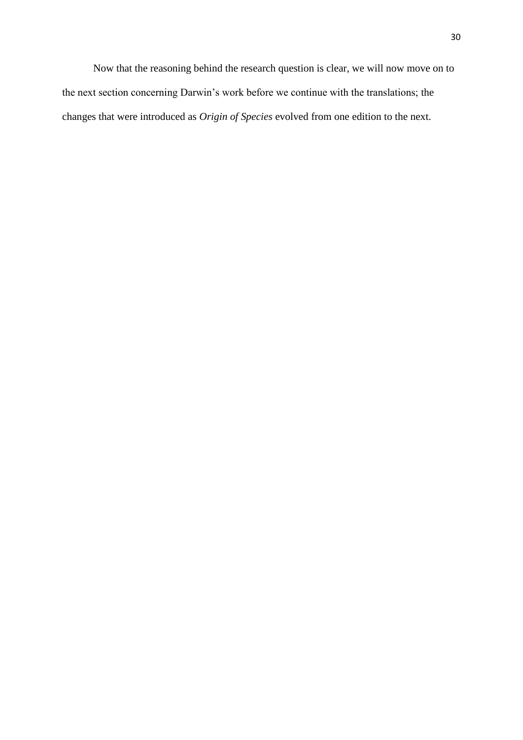Now that the reasoning behind the research question is clear, we will now move on to the next section concerning Darwin's work before we continue with the translations; the changes that were introduced as *Origin of Species* evolved from one edition to the next.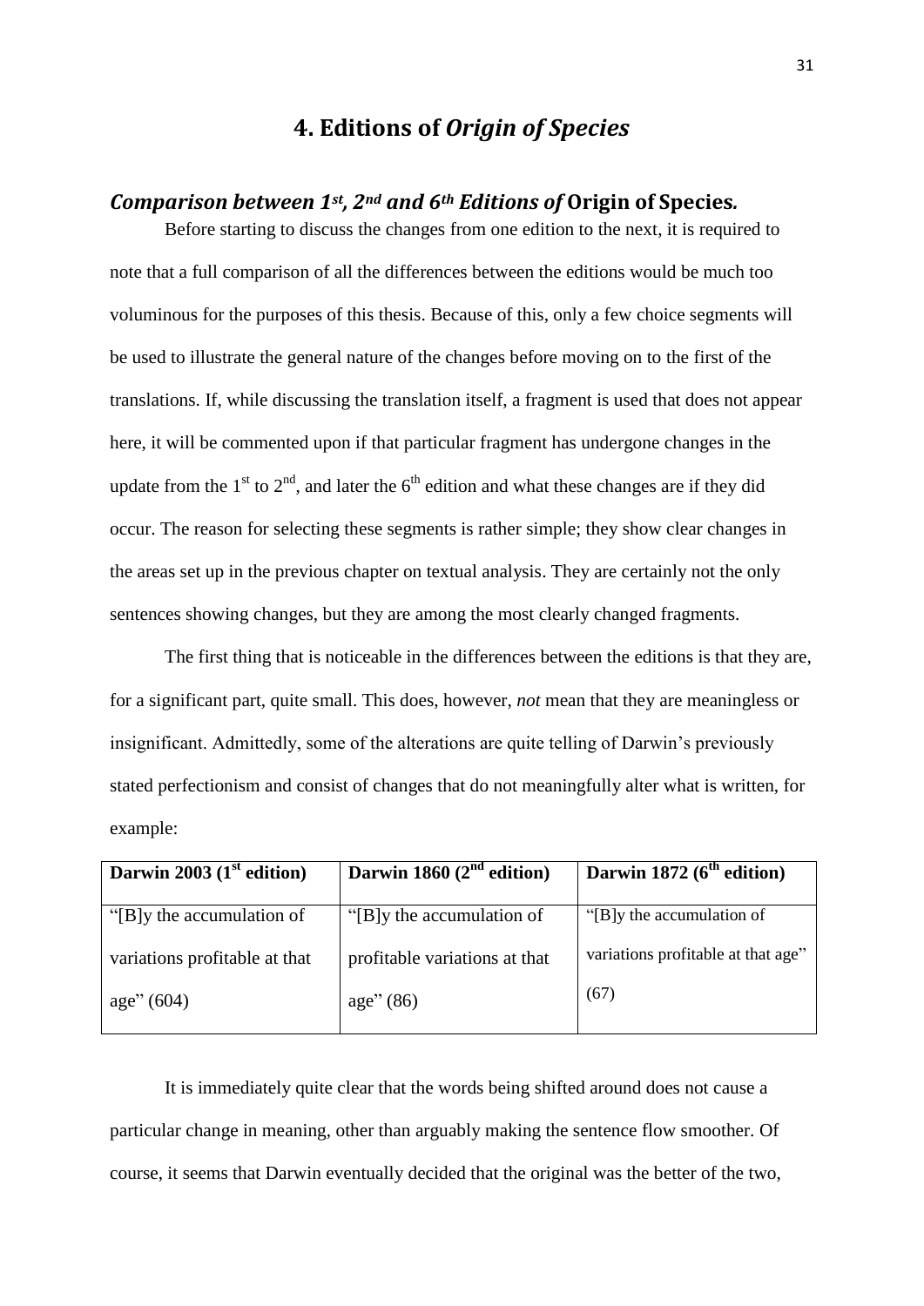# 4. Editions of *Origin of Species*

## *Comparison between 1st, 2nd and 6th Editions of* **Origin of Species***.*

Before starting to discuss the changes from one edition to the next, it is required to note that a full comparison of all the differences between the editions would be much too voluminous for the purposes of this thesis. Because of this, only a few choice segments will be used to illustrate the general nature of the changes before moving on to the first of the translations. If, while discussing the translation itself, a fragment is used that does not appear here, it will be commented upon if that particular fragment has undergone changes in the update from the 1st to 2nd, and later the 6th edition and what these changes are if they did occur. The reason for selecting these segments is rather simple; they show clear changes in the areas set up in the previous chapter on textual analysis. They are certainly not the only sentences showing changes, but they are among the most clearly changed fragments.

The first thing that is noticeable in the differences between the editions is that they are, for a significant part, quite small. This does, however, *not* mean that they are meaningless or insignificant. Admittedly, some of the alterations are quite telling of Darwin's previously stated perfectionism and consist of changes that do not meaningfully alter what is written, for example:

| Darwin 2003 (1st edition) | Darwin 1860 (2nd edition) | Darwin 1872 (6th edition) |
|---|---|---|
| "[B]y the accumulation of variations profitable at that age" (604) | "[B]y the accumulation of profitable variations at that age" (86) | "[B]y the accumulation of variations profitable at that age" (67) |

It is immediately quite clear that the words being shifted around does not cause a particular change in meaning, other than arguably making the sentence flow smoother. Of course, it seems that Darwin eventually decided that the original was the better of the two,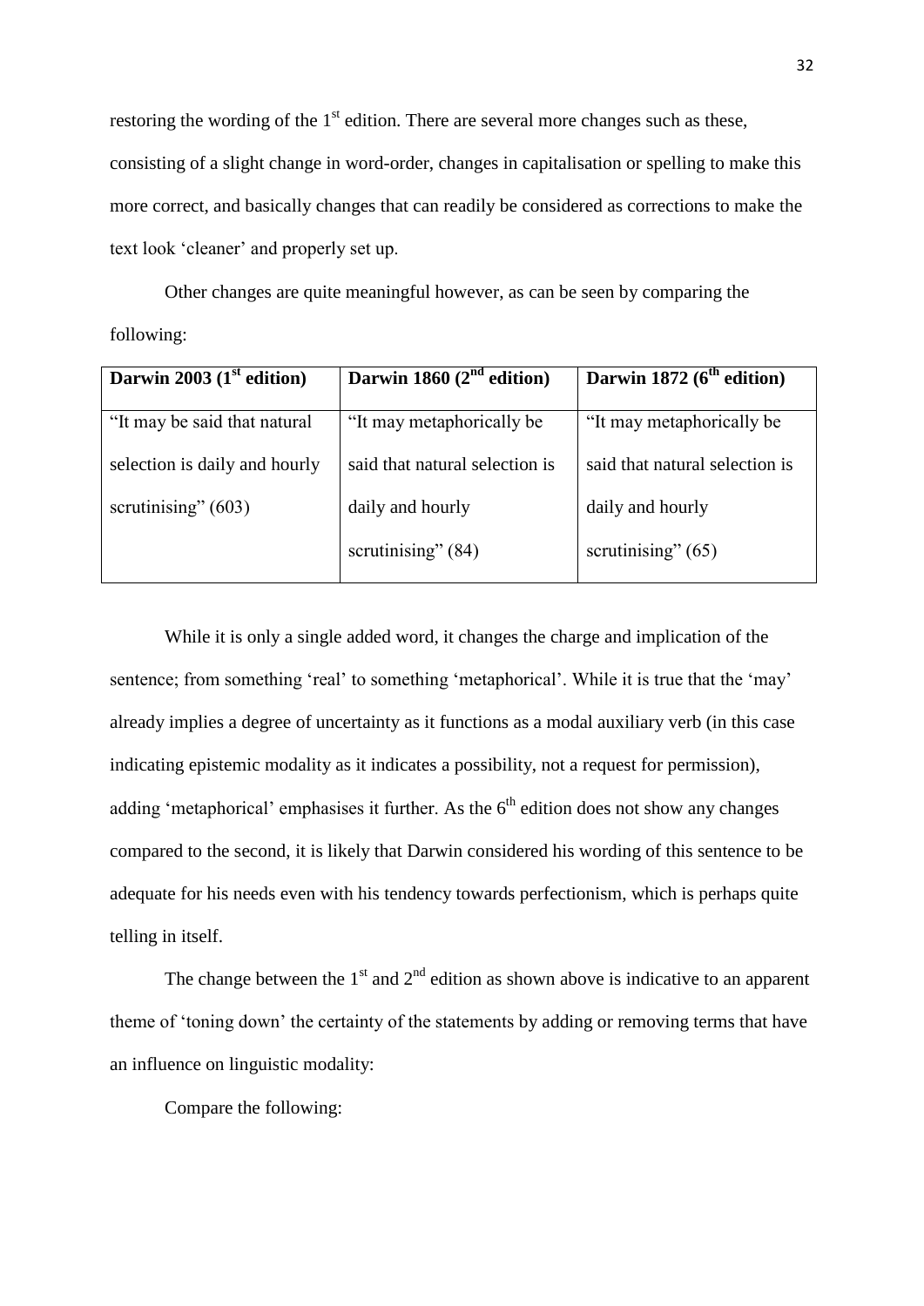restoring the wording of the 1st edition. There are several more changes such as these, consisting of a slight change in word-order, changes in capitalisation or spelling to make this more correct, and basically changes that can readily be considered as corrections to make the text look 'cleaner' and properly set up.

Other changes are quite meaningful however, as can be seen by comparing the following:

| **Darwin 2003 (1st edition)** | **Darwin 1860 (2nd edition)** | **Darwin 1872 (6th edition)** |
|---|---|---|
| "It may be said that natural selection is daily and hourly scrutinising" (603) | "It may metaphorically be said that natural selection is daily and hourly scrutinising" (84) | "It may metaphorically be said that natural selection is daily and hourly scrutinising" (65) |

While it is only a single added word, it changes the charge and implication of the sentence; from something 'real' to something 'metaphorical'. While it is true that the 'may' already implies a degree of uncertainty as it functions as a modal auxiliary verb (in this case indicating epistemic modality as it indicates a possibility, not a request for permission), adding 'metaphorical' emphasises it further. As the 6th edition does not show any changes compared to the second, it is likely that Darwin considered his wording of this sentence to be adequate for his needs even with his tendency towards perfectionism, which is perhaps quite telling in itself.

The change between the 1st and 2nd edition as shown above is indicative to an apparent theme of 'toning down' the certainty of the statements by adding or removing terms that have an influence on linguistic modality:

Compare the following: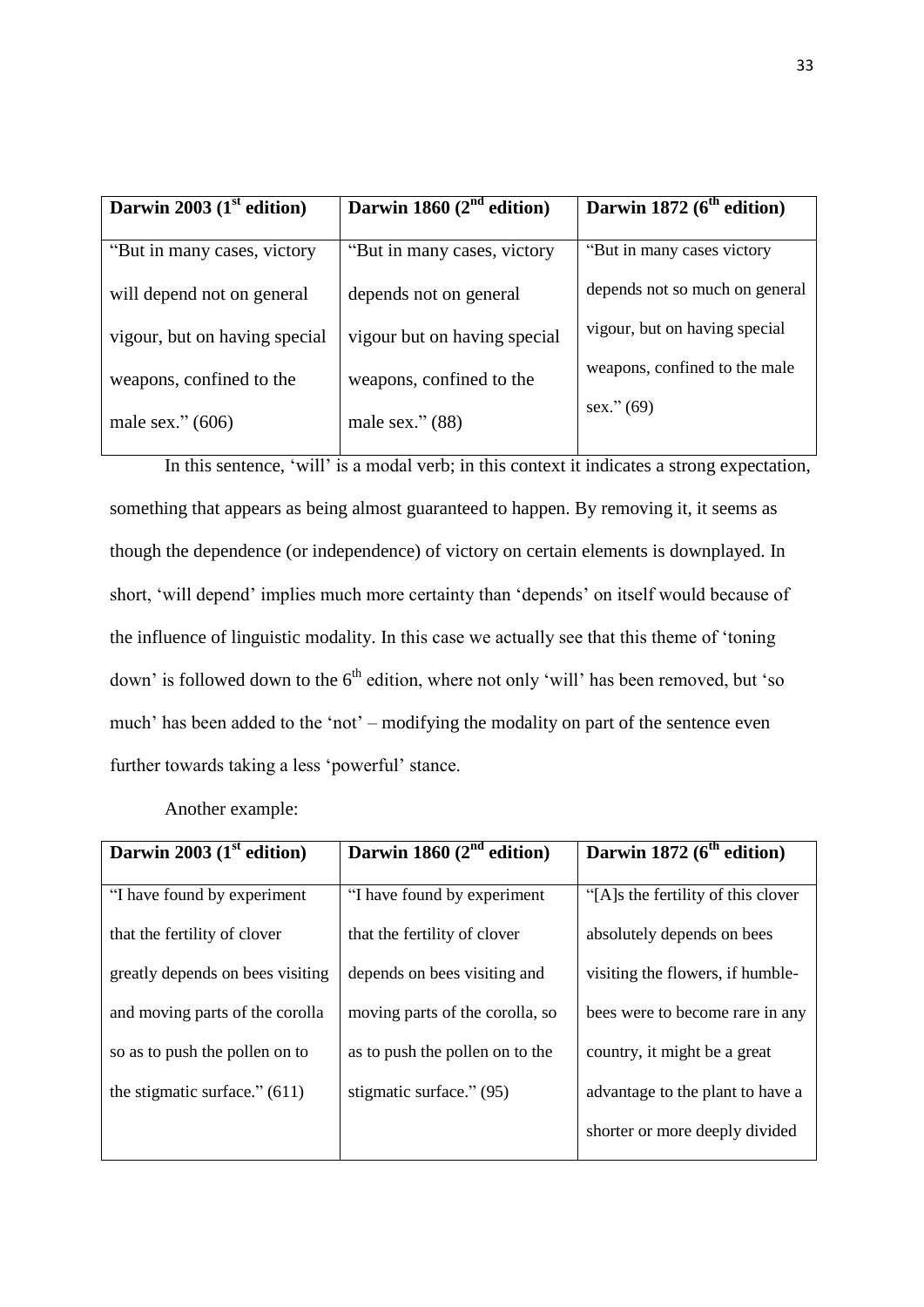| Darwin 2003 (1st edition) | Darwin 1860 (2nd edition) | Darwin 1872 (6th edition) |
| --- | --- | --- |
| "But in many cases, victory will depend not on general vigour, but on having special weapons, confined to the male sex." (606) | "But in many cases, victory depends not on general vigour but on having special weapons, confined to the male sex." (88) | "But in many cases victory depends not so much on general vigour, but on having special weapons, confined to the male sex." (69) |

In this sentence, 'will' is a modal verb; in this context it indicates a strong expectation, something that appears as being almost guaranteed to happen. By removing it, it seems as though the dependence (or independence) of victory on certain elements is downplayed. In short, 'will depend' implies much more certainty than 'depends' on itself would because of the influence of linguistic modality. In this case we actually see that this theme of 'toning down' is followed down to the 6th edition, where not only 'will' has been removed, but 'so much' has been added to the 'not' – modifying the modality on part of the sentence even further towards taking a less 'powerful' stance.

Another example:

| Darwin 2003 (1st edition) | Darwin 1860 (2nd edition) | Darwin 1872 (6th edition) |
| --- | --- | --- |
| "I have found by experiment that the fertility of clover greatly depends on bees visiting and moving parts of the corolla so as to push the pollen on to the stigmatic surface." (611) | "I have found by experiment that the fertility of clover depends on bees visiting and moving parts of the corolla, so as to push the pollen on to the stigmatic surface." (95) | "[A]s the fertility of this clover absolutely depends on bees visiting the flowers, if humble-bees were to become rare in any country, it might be a great advantage to the plant to have a shorter or more deeply divided |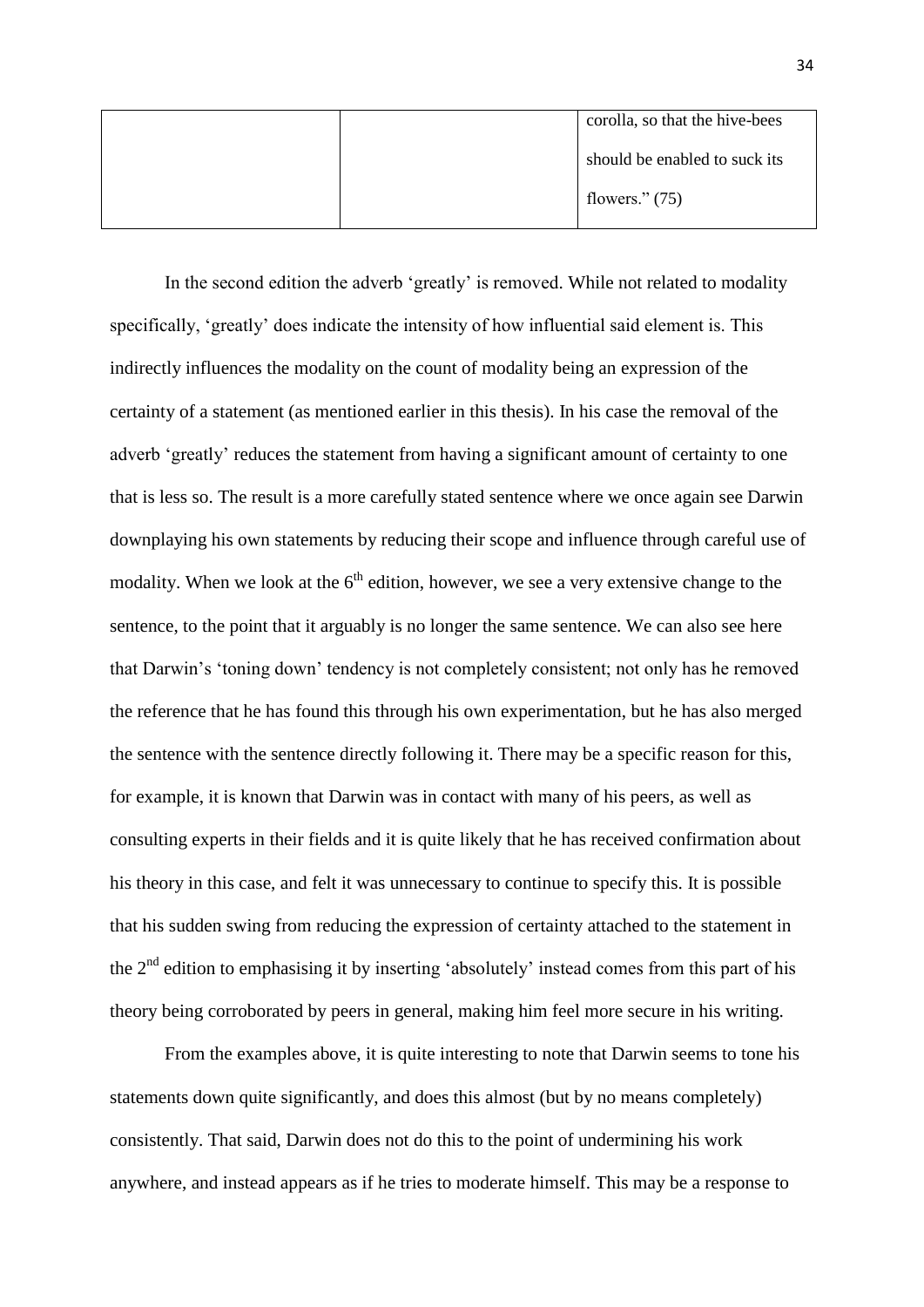| | | corolla, so that the hive-bees should be enabled to suck its flowers." (75) |
|---|---|---|

In the second edition the adverb 'greatly' is removed. While not related to modality specifically, 'greatly' does indicate the intensity of how influential said element is. This indirectly influences the modality on the count of modality being an expression of the certainty of a statement (as mentioned earlier in this thesis). In his case the removal of the adverb 'greatly' reduces the statement from having a significant amount of certainty to one that is less so. The result is a more carefully stated sentence where we once again see Darwin downplaying his own statements by reducing their scope and influence through careful use of modality. When we look at the 6th edition, however, we see a very extensive change to the sentence, to the point that it arguably is no longer the same sentence. We can also see here that Darwin's 'toning down' tendency is not completely consistent; not only has he removed the reference that he has found this through his own experimentation, but he has also merged the sentence with the sentence directly following it. There may be a specific reason for this, for example, it is known that Darwin was in contact with many of his peers, as well as consulting experts in their fields and it is quite likely that he has received confirmation about his theory in this case, and felt it was unnecessary to continue to specify this. It is possible that his sudden swing from reducing the expression of certainty attached to the statement in the 2nd edition to emphasising it by inserting 'absolutely' instead comes from this part of his theory being corroborated by peers in general, making him feel more secure in his writing.

From the examples above, it is quite interesting to note that Darwin seems to tone his statements down quite significantly, and does this almost (but by no means completely) consistently. That said, Darwin does not do this to the point of undermining his work anywhere, and instead appears as if he tries to moderate himself. This may be a response to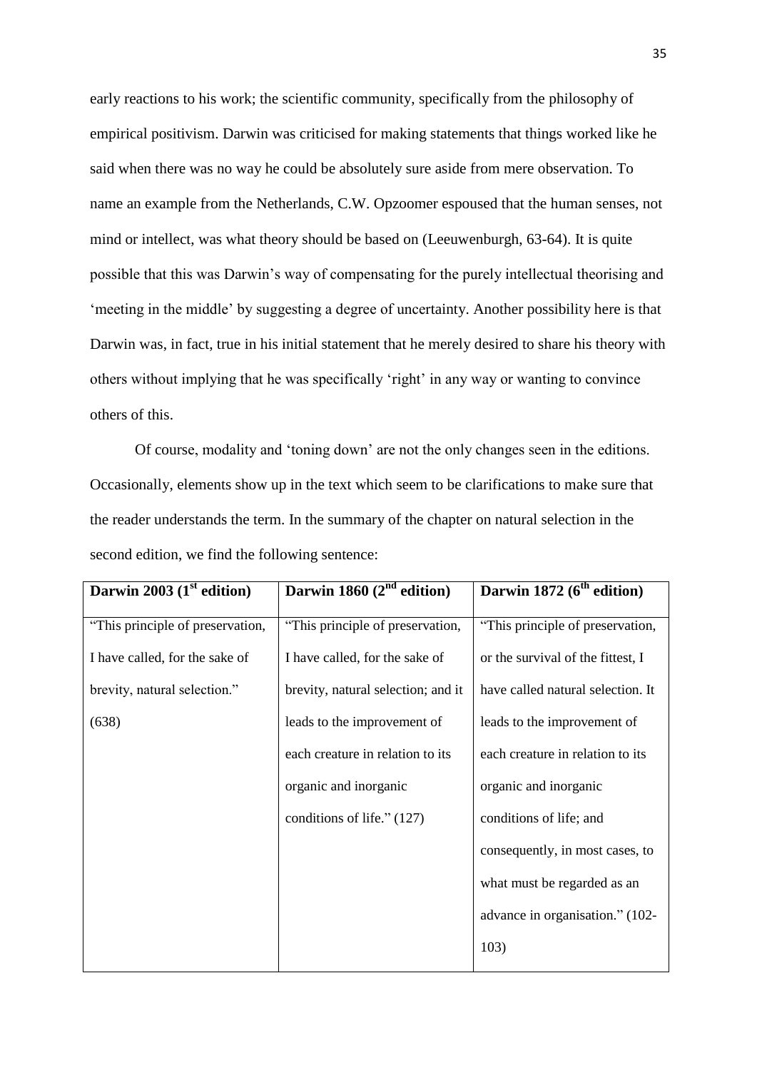early reactions to his work; the scientific community, specifically from the philosophy of empirical positivism. Darwin was criticised for making statements that things worked like he said when there was no way he could be absolutely sure aside from mere observation. To name an example from the Netherlands, C.W. Opzoomer espoused that the human senses, not mind or intellect, was what theory should be based on (Leeuwenburgh, 63-64). It is quite possible that this was Darwin's way of compensating for the purely intellectual theorising and 'meeting in the middle' by suggesting a degree of uncertainty. Another possibility here is that Darwin was, in fact, true in his initial statement that he merely desired to share his theory with others without implying that he was specifically 'right' in any way or wanting to convince others of this.

Of course, modality and 'toning down' are not the only changes seen in the editions. Occasionally, elements show up in the text which seem to be clarifications to make sure that the reader understands the term. In the summary of the chapter on natural selection in the second edition, we find the following sentence:

| **Darwin 2003 (1st edition)** | **Darwin 1860 (2nd edition)** | **Darwin 1872 (6th edition)** |
|---|---|---|
| "This principle of preservation, I have called, for the sake of brevity, natural selection." (638) | "This principle of preservation, I have called, for the sake of brevity, natural selection; and it leads to the improvement of each creature in relation to its organic and inorganic conditions of life." (127) | "This principle of preservation, or the survival of the fittest, I have called natural selection. It leads to the improvement of each creature in relation to its organic and inorganic conditions of life; and consequently, in most cases, to what must be regarded as an advance in organisation." (102-103) |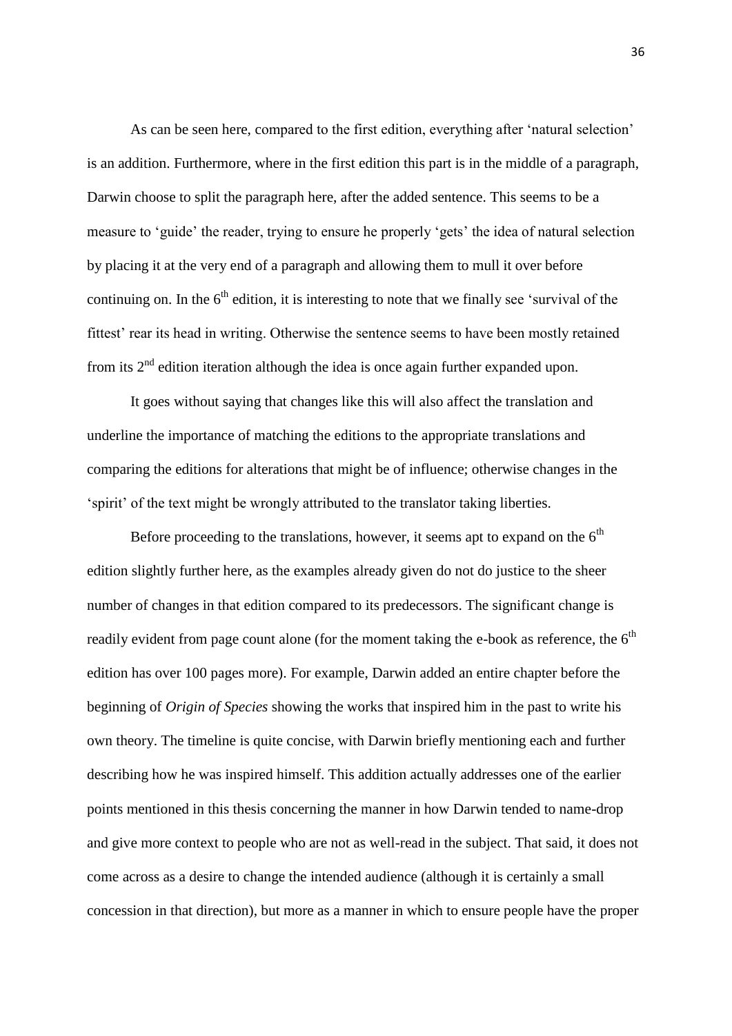As can be seen here, compared to the first edition, everything after 'natural selection' is an addition. Furthermore, where in the first edition this part is in the middle of a paragraph, Darwin choose to split the paragraph here, after the added sentence. This seems to be a measure to 'guide' the reader, trying to ensure he properly 'gets' the idea of natural selection by placing it at the very end of a paragraph and allowing them to mull it over before continuing on. In the 6$^{th}$ edition, it is interesting to note that we finally see 'survival of the fittest' rear its head in writing. Otherwise the sentence seems to have been mostly retained from its 2$^{nd}$ edition iteration although the idea is once again further expanded upon.

It goes without saying that changes like this will also affect the translation and underline the importance of matching the editions to the appropriate translations and comparing the editions for alterations that might be of influence; otherwise changes in the 'spirit' of the text might be wrongly attributed to the translator taking liberties.

Before proceeding to the translations, however, it seems apt to expand on the 6$^{th}$ edition slightly further here, as the examples already given do not do justice to the sheer number of changes in that edition compared to its predecessors. The significant change is readily evident from page count alone (for the moment taking the e-book as reference, the 6$^{th}$ edition has over 100 pages more). For example, Darwin added an entire chapter before the beginning of *Origin of Species* showing the works that inspired him in the past to write his own theory. The timeline is quite concise, with Darwin briefly mentioning each and further describing how he was inspired himself. This addition actually addresses one of the earlier points mentioned in this thesis concerning the manner in how Darwin tended to name-drop and give more context to people who are not as well-read in the subject. That said, it does not come across as a desire to change the intended audience (although it is certainly a small concession in that direction), but more as a manner in which to ensure people have the proper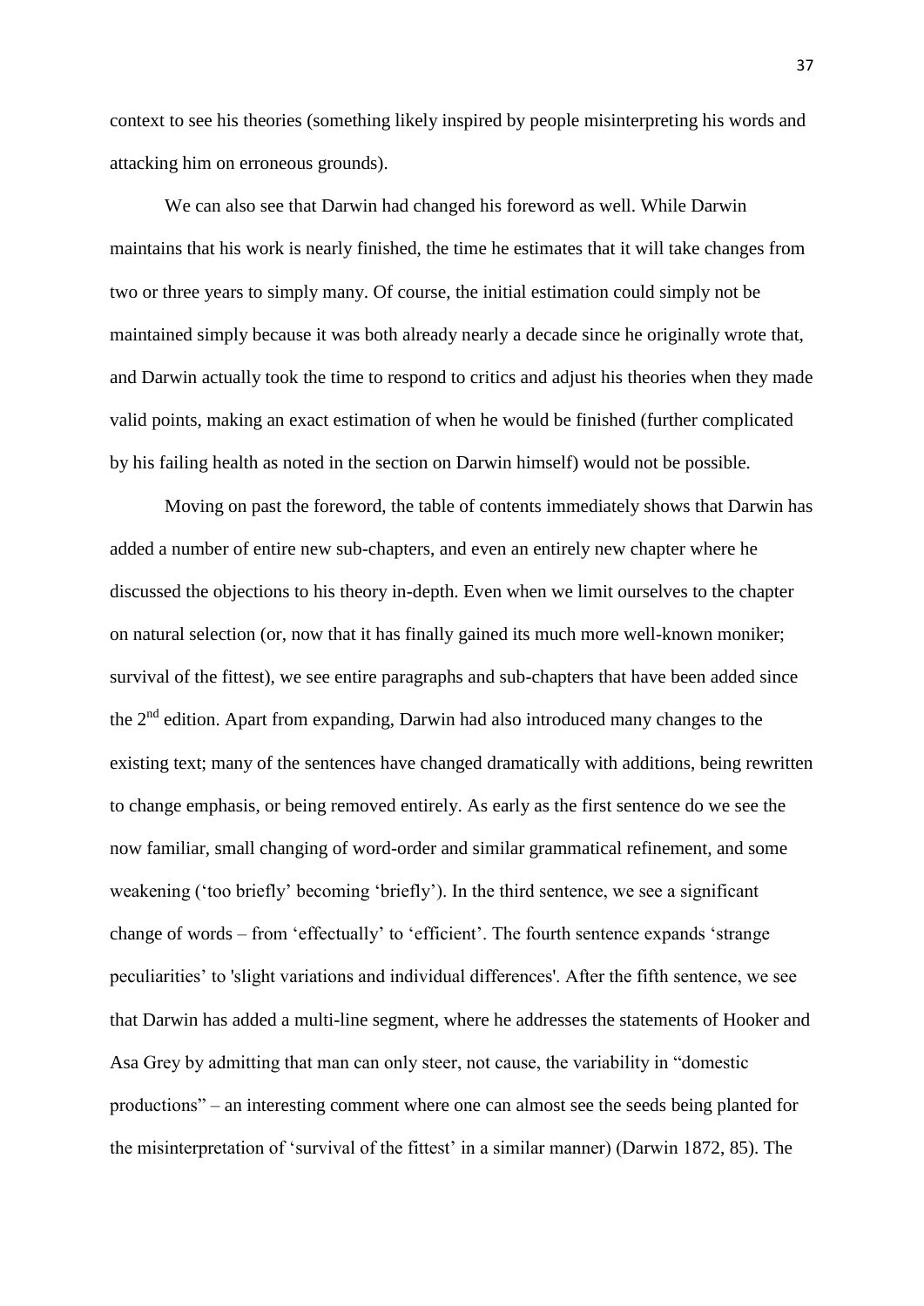context to see his theories (something likely inspired by people misinterpreting his words and attacking him on erroneous grounds).

We can also see that Darwin had changed his foreword as well. While Darwin maintains that his work is nearly finished, the time he estimates that it will take changes from two or three years to simply many. Of course, the initial estimation could simply not be maintained simply because it was both already nearly a decade since he originally wrote that, and Darwin actually took the time to respond to critics and adjust his theories when they made valid points, making an exact estimation of when he would be finished (further complicated by his failing health as noted in the section on Darwin himself) would not be possible.

Moving on past the foreword, the table of contents immediately shows that Darwin has added a number of entire new sub-chapters, and even an entirely new chapter where he discussed the objections to his theory in-depth. Even when we limit ourselves to the chapter on natural selection (or, now that it has finally gained its much more well-known moniker; survival of the fittest), we see entire paragraphs and sub-chapters that have been added since the 2nd edition. Apart from expanding, Darwin had also introduced many changes to the existing text; many of the sentences have changed dramatically with additions, being rewritten to change emphasis, or being removed entirely. As early as the first sentence do we see the now familiar, small changing of word-order and similar grammatical refinement, and some weakening ('too briefly' becoming 'briefly'). In the third sentence, we see a significant change of words – from 'effectually' to 'efficient'. The fourth sentence expands 'strange peculiarities' to 'slight variations and individual differences'. After the fifth sentence, we see that Darwin has added a multi-line segment, where he addresses the statements of Hooker and Asa Grey by admitting that man can only steer, not cause, the variability in "domestic productions" – an interesting comment where one can almost see the seeds being planted for the misinterpretation of 'survival of the fittest' in a similar manner) (Darwin 1872, 85). The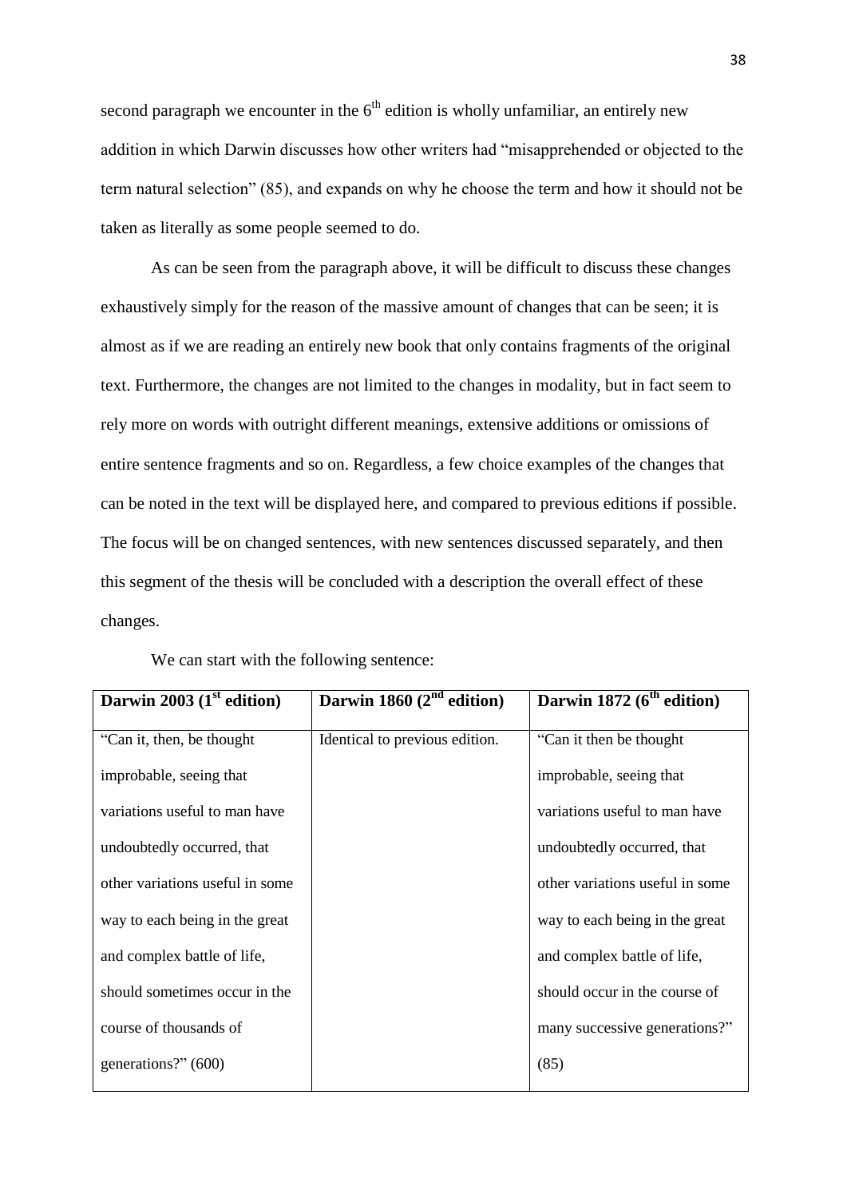second paragraph we encounter in the 6th edition is wholly unfamiliar, an entirely new addition in which Darwin discusses how other writers had "misapprehended or objected to the term natural selection" (85), and expands on why he choose the term and how it should not be taken as literally as some people seemed to do.

As can be seen from the paragraph above, it will be difficult to discuss these changes exhaustively simply for the reason of the massive amount of changes that can be seen; it is almost as if we are reading an entirely new book that only contains fragments of the original text. Furthermore, the changes are not limited to the changes in modality, but in fact seem to rely more on words with outright different meanings, extensive additions or omissions of entire sentence fragments and so on. Regardless, a few choice examples of the changes that can be noted in the text will be displayed here, and compared to previous editions if possible. The focus will be on changed sentences, with new sentences discussed separately, and then this segment of the thesis will be concluded with a description the overall effect of these changes.

We can start with the following sentence:

| **Darwin 2003 (1st edition)** | **Darwin 1860 (2nd edition)** | **Darwin 1872 (6th edition)** |
|---|---|---|
| "Can it, then, be thought improbable, seeing that variations useful to man have undoubtedly occurred, that other variations useful in some way to each being in the great and complex battle of life, should sometimes occur in the course of thousands of generations?" (600) | Identical to previous edition. | "Can it then be thought improbable, seeing that variations useful to man have undoubtedly occurred, that other variations useful in some way to each being in the great and complex battle of life, should occur in the course of many successive generations?" (85) |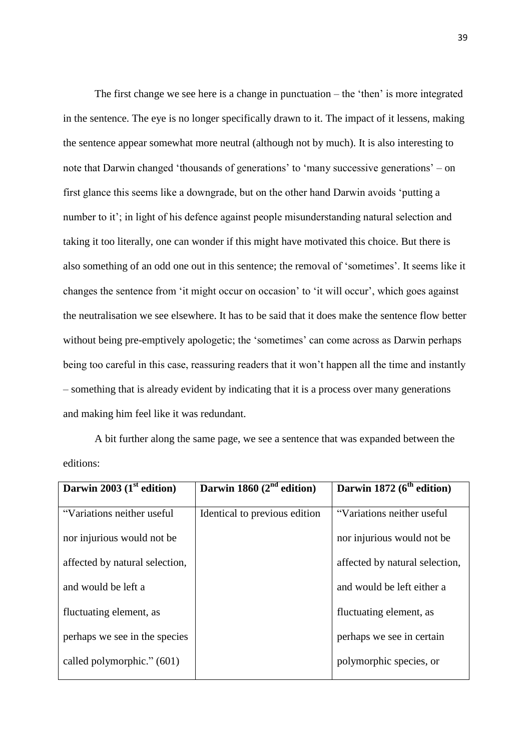The first change we see here is a change in punctuation – the 'then' is more integrated in the sentence. The eye is no longer specifically drawn to it. The impact of it lessens, making the sentence appear somewhat more neutral (although not by much). It is also interesting to note that Darwin changed 'thousands of generations' to 'many successive generations' – on first glance this seems like a downgrade, but on the other hand Darwin avoids 'putting a number to it'; in light of his defence against people misunderstanding natural selection and taking it too literally, one can wonder if this might have motivated this choice. But there is also something of an odd one out in this sentence; the removal of 'sometimes'. It seems like it changes the sentence from 'it might occur on occasion' to 'it will occur', which goes against the neutralisation we see elsewhere. It has to be said that it does make the sentence flow better without being pre-emptively apologetic; the 'sometimes' can come across as Darwin perhaps being too careful in this case, reassuring readers that it won't happen all the time and instantly – something that is already evident by indicating that it is a process over many generations and making him feel like it was redundant.

A bit further along the same page, we see a sentence that was expanded between the editions:

| **Darwin 2003 (1st edition)** | **Darwin 1860 (2nd edition)** | **Darwin 1872 (6th edition)** |
|---|---|---|
| "Variations neither useful nor injurious would not be affected by natural selection, and would be left a fluctuating element, as perhaps we see in the species called polymorphic." (601) | Identical to previous edition | "Variations neither useful nor injurious would not be affected by natural selection, and would be left either a fluctuating element, as perhaps we see in certain polymorphic species, or |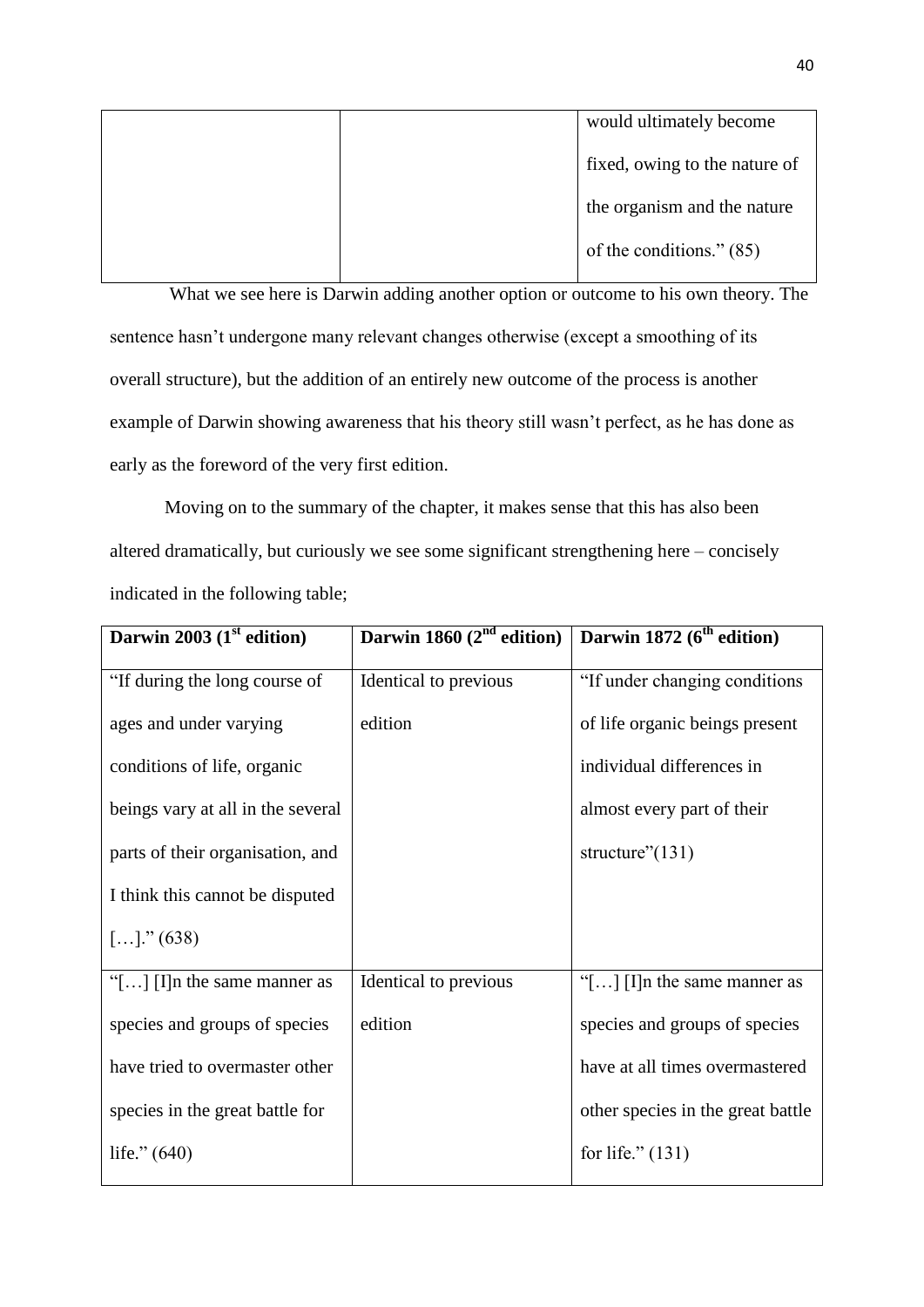| | | would ultimately become fixed, owing to the nature of the organism and the nature of the conditions." (85) |
|---|---|---|

What we see here is Darwin adding another option or outcome to his own theory. The sentence hasn't undergone many relevant changes otherwise (except a smoothing of its overall structure), but the addition of an entirely new outcome of the process is another example of Darwin showing awareness that his theory still wasn't perfect, as he has done as early as the foreword of the very first edition.

Moving on to the summary of the chapter, it makes sense that this has also been altered dramatically, but curiously we see some significant strengthening here – concisely indicated in the following table;

| **Darwin 2003 (1st edition)** | **Darwin 1860 (2nd edition)** | **Darwin 1872 (6th edition)** |
|---|---|---|
| "If during the long course of ages and under varying conditions of life, organic beings vary at all in the several parts of their organisation, and I think this cannot be disputed […]." (638) | Identical to previous edition | "If under changing conditions of life organic beings present individual differences in almost every part of their structure"(131) |
| "[…] [I]n the same manner as species and groups of species have tried to overmaster other species in the great battle for life." (640) | Identical to previous edition | "[…] [I]n the same manner as species and groups of species have at all times overmastered other species in the great battle for life." (131) |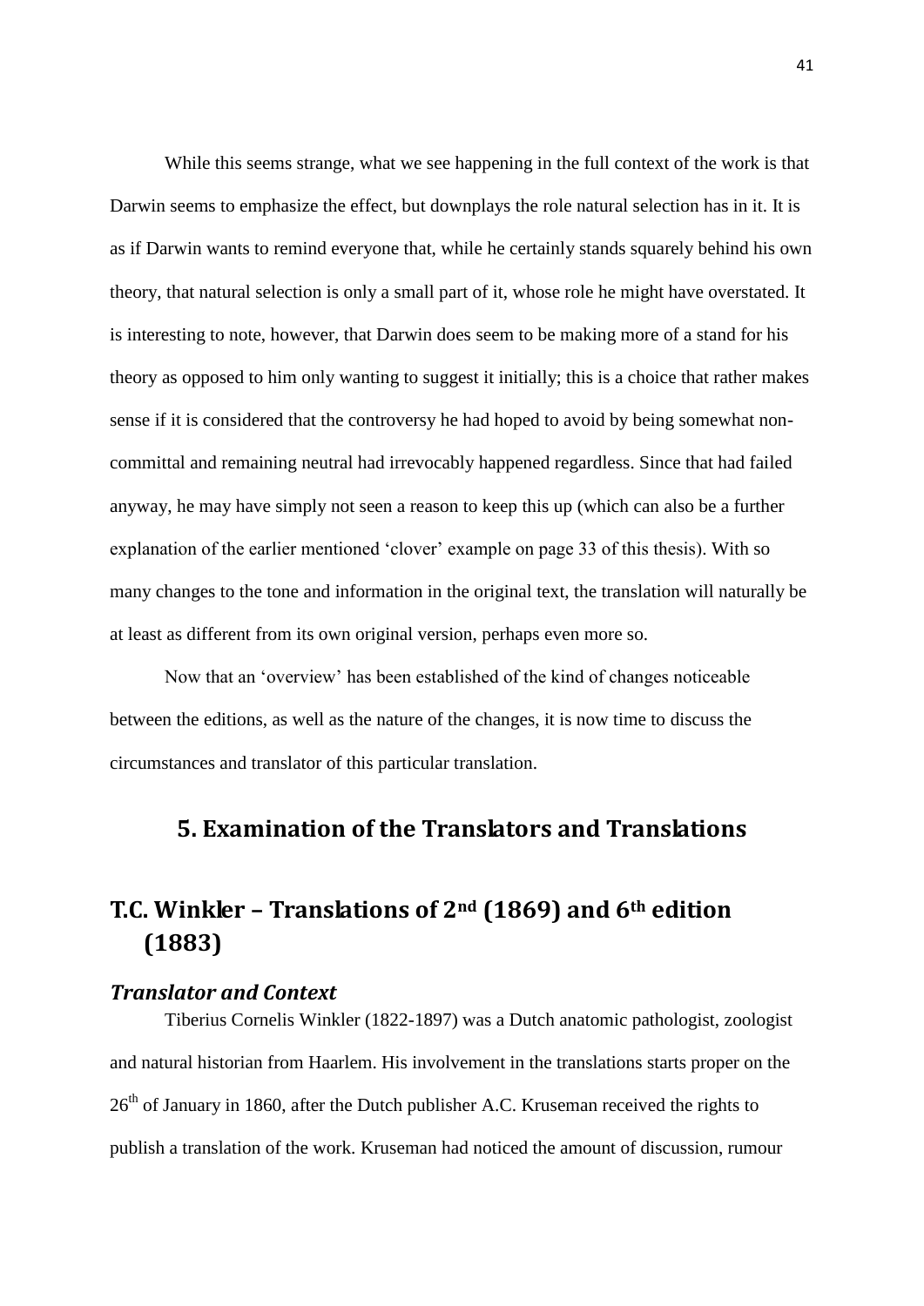While this seems strange, what we see happening in the full context of the work is that Darwin seems to emphasize the effect, but downplays the role natural selection has in it. It is as if Darwin wants to remind everyone that, while he certainly stands squarely behind his own theory, that natural selection is only a small part of it, whose role he might have overstated. It is interesting to note, however, that Darwin does seem to be making more of a stand for his theory as opposed to him only wanting to suggest it initially; this is a choice that rather makes sense if it is considered that the controversy he had hoped to avoid by being somewhat non-committal and remaining neutral had irrevocably happened regardless. Since that had failed anyway, he may have simply not seen a reason to keep this up (which can also be a further explanation of the earlier mentioned 'clover' example on page 33 of this thesis). With so many changes to the tone and information in the original text, the translation will naturally be at least as different from its own original version, perhaps even more so.

Now that an 'overview' has been established of the kind of changes noticeable between the editions, as well as the nature of the changes, it is now time to discuss the circumstances and translator of this particular translation.

# 5. Examination of the Translators and Translations

## T.C. Winkler – Translations of 2nd (1869) and 6th edition (1883)

### *Translator and Context*

Tiberius Cornelis Winkler (1822-1897) was a Dutch anatomic pathologist, zoologist and natural historian from Haarlem. His involvement in the translations starts proper on the 26th of January in 1860, after the Dutch publisher A.C. Kruseman received the rights to publish a translation of the work. Kruseman had noticed the amount of discussion, rumour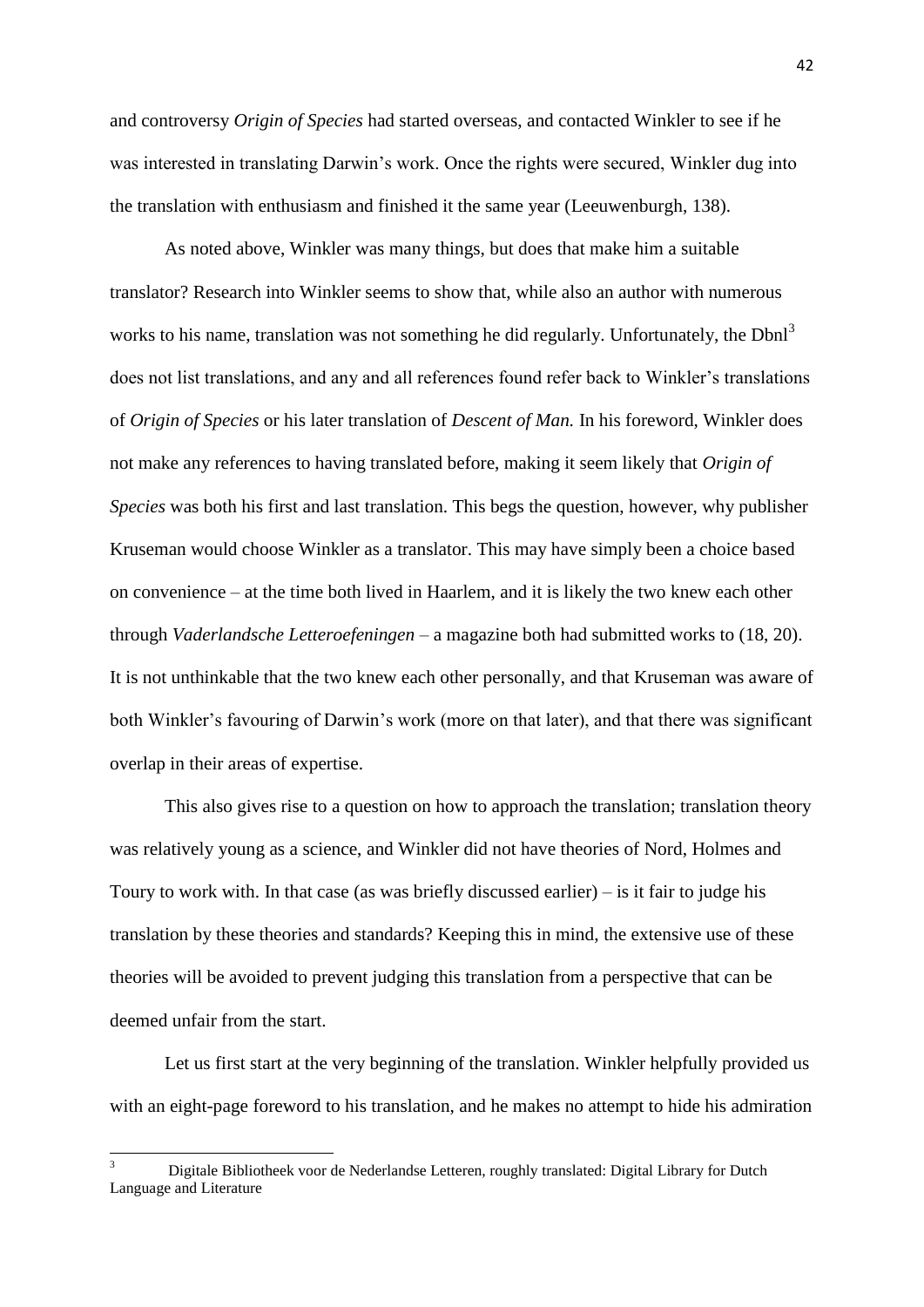and controversy *Origin of Species* had started overseas, and contacted Winkler to see if he was interested in translating Darwin's work. Once the rights were secured, Winkler dug into the translation with enthusiasm and finished it the same year (Leeuwenburgh, 138).

As noted above, Winkler was many things, but does that make him a suitable translator? Research into Winkler seems to show that, while also an author with numerous works to his name, translation was not something he did regularly. Unfortunately, the Dbnl[3] does not list translations, and any and all references found refer back to Winkler's translations of *Origin of Species* or his later translation of *Descent of Man.* In his foreword, Winkler does not make any references to having translated before, making it seem likely that *Origin of Species* was both his first and last translation. This begs the question, however, why publisher Kruseman would choose Winkler as a translator. This may have simply been a choice based on convenience – at the time both lived in Haarlem, and it is likely the two knew each other through *Vaderlandsche Letteroefeningen* – a magazine both had submitted works to (18, 20). It is not unthinkable that the two knew each other personally, and that Kruseman was aware of both Winkler's favouring of Darwin's work (more on that later), and that there was significant overlap in their areas of expertise.

This also gives rise to a question on how to approach the translation; translation theory was relatively young as a science, and Winkler did not have theories of Nord, Holmes and Toury to work with. In that case (as was briefly discussed earlier) – is it fair to judge his translation by these theories and standards? Keeping this in mind, the extensive use of these theories will be avoided to prevent judging this translation from a perspective that can be deemed unfair from the start.

Let us first start at the very beginning of the translation. Winkler helpfully provided us with an eight-page foreword to his translation, and he makes no attempt to hide his admiration

[3] Digitale Bibliotheek voor de Nederlandse Letteren, roughly translated: Digital Library for Dutch Language and Literature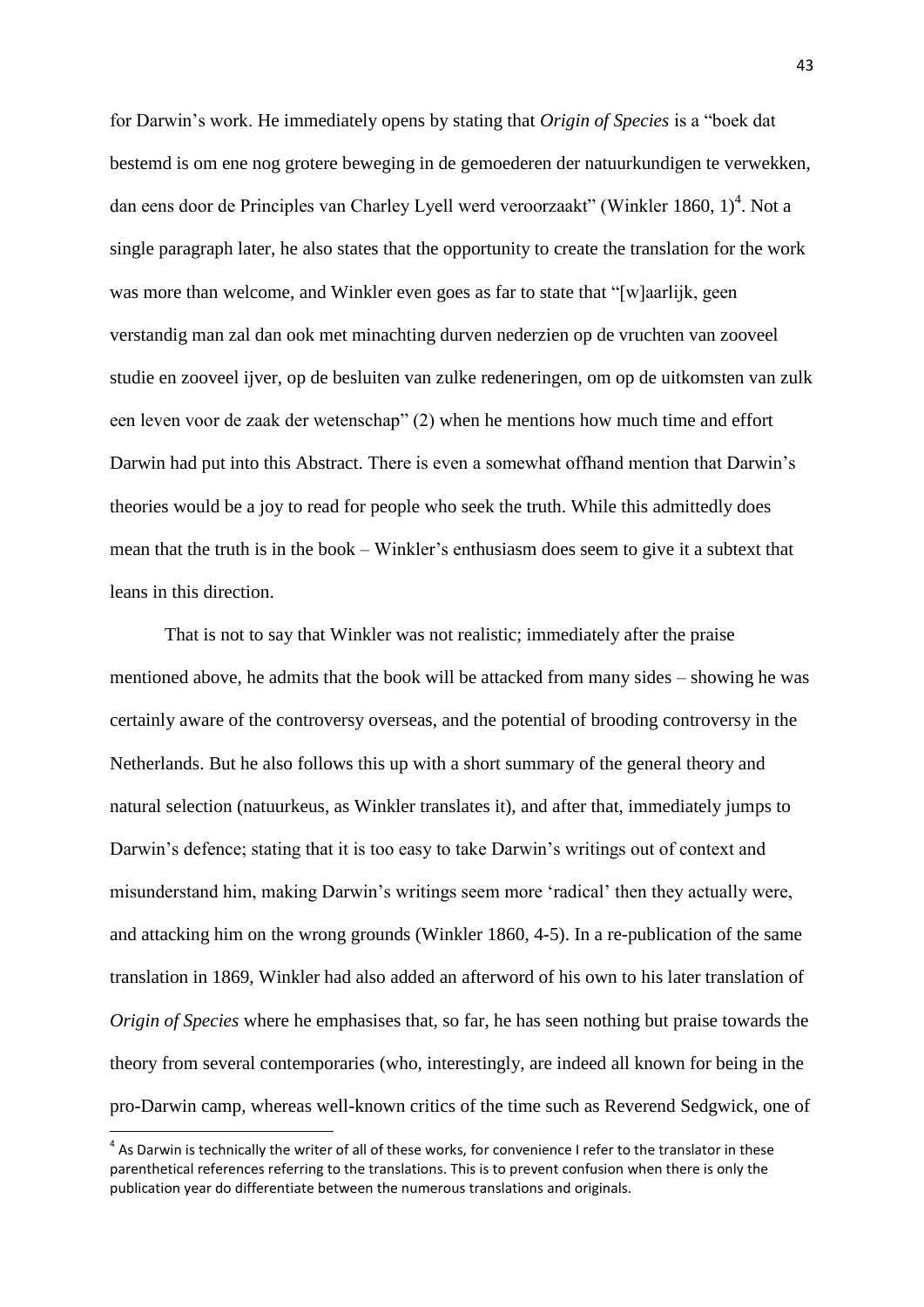for Darwin's work. He immediately opens by stating that *Origin of Species* is a "boek dat bestemd is om ene nog grotere beweging in de gemoederen der natuurkundigen te verwekken, dan eens door de Principles van Charley Lyell werd veroorzaakt" (Winkler 1860, 1)[4]. Not a single paragraph later, he also states that the opportunity to create the translation for the work was more than welcome, and Winkler even goes as far to state that "[w]aarlijk, geen verstandig man zal dan ook met minachting durven nederzien op de vruchten van zooveel studie en zooveel ijver, op de besluiten van zulke redeneringen, om op de uitkomsten van zulk een leven voor de zaak der wetenschap" (2) when he mentions how much time and effort Darwin had put into this Abstract. There is even a somewhat offhand mention that Darwin's theories would be a joy to read for people who seek the truth. While this admittedly does mean that the truth is in the book – Winkler's enthusiasm does seem to give it a subtext that leans in this direction.

That is not to say that Winkler was not realistic; immediately after the praise mentioned above, he admits that the book will be attacked from many sides – showing he was certainly aware of the controversy overseas, and the potential of brooding controversy in the Netherlands. But he also follows this up with a short summary of the general theory and natural selection (natuurkeus, as Winkler translates it), and after that, immediately jumps to Darwin's defence; stating that it is too easy to take Darwin's writings out of context and misunderstand him, making Darwin's writings seem more 'radical' then they actually were, and attacking him on the wrong grounds (Winkler 1860, 4-5). In a re-publication of the same translation in 1869, Winkler had also added an afterword of his own to his later translation of *Origin of Species* where he emphasises that, so far, he has seen nothing but praise towards the theory from several contemporaries (who, interestingly, are indeed all known for being in the pro-Darwin camp, whereas well-known critics of the time such as Reverend Sedgwick, one of

[4] As Darwin is technically the writer of all of these works, for convenience I refer to the translator in these parenthetical references referring to the translations. This is to prevent confusion when there is only the publication year do differentiate between the numerous translations and originals.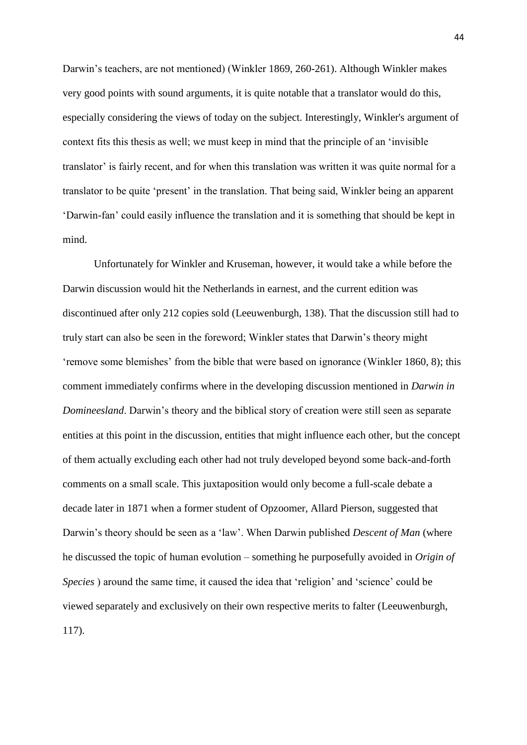Darwin's teachers, are not mentioned) (Winkler 1869, 260-261). Although Winkler makes very good points with sound arguments, it is quite notable that a translator would do this, especially considering the views of today on the subject. Interestingly, Winkler's argument of context fits this thesis as well; we must keep in mind that the principle of an 'invisible translator' is fairly recent, and for when this translation was written it was quite normal for a translator to be quite 'present' in the translation. That being said, Winkler being an apparent 'Darwin-fan' could easily influence the translation and it is something that should be kept in mind.

Unfortunately for Winkler and Kruseman, however, it would take a while before the Darwin discussion would hit the Netherlands in earnest, and the current edition was discontinued after only 212 copies sold (Leeuwenburgh, 138). That the discussion still had to truly start can also be seen in the foreword; Winkler states that Darwin's theory might 'remove some blemishes' from the bible that were based on ignorance (Winkler 1860, 8); this comment immediately confirms where in the developing discussion mentioned in *Darwin in Domineesland*. Darwin's theory and the biblical story of creation were still seen as separate entities at this point in the discussion, entities that might influence each other, but the concept of them actually excluding each other had not truly developed beyond some back-and-forth comments on a small scale. This juxtaposition would only become a full-scale debate a decade later in 1871 when a former student of Opzoomer, Allard Pierson, suggested that Darwin's theory should be seen as a 'law'. When Darwin published *Descent of Man* (where he discussed the topic of human evolution – something he purposefully avoided in *Origin of Species* ) around the same time, it caused the idea that 'religion' and 'science' could be viewed separately and exclusively on their own respective merits to falter (Leeuwenburgh, 117).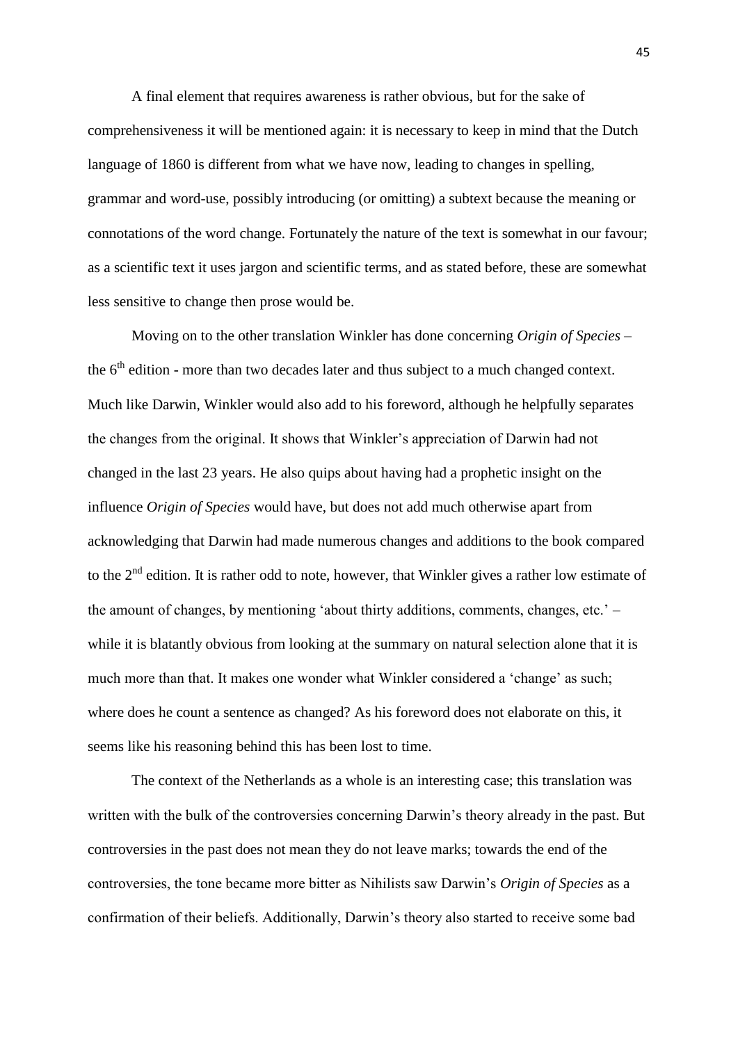A final element that requires awareness is rather obvious, but for the sake of comprehensiveness it will be mentioned again: it is necessary to keep in mind that the Dutch language of 1860 is different from what we have now, leading to changes in spelling, grammar and word-use, possibly introducing (or omitting) a subtext because the meaning or connotations of the word change. Fortunately the nature of the text is somewhat in our favour; as a scientific text it uses jargon and scientific terms, and as stated before, these are somewhat less sensitive to change then prose would be.

Moving on to the other translation Winkler has done concerning *Origin of Species* – the 6th edition - more than two decades later and thus subject to a much changed context. Much like Darwin, Winkler would also add to his foreword, although he helpfully separates the changes from the original. It shows that Winkler's appreciation of Darwin had not changed in the last 23 years. He also quips about having had a prophetic insight on the influence *Origin of Species* would have, but does not add much otherwise apart from acknowledging that Darwin had made numerous changes and additions to the book compared to the 2nd edition. It is rather odd to note, however, that Winkler gives a rather low estimate of the amount of changes, by mentioning 'about thirty additions, comments, changes, etc.' – while it is blatantly obvious from looking at the summary on natural selection alone that it is much more than that. It makes one wonder what Winkler considered a 'change' as such; where does he count a sentence as changed? As his foreword does not elaborate on this, it seems like his reasoning behind this has been lost to time.

The context of the Netherlands as a whole is an interesting case; this translation was written with the bulk of the controversies concerning Darwin's theory already in the past. But controversies in the past does not mean they do not leave marks; towards the end of the controversies, the tone became more bitter as Nihilists saw Darwin's *Origin of Species* as a confirmation of their beliefs. Additionally, Darwin's theory also started to receive some bad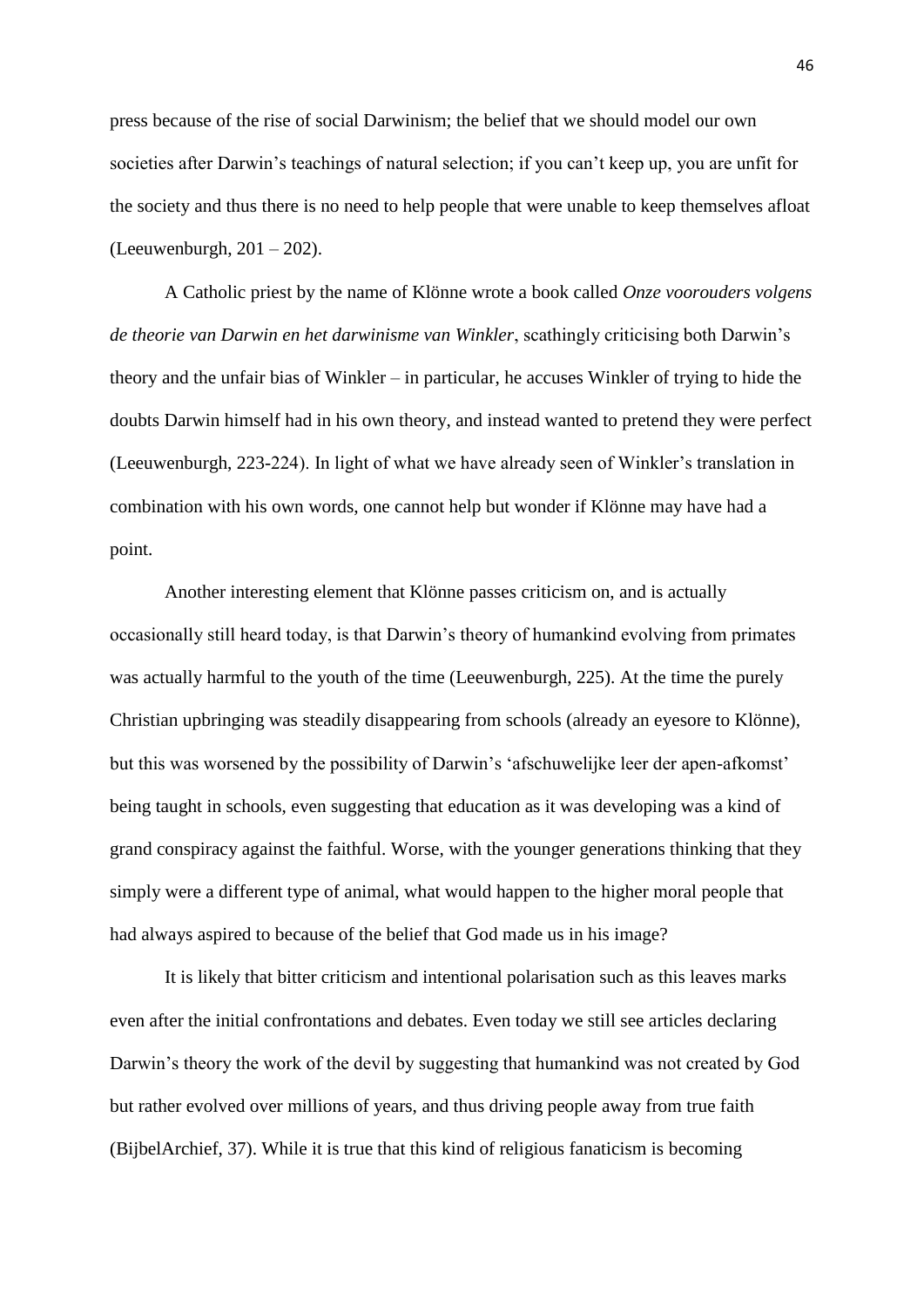press because of the rise of social Darwinism; the belief that we should model our own societies after Darwin's teachings of natural selection; if you can't keep up, you are unfit for the society and thus there is no need to help people that were unable to keep themselves afloat (Leeuwenburgh, 201 – 202).

A Catholic priest by the name of Klönne wrote a book called *Onze voorouders volgens de theorie van Darwin en het darwinisme van Winkler*, scathingly criticising both Darwin's theory and the unfair bias of Winkler – in particular, he accuses Winkler of trying to hide the doubts Darwin himself had in his own theory, and instead wanted to pretend they were perfect (Leeuwenburgh, 223-224). In light of what we have already seen of Winkler's translation in combination with his own words, one cannot help but wonder if Klönne may have had a point.

Another interesting element that Klönne passes criticism on, and is actually occasionally still heard today, is that Darwin's theory of humankind evolving from primates was actually harmful to the youth of the time (Leeuwenburgh, 225). At the time the purely Christian upbringing was steadily disappearing from schools (already an eyesore to Klönne), but this was worsened by the possibility of Darwin's 'afschuwelijke leer der apen-afkomst' being taught in schools, even suggesting that education as it was developing was a kind of grand conspiracy against the faithful. Worse, with the younger generations thinking that they simply were a different type of animal, what would happen to the higher moral people that had always aspired to because of the belief that God made us in his image?

It is likely that bitter criticism and intentional polarisation such as this leaves marks even after the initial confrontations and debates. Even today we still see articles declaring Darwin's theory the work of the devil by suggesting that humankind was not created by God but rather evolved over millions of years, and thus driving people away from true faith (BijbelArchief, 37). While it is true that this kind of religious fanaticism is becoming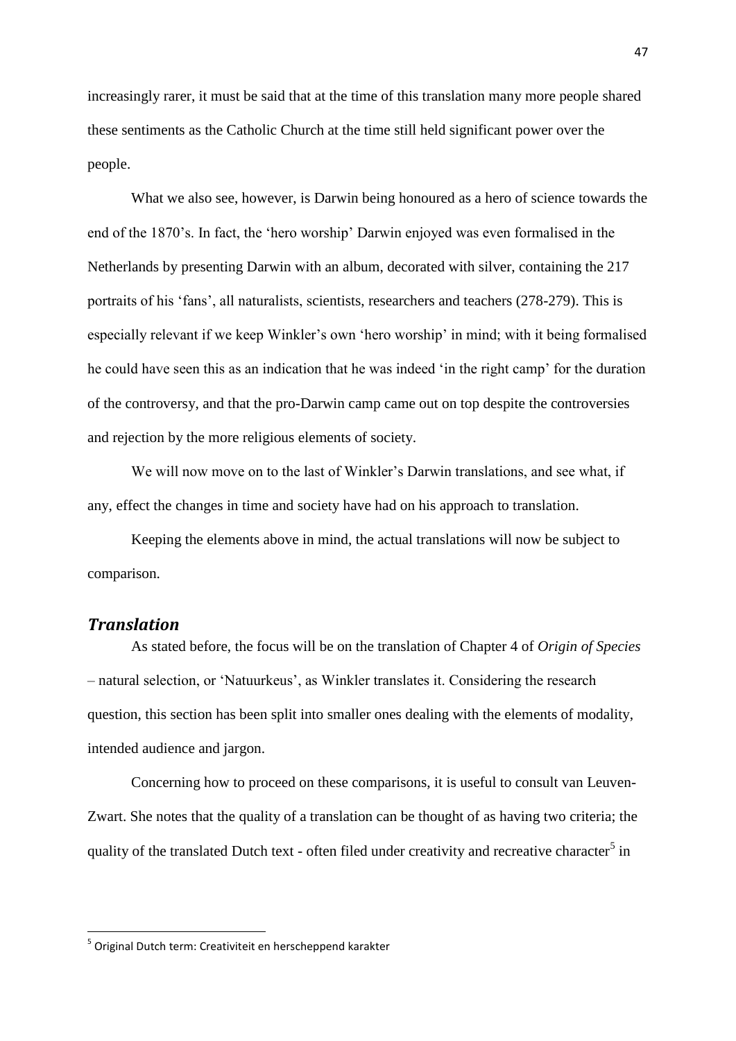increasingly rarer, it must be said that at the time of this translation many more people shared these sentiments as the Catholic Church at the time still held significant power over the people.

What we also see, however, is Darwin being honoured as a hero of science towards the end of the 1870's. In fact, the 'hero worship' Darwin enjoyed was even formalised in the Netherlands by presenting Darwin with an album, decorated with silver, containing the 217 portraits of his 'fans', all naturalists, scientists, researchers and teachers (278-279). This is especially relevant if we keep Winkler's own 'hero worship' in mind; with it being formalised he could have seen this as an indication that he was indeed 'in the right camp' for the duration of the controversy, and that the pro-Darwin camp came out on top despite the controversies and rejection by the more religious elements of society.

We will now move on to the last of Winkler's Darwin translations, and see what, if any, effect the changes in time and society have had on his approach to translation.

Keeping the elements above in mind, the actual translations will now be subject to comparison.

## *Translation*

As stated before, the focus will be on the translation of Chapter 4 of *Origin of Species* – natural selection, or 'Natuurkeus', as Winkler translates it. Considering the research question, this section has been split into smaller ones dealing with the elements of modality, intended audience and jargon.

Concerning how to proceed on these comparisons, it is useful to consult van Leuven-Zwart. She notes that the quality of a translation can be thought of as having two criteria; the quality of the translated Dutch text - often filed under creativity and recreative character[5] in

[5] Original Dutch term: Creativiteit en herscheppend karakter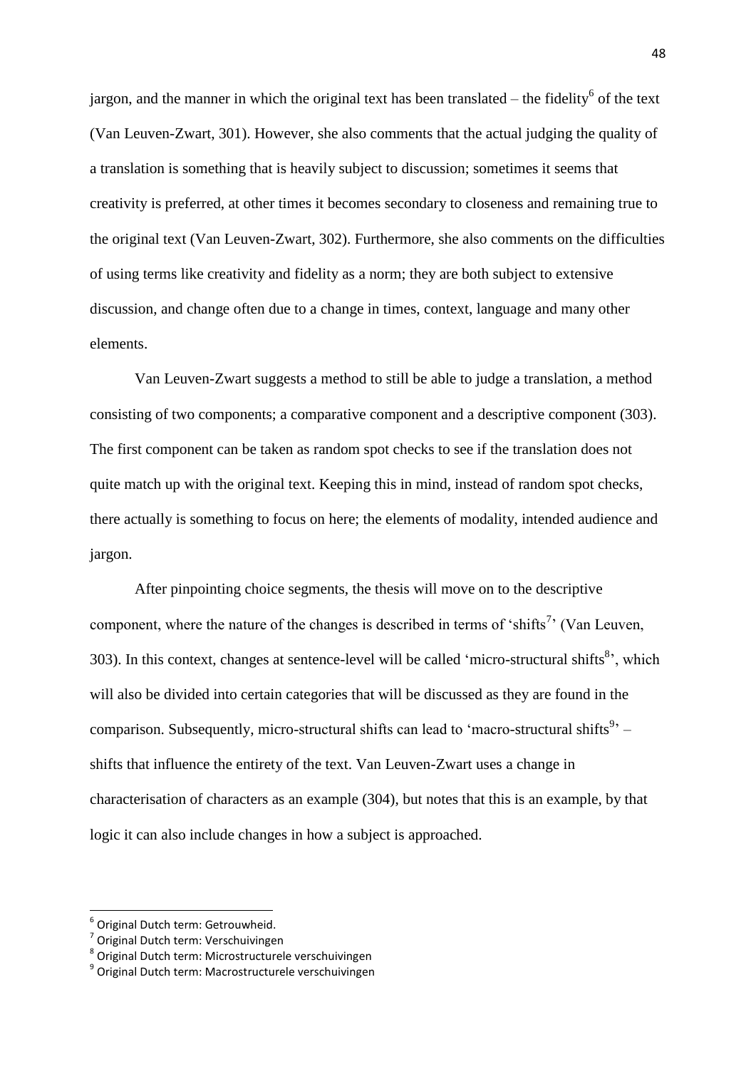jargon, and the manner in which the original text has been translated – the fidelity[6] of the text (Van Leuven-Zwart, 301). However, she also comments that the actual judging the quality of a translation is something that is heavily subject to discussion; sometimes it seems that creativity is preferred, at other times it becomes secondary to closeness and remaining true to the original text (Van Leuven-Zwart, 302). Furthermore, she also comments on the difficulties of using terms like creativity and fidelity as a norm; they are both subject to extensive discussion, and change often due to a change in times, context, language and many other elements.

Van Leuven-Zwart suggests a method to still be able to judge a translation, a method consisting of two components; a comparative component and a descriptive component (303). The first component can be taken as random spot checks to see if the translation does not quite match up with the original text. Keeping this in mind, instead of random spot checks, there actually is something to focus on here; the elements of modality, intended audience and jargon.

After pinpointing choice segments, the thesis will move on to the descriptive component, where the nature of the changes is described in terms of 'shifts[7]' (Van Leuven, 303). In this context, changes at sentence-level will be called 'micro-structural shifts[8]', which will also be divided into certain categories that will be discussed as they are found in the comparison. Subsequently, micro-structural shifts can lead to 'macro-structural shifts[9]' – shifts that influence the entirety of the text. Van Leuven-Zwart uses a change in characterisation of characters as an example (304), but notes that this is an example, by that logic it can also include changes in how a subject is approached.

---

[6] Original Dutch term: Getrouwheid.

[7] Original Dutch term: Verschuivingen

[8] Original Dutch term: Microstructurele verschuivingen

[9] Original Dutch term: Macrostructurele verschuivingen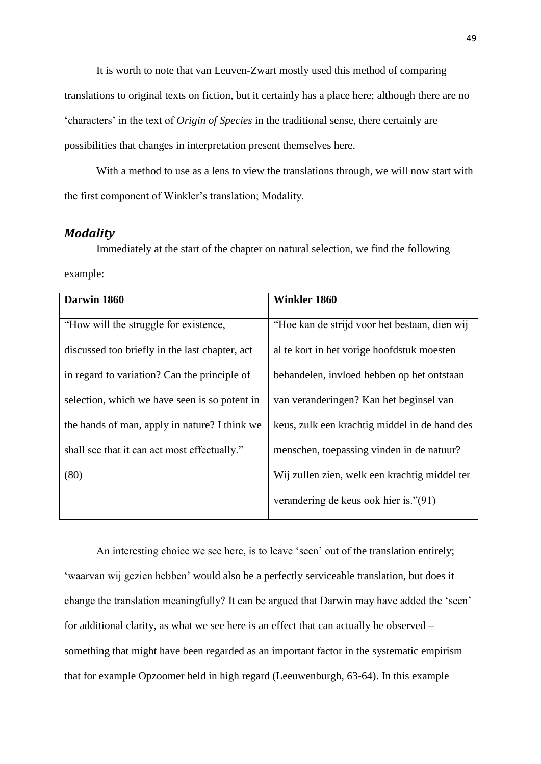It is worth to note that van Leuven-Zwart mostly used this method of comparing translations to original texts on fiction, but it certainly has a place here; although there are no 'characters' in the text of *Origin of Species* in the traditional sense, there certainly are possibilities that changes in interpretation present themselves here.

With a method to use as a lens to view the translations through, we will now start with the first component of Winkler's translation; Modality.

### *Modality*

Immediately at the start of the chapter on natural selection, we find the following example:

| **Darwin 1860** | **Winkler 1860** |
|---|---|
| "How will the struggle for existence, discussed too briefly in the last chapter, act in regard to variation? Can the principle of selection, which we have seen is so potent in the hands of man, apply in nature? I think we shall see that it can act most effectually." (80) | "Hoe kan de strijd voor het bestaan, dien wij al te kort in het vorige hoofdstuk moesten behandelen, invloed hebben op het ontstaan van veranderingen? Kan het beginsel van keus, zulk een krachtig middel in de hand des menschen, toepassing vinden in de natuur? Wij zullen zien, welk een krachtig middel ter verandering de keus ook hier is."(91) |

An interesting choice we see here, is to leave 'seen' out of the translation entirely; 'waarvan wij gezien hebben' would also be a perfectly serviceable translation, but does it change the translation meaningfully? It can be argued that Darwin may have added the 'seen' for additional clarity, as what we see here is an effect that can actually be observed – something that might have been regarded as an important factor in the systematic empirism that for example Opzoomer held in high regard (Leeuwenburgh, 63-64). In this example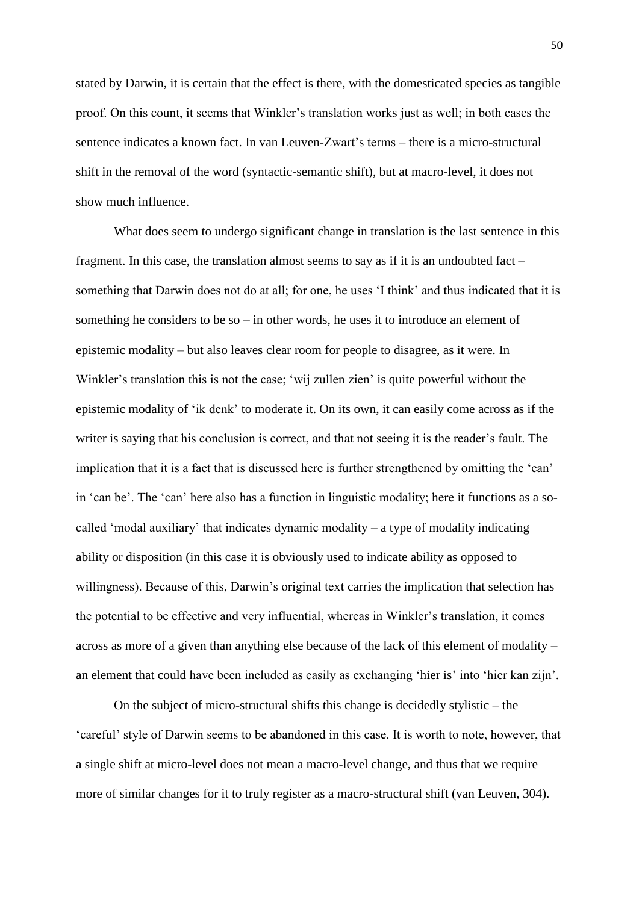stated by Darwin, it is certain that the effect is there, with the domesticated species as tangible proof. On this count, it seems that Winkler's translation works just as well; in both cases the sentence indicates a known fact. In van Leuven-Zwart's terms – there is a micro-structural shift in the removal of the word (syntactic-semantic shift), but at macro-level, it does not show much influence.

What does seem to undergo significant change in translation is the last sentence in this fragment. In this case, the translation almost seems to say as if it is an undoubted fact – something that Darwin does not do at all; for one, he uses 'I think' and thus indicated that it is something he considers to be so – in other words, he uses it to introduce an element of epistemic modality – but also leaves clear room for people to disagree, as it were. In Winkler's translation this is not the case; 'wij zullen zien' is quite powerful without the epistemic modality of 'ik denk' to moderate it. On its own, it can easily come across as if the writer is saying that his conclusion is correct, and that not seeing it is the reader's fault. The implication that it is a fact that is discussed here is further strengthened by omitting the 'can' in 'can be'. The 'can' here also has a function in linguistic modality; here it functions as a so-called 'modal auxiliary' that indicates dynamic modality – a type of modality indicating ability or disposition (in this case it is obviously used to indicate ability as opposed to willingness). Because of this, Darwin's original text carries the implication that selection has the potential to be effective and very influential, whereas in Winkler's translation, it comes across as more of a given than anything else because of the lack of this element of modality – an element that could have been included as easily as exchanging 'hier is' into 'hier kan zijn'.

On the subject of micro-structural shifts this change is decidedly stylistic – the 'careful' style of Darwin seems to be abandoned in this case. It is worth to note, however, that a single shift at micro-level does not mean a macro-level change, and thus that we require more of similar changes for it to truly register as a macro-structural shift (van Leuven, 304).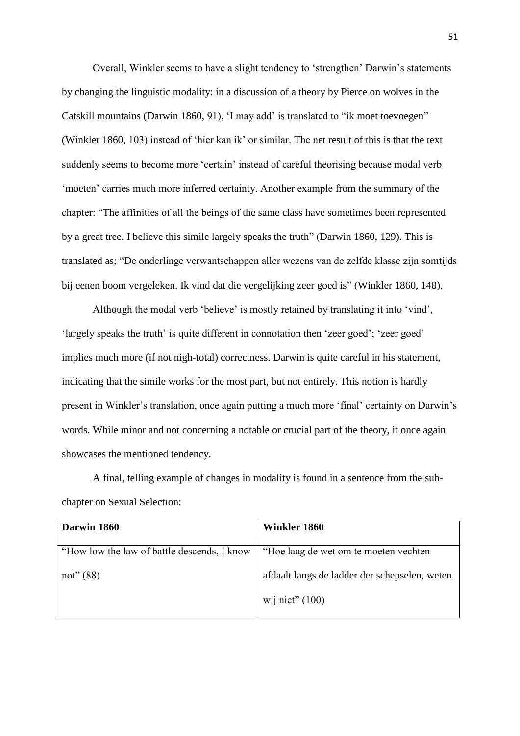Overall, Winkler seems to have a slight tendency to 'strengthen' Darwin's statements by changing the linguistic modality: in a discussion of a theory by Pierce on wolves in the Catskill mountains (Darwin 1860, 91), 'I may add' is translated to "ik moet toevoegen" (Winkler 1860, 103) instead of 'hier kan ik' or similar. The net result of this is that the text suddenly seems to become more 'certain' instead of careful theorising because modal verb 'moeten' carries much more inferred certainty. Another example from the summary of the chapter: "The affinities of all the beings of the same class have sometimes been represented by a great tree. I believe this simile largely speaks the truth" (Darwin 1860, 129). This is translated as; "De onderlinge verwantschappen aller wezens van de zelfde klasse zijn somtijds bij eenen boom vergeleken. Ik vind dat die vergelijking zeer goed is" (Winkler 1860, 148).

Although the modal verb 'believe' is mostly retained by translating it into 'vind', 'largely speaks the truth' is quite different in connotation then 'zeer goed'; 'zeer goed' implies much more (if not nigh-total) correctness. Darwin is quite careful in his statement, indicating that the simile works for the most part, but not entirely. This notion is hardly present in Winkler's translation, once again putting a much more 'final' certainty on Darwin's words. While minor and not concerning a notable or crucial part of the theory, it once again showcases the mentioned tendency.

A final, telling example of changes in modality is found in a sentence from the sub-chapter on Sexual Selection:

| **Darwin 1860** | **Winkler 1860** |
|---|---|
| "How low the law of battle descends, I know not" (88) | "Hoe laag de wet om te moeten vechten afdaalt langs de ladder der schepselen, weten wij niet" (100) |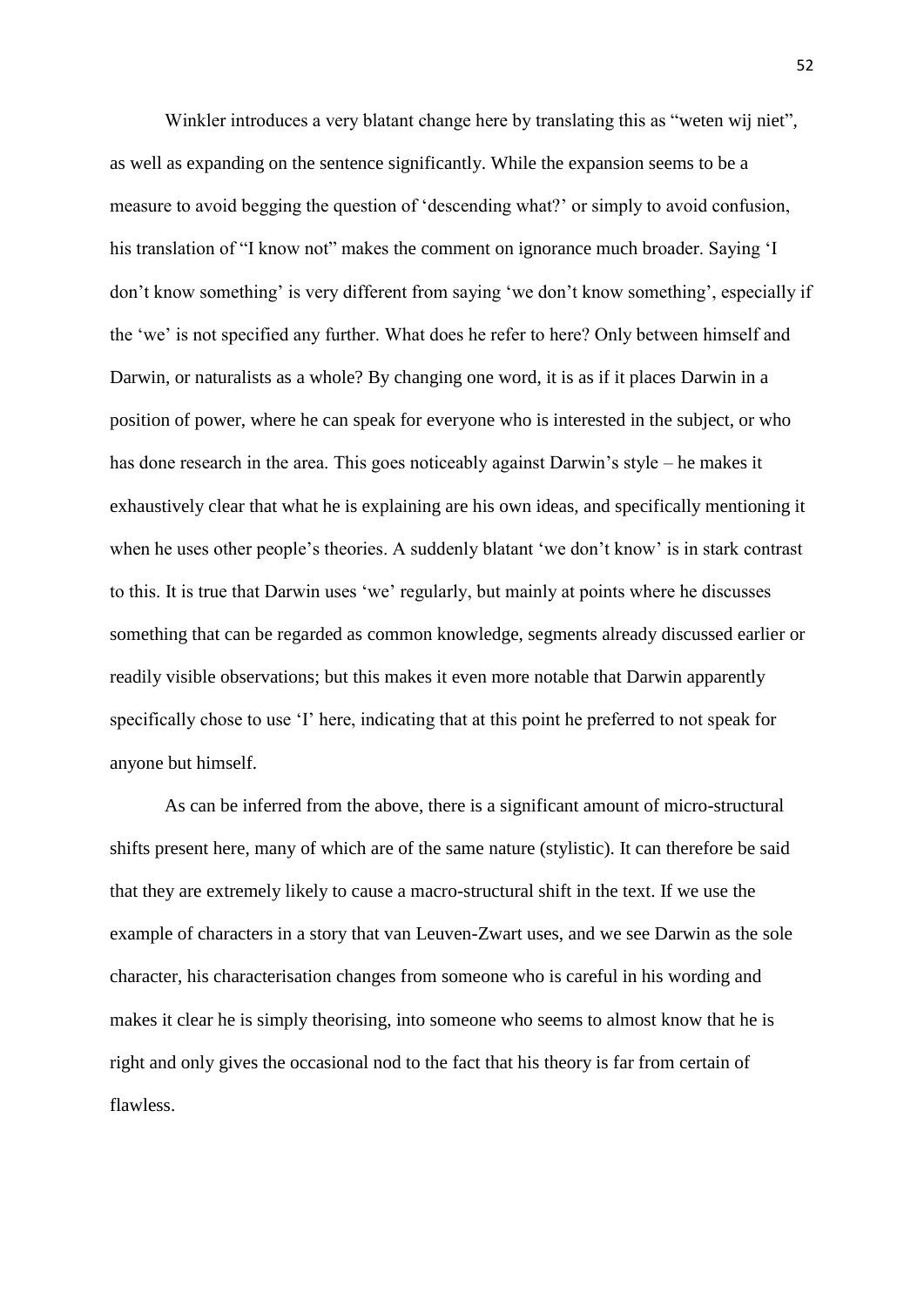Winkler introduces a very blatant change here by translating this as “weten wij niet”, as well as expanding on the sentence significantly. While the expansion seems to be a measure to avoid begging the question of ‘descending what?’ or simply to avoid confusion, his translation of “I know not” makes the comment on ignorance much broader. Saying ‘I don’t know something’ is very different from saying ‘we don’t know something’, especially if the ‘we’ is not specified any further. What does he refer to here? Only between himself and Darwin, or naturalists as a whole? By changing one word, it is as if it places Darwin in a position of power, where he can speak for everyone who is interested in the subject, or who has done research in the area. This goes noticeably against Darwin’s style – he makes it exhaustively clear that what he is explaining are his own ideas, and specifically mentioning it when he uses other people’s theories. A suddenly blatant ‘we don’t know’ is in stark contrast to this. It is true that Darwin uses ‘we’ regularly, but mainly at points where he discusses something that can be regarded as common knowledge, segments already discussed earlier or readily visible observations; but this makes it even more notable that Darwin apparently specifically chose to use ‘I’ here, indicating that at this point he preferred to not speak for anyone but himself.

As can be inferred from the above, there is a significant amount of micro-structural shifts present here, many of which are of the same nature (stylistic). It can therefore be said that they are extremely likely to cause a macro-structural shift in the text. If we use the example of characters in a story that van Leuven-Zwart uses, and we see Darwin as the sole character, his characterisation changes from someone who is careful in his wording and makes it clear he is simply theorising, into someone who seems to almost know that he is right and only gives the occasional nod to the fact that his theory is far from certain of flawless.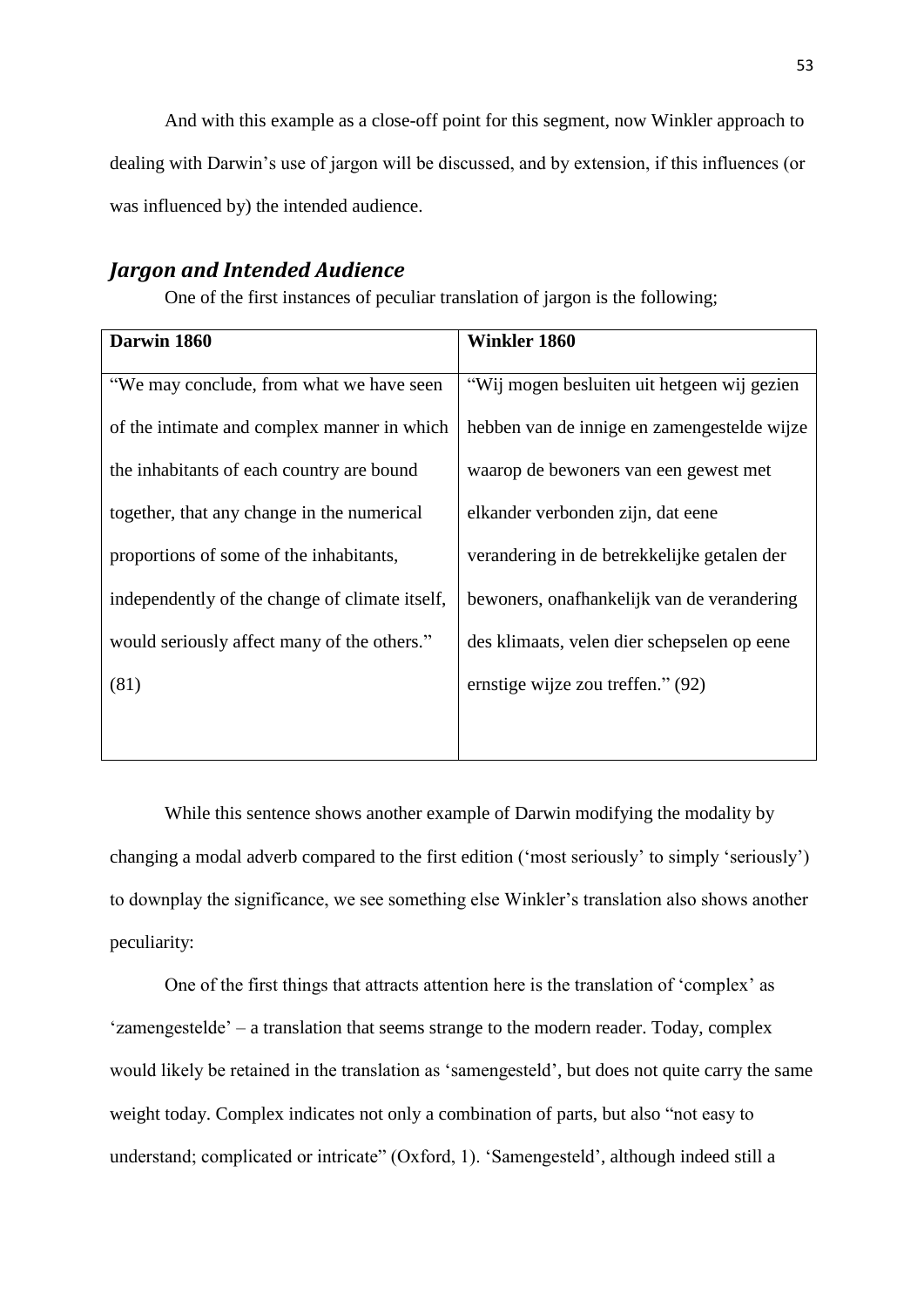And with this example as a close-off point for this segment, now Winkler approach to dealing with Darwin's use of jargon will be discussed, and by extension, if this influences (or was influenced by) the intended audience.

### *Jargon and Intended Audience*

One of the first instances of peculiar translation of jargon is the following;

| **Darwin 1860** | **Winkler 1860** |
|---|---|
| "We may conclude, from what we have seen of the intimate and complex manner in which the inhabitants of each country are bound together, that any change in the numerical proportions of some of the inhabitants, independently of the change of climate itself, would seriously affect many of the others." (81) | "Wij mogen besluiten uit hetgeen wij gezien hebben van de innige en zamengestelde wijze waarop de bewoners van een gewest met elkander verbonden zijn, dat eene verandering in de betrekkelijke getalen der bewoners, onafhankelijk van de verandering des klimaats, velen dier schepselen op eene ernstige wijze zou treffen." (92) |

While this sentence shows another example of Darwin modifying the modality by changing a modal adverb compared to the first edition ('most seriously' to simply 'seriously') to downplay the significance, we see something else Winkler's translation also shows another peculiarity:

One of the first things that attracts attention here is the translation of 'complex' as 'zamengestelde' – a translation that seems strange to the modern reader. Today, complex would likely be retained in the translation as 'samengesteld', but does not quite carry the same weight today. Complex indicates not only a combination of parts, but also "not easy to understand; complicated or intricate" (Oxford, 1). 'Samengesteld', although indeed still a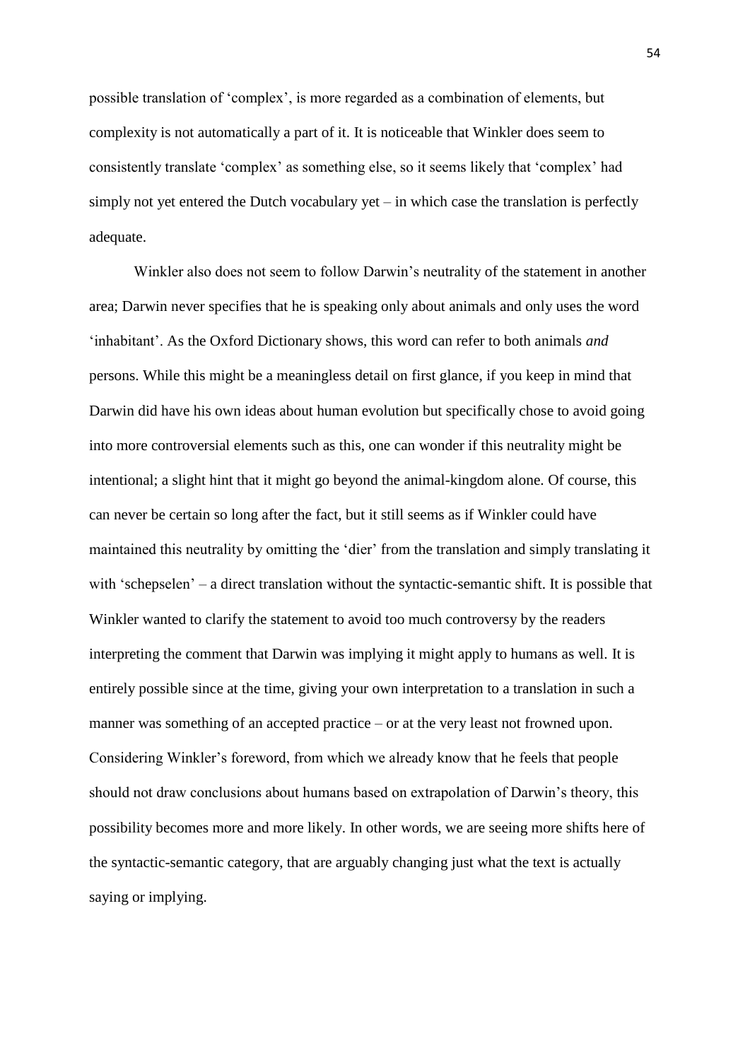possible translation of 'complex', is more regarded as a combination of elements, but complexity is not automatically a part of it. It is noticeable that Winkler does seem to consistently translate 'complex' as something else, so it seems likely that 'complex' had simply not yet entered the Dutch vocabulary yet – in which case the translation is perfectly adequate.

Winkler also does not seem to follow Darwin's neutrality of the statement in another area; Darwin never specifies that he is speaking only about animals and only uses the word 'inhabitant'. As the Oxford Dictionary shows, this word can refer to both animals *and* persons. While this might be a meaningless detail on first glance, if you keep in mind that Darwin did have his own ideas about human evolution but specifically chose to avoid going into more controversial elements such as this, one can wonder if this neutrality might be intentional; a slight hint that it might go beyond the animal-kingdom alone. Of course, this can never be certain so long after the fact, but it still seems as if Winkler could have maintained this neutrality by omitting the 'dier' from the translation and simply translating it with 'schepselen' – a direct translation without the syntactic-semantic shift. It is possible that Winkler wanted to clarify the statement to avoid too much controversy by the readers interpreting the comment that Darwin was implying it might apply to humans as well. It is entirely possible since at the time, giving your own interpretation to a translation in such a manner was something of an accepted practice – or at the very least not frowned upon. Considering Winkler's foreword, from which we already know that he feels that people should not draw conclusions about humans based on extrapolation of Darwin's theory, this possibility becomes more and more likely. In other words, we are seeing more shifts here of the syntactic-semantic category, that are arguably changing just what the text is actually saying or implying.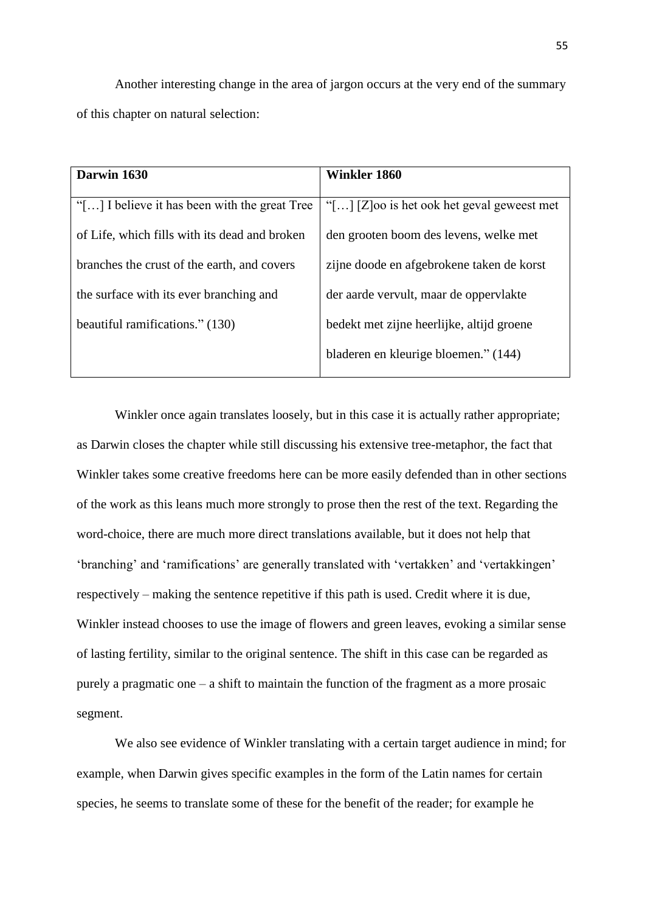Another interesting change in the area of jargon occurs at the very end of the summary of this chapter on natural selection:

| Darwin 1630 | Winkler 1860 |
| --- | --- |
| "[…] I believe it has been with the great Tree of Life, which fills with its dead and broken branches the crust of the earth, and covers the surface with its ever branching and beautiful ramifications." (130) | "[…] [Z]oo is het ook het geval geweest met den grooten boom des levens, welke met zijne doode en afgebrokene taken de korst der aarde vervult, maar de oppervlakte bedekt met zijne heerlijke, altijd groene bladeren en kleurige bloemen." (144) |

Winkler once again translates loosely, but in this case it is actually rather appropriate; as Darwin closes the chapter while still discussing his extensive tree-metaphor, the fact that Winkler takes some creative freedoms here can be more easily defended than in other sections of the work as this leans much more strongly to prose then the rest of the text. Regarding the word-choice, there are much more direct translations available, but it does not help that 'branching' and 'ramifications' are generally translated with 'vertakken' and 'vertakkingen' respectively – making the sentence repetitive if this path is used. Credit where it is due, Winkler instead chooses to use the image of flowers and green leaves, evoking a similar sense of lasting fertility, similar to the original sentence. The shift in this case can be regarded as purely a pragmatic one – a shift to maintain the function of the fragment as a more prosaic segment.

We also see evidence of Winkler translating with a certain target audience in mind; for example, when Darwin gives specific examples in the form of the Latin names for certain species, he seems to translate some of these for the benefit of the reader; for example he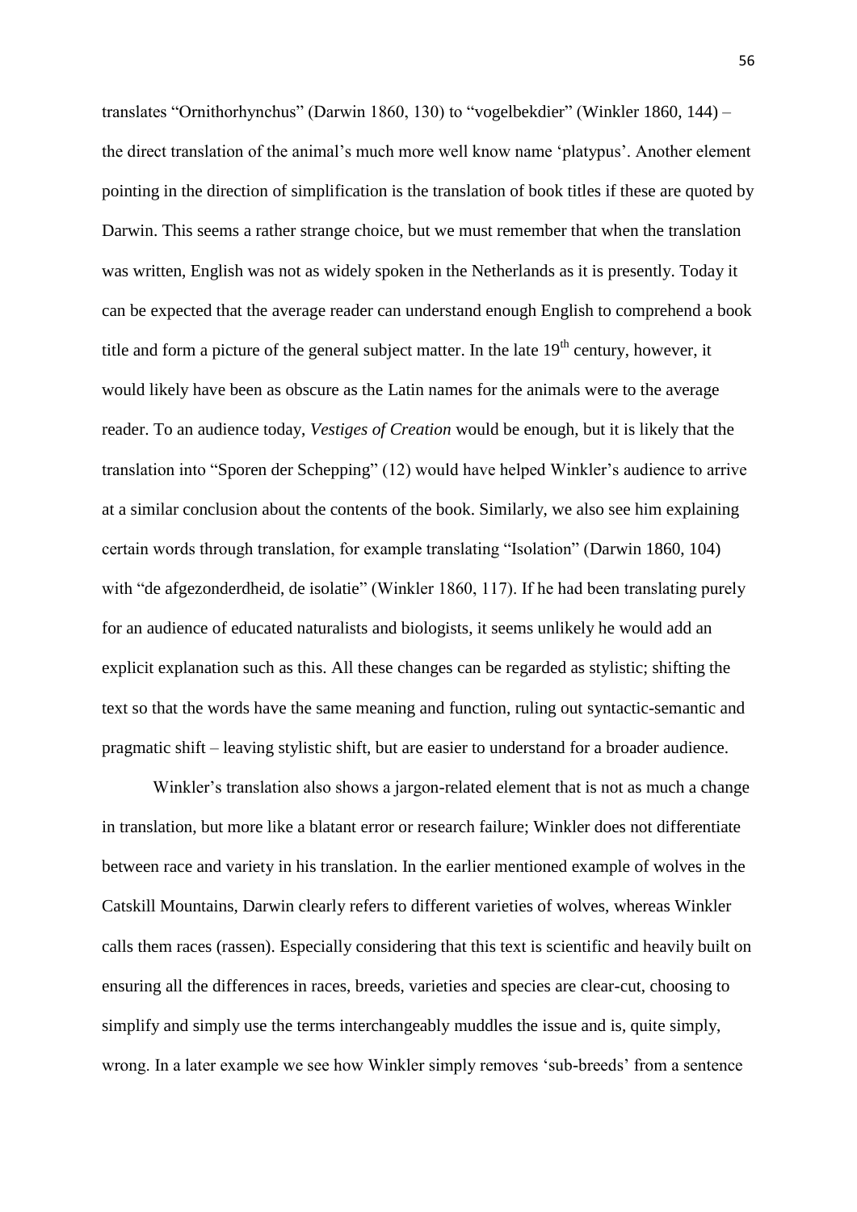translates "Ornithorhynchus" (Darwin 1860, 130) to "vogelbekdier" (Winkler 1860, 144) – the direct translation of the animal's much more well know name 'platypus'. Another element pointing in the direction of simplification is the translation of book titles if these are quoted by Darwin. This seems a rather strange choice, but we must remember that when the translation was written, English was not as widely spoken in the Netherlands as it is presently. Today it can be expected that the average reader can understand enough English to comprehend a book title and form a picture of the general subject matter. In the late 19th century, however, it would likely have been as obscure as the Latin names for the animals were to the average reader. To an audience today, *Vestiges of Creation* would be enough, but it is likely that the translation into "Sporen der Schepping" (12) would have helped Winkler's audience to arrive at a similar conclusion about the contents of the book. Similarly, we also see him explaining certain words through translation, for example translating "Isolation" (Darwin 1860, 104) with "de afgezonderdheid, de isolatie" (Winkler 1860, 117). If he had been translating purely for an audience of educated naturalists and biologists, it seems unlikely he would add an explicit explanation such as this. All these changes can be regarded as stylistic; shifting the text so that the words have the same meaning and function, ruling out syntactic-semantic and pragmatic shift – leaving stylistic shift, but are easier to understand for a broader audience.

Winkler's translation also shows a jargon-related element that is not as much a change in translation, but more like a blatant error or research failure; Winkler does not differentiate between race and variety in his translation. In the earlier mentioned example of wolves in the Catskill Mountains, Darwin clearly refers to different varieties of wolves, whereas Winkler calls them races (rassen). Especially considering that this text is scientific and heavily built on ensuring all the differences in races, breeds, varieties and species are clear-cut, choosing to simplify and simply use the terms interchangeably muddles the issue and is, quite simply, wrong. In a later example we see how Winkler simply removes 'sub-breeds' from a sentence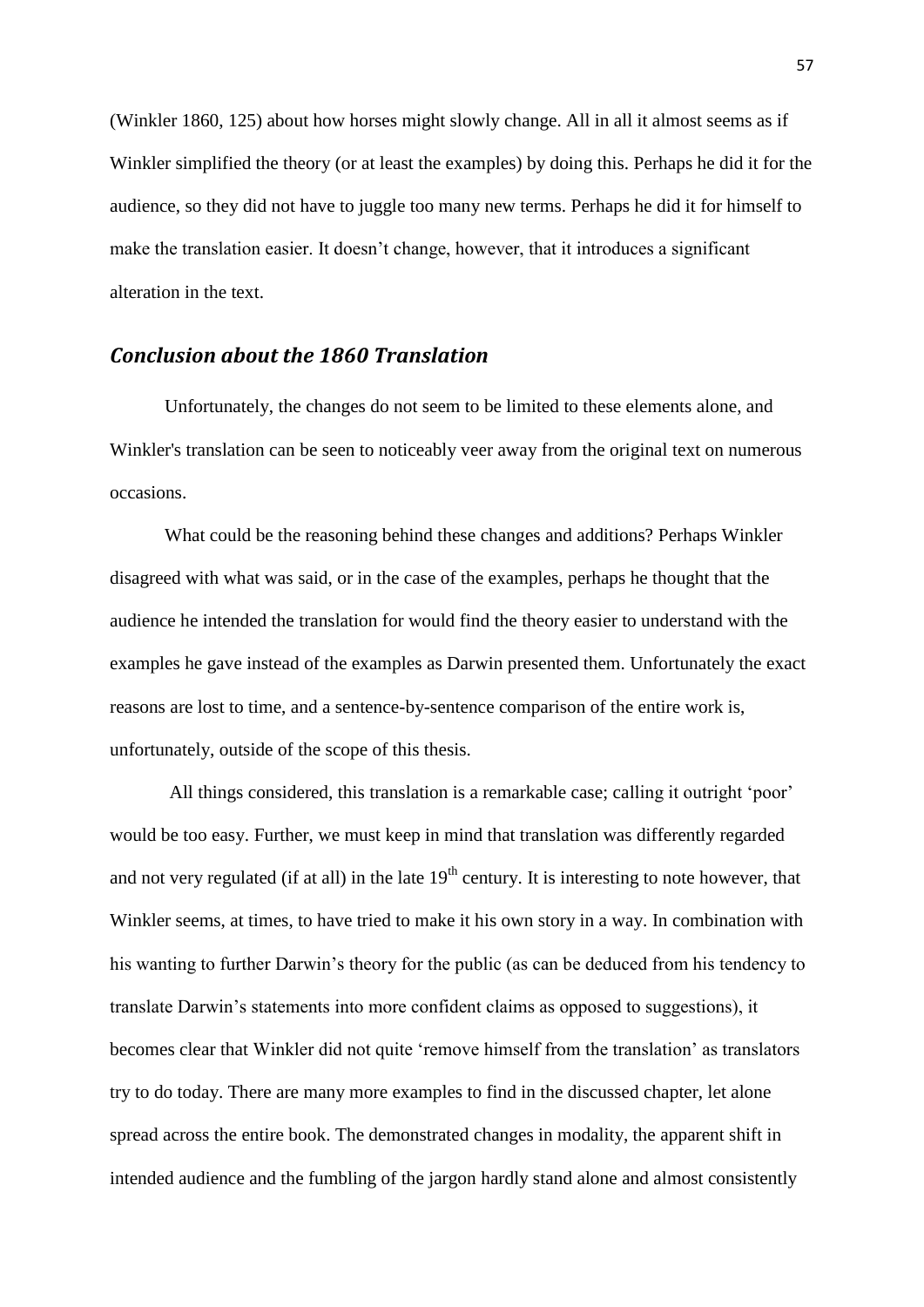(Winkler 1860, 125) about how horses might slowly change. All in all it almost seems as if Winkler simplified the theory (or at least the examples) by doing this. Perhaps he did it for the audience, so they did not have to juggle too many new terms. Perhaps he did it for himself to make the translation easier. It doesn't change, however, that it introduces a significant alteration in the text.

## *Conclusion about the 1860 Translation*

Unfortunately, the changes do not seem to be limited to these elements alone, and Winkler's translation can be seen to noticeably veer away from the original text on numerous occasions.

What could be the reasoning behind these changes and additions? Perhaps Winkler disagreed with what was said, or in the case of the examples, perhaps he thought that the audience he intended the translation for would find the theory easier to understand with the examples he gave instead of the examples as Darwin presented them. Unfortunately the exact reasons are lost to time, and a sentence-by-sentence comparison of the entire work is, unfortunately, outside of the scope of this thesis.

All things considered, this translation is a remarkable case; calling it outright 'poor' would be too easy. Further, we must keep in mind that translation was differently regarded and not very regulated (if at all) in the late 19th century. It is interesting to note however, that Winkler seems, at times, to have tried to make it his own story in a way. In combination with his wanting to further Darwin's theory for the public (as can be deduced from his tendency to translate Darwin's statements into more confident claims as opposed to suggestions), it becomes clear that Winkler did not quite 'remove himself from the translation' as translators try to do today. There are many more examples to find in the discussed chapter, let alone spread across the entire book. The demonstrated changes in modality, the apparent shift in intended audience and the fumbling of the jargon hardly stand alone and almost consistently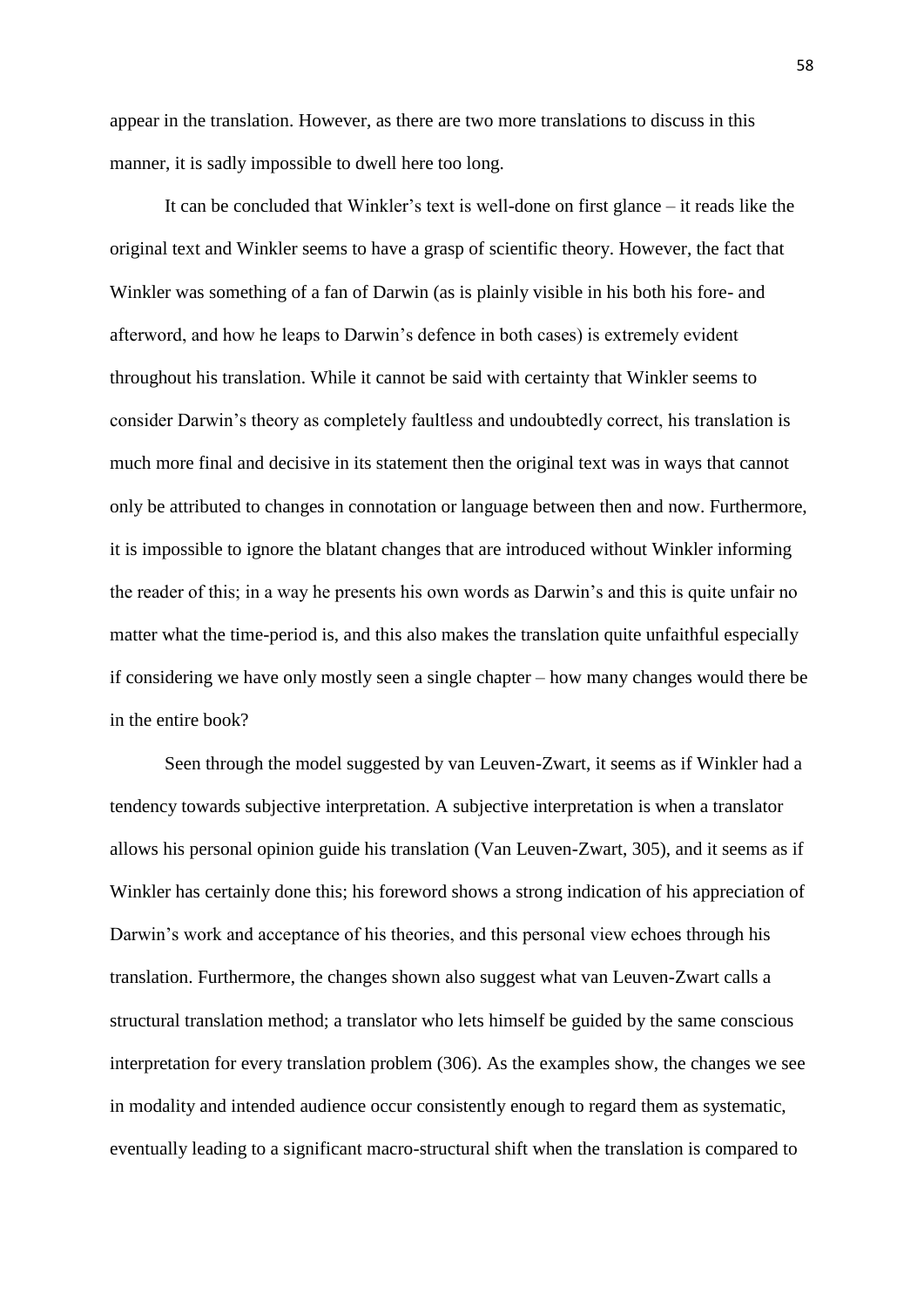appear in the translation. However, as there are two more translations to discuss in this manner, it is sadly impossible to dwell here too long.

It can be concluded that Winkler's text is well-done on first glance – it reads like the original text and Winkler seems to have a grasp of scientific theory. However, the fact that Winkler was something of a fan of Darwin (as is plainly visible in his both his fore- and afterword, and how he leaps to Darwin's defence in both cases) is extremely evident throughout his translation. While it cannot be said with certainty that Winkler seems to consider Darwin's theory as completely faultless and undoubtedly correct, his translation is much more final and decisive in its statement then the original text was in ways that cannot only be attributed to changes in connotation or language between then and now. Furthermore, it is impossible to ignore the blatant changes that are introduced without Winkler informing the reader of this; in a way he presents his own words as Darwin's and this is quite unfair no matter what the time-period is, and this also makes the translation quite unfaithful especially if considering we have only mostly seen a single chapter – how many changes would there be in the entire book?

Seen through the model suggested by van Leuven-Zwart, it seems as if Winkler had a tendency towards subjective interpretation. A subjective interpretation is when a translator allows his personal opinion guide his translation (Van Leuven-Zwart, 305), and it seems as if Winkler has certainly done this; his foreword shows a strong indication of his appreciation of Darwin's work and acceptance of his theories, and this personal view echoes through his translation. Furthermore, the changes shown also suggest what van Leuven-Zwart calls a structural translation method; a translator who lets himself be guided by the same conscious interpretation for every translation problem (306). As the examples show, the changes we see in modality and intended audience occur consistently enough to regard them as systematic, eventually leading to a significant macro-structural shift when the translation is compared to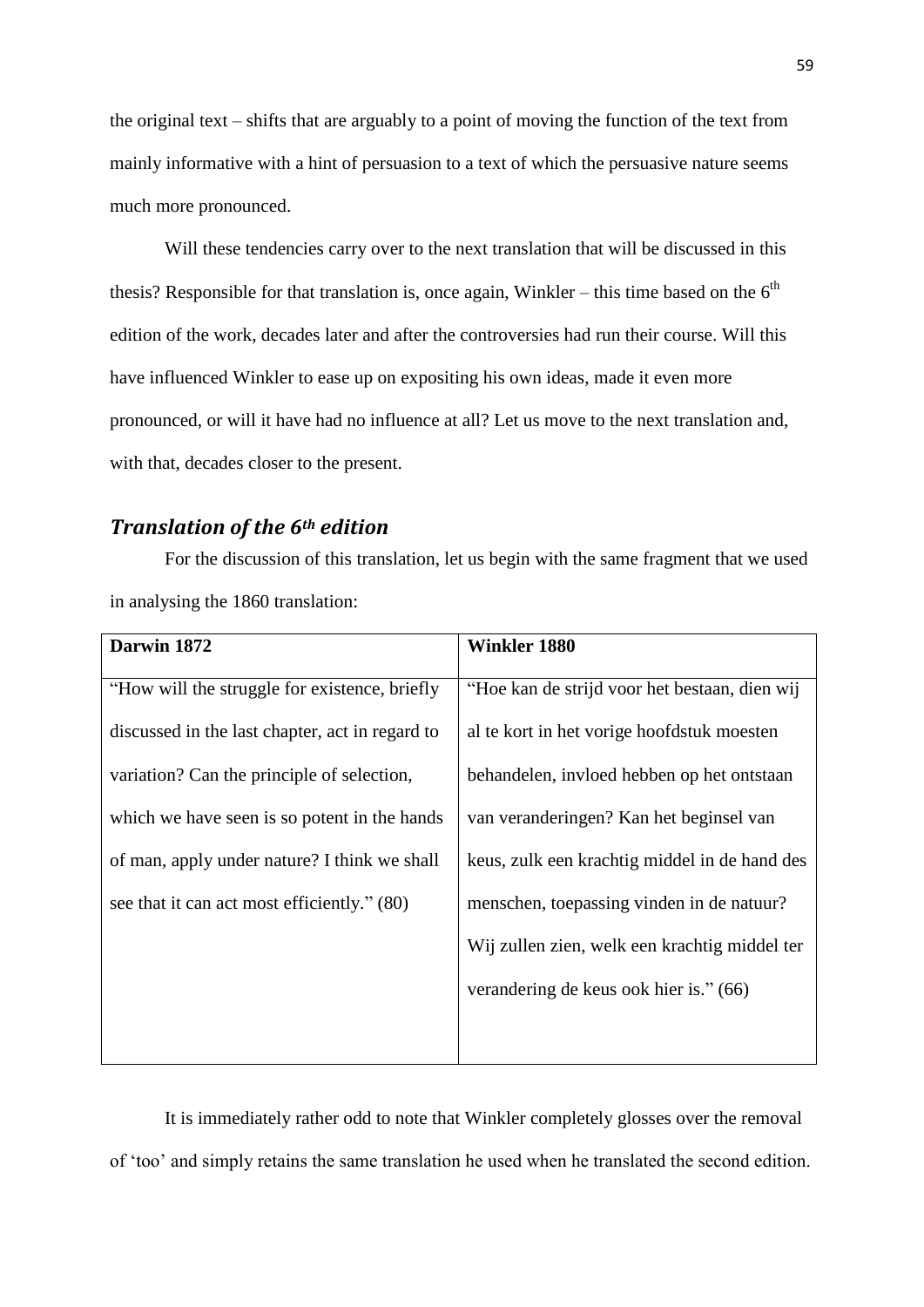the original text – shifts that are arguably to a point of moving the function of the text from mainly informative with a hint of persuasion to a text of which the persuasive nature seems much more pronounced.

Will these tendencies carry over to the next translation that will be discussed in this thesis? Responsible for that translation is, once again, Winkler – this time based on the 6th edition of the work, decades later and after the controversies had run their course. Will this have influenced Winkler to ease up on expositing his own ideas, made it even more pronounced, or will it have had no influence at all? Let us move to the next translation and, with that, decades closer to the present.

## *Translation of the 6th edition*

For the discussion of this translation, let us begin with the same fragment that we used in analysing the 1860 translation:

| **Darwin 1872** | **Winkler 1880** |
|---|---|
| "How will the struggle for existence, briefly discussed in the last chapter, act in regard to variation? Can the principle of selection, which we have seen is so potent in the hands of man, apply under nature? I think we shall see that it can act most efficiently." (80) | "Hoe kan de strijd voor het bestaan, dien wij al te kort in het vorige hoofdstuk moesten behandelen, invloed hebben op het ontstaan van veranderingen? Kan het beginsel van keus, zulk een krachtig middel in de hand des menschen, toepassing vinden in de natuur? Wij zullen zien, welk een krachtig middel ter verandering de keus ook hier is." (66) |

It is immediately rather odd to note that Winkler completely glosses over the removal of 'too' and simply retains the same translation he used when he translated the second edition.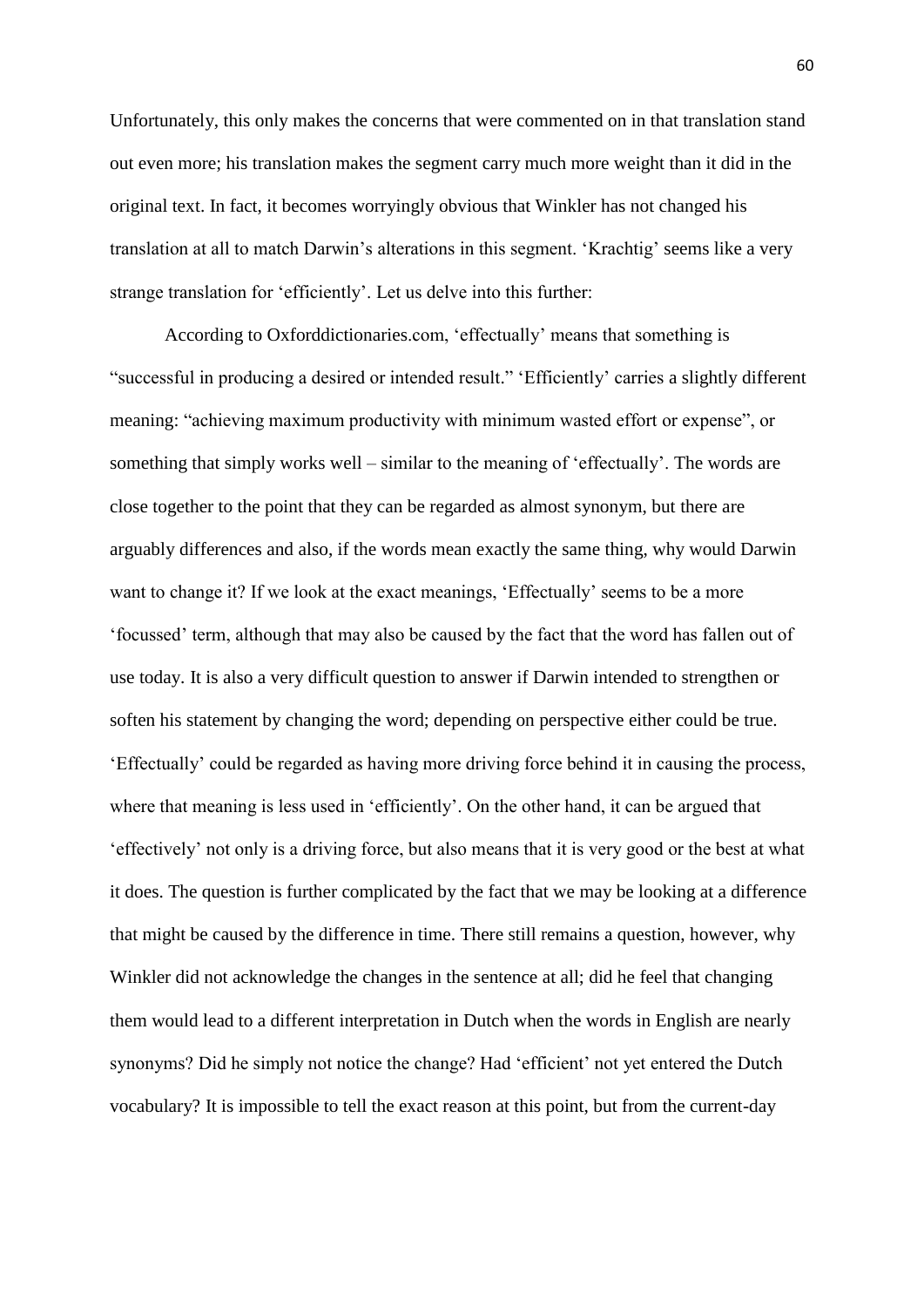Unfortunately, this only makes the concerns that were commented on in that translation stand out even more; his translation makes the segment carry much more weight than it did in the original text. In fact, it becomes worryingly obvious that Winkler has not changed his translation at all to match Darwin's alterations in this segment. 'Krachtig' seems like a very strange translation for 'efficiently'. Let us delve into this further:

According to Oxforddictionaries.com, 'effectually' means that something is "successful in producing a desired or intended result." 'Efficiently' carries a slightly different meaning: "achieving maximum productivity with minimum wasted effort or expense", or something that simply works well – similar to the meaning of 'effectually'. The words are close together to the point that they can be regarded as almost synonym, but there are arguably differences and also, if the words mean exactly the same thing, why would Darwin want to change it? If we look at the exact meanings, 'Effectually' seems to be a more 'focussed' term, although that may also be caused by the fact that the word has fallen out of use today. It is also a very difficult question to answer if Darwin intended to strengthen or soften his statement by changing the word; depending on perspective either could be true. 'Effectually' could be regarded as having more driving force behind it in causing the process, where that meaning is less used in 'efficiently'. On the other hand, it can be argued that 'effectively' not only is a driving force, but also means that it is very good or the best at what it does. The question is further complicated by the fact that we may be looking at a difference that might be caused by the difference in time. There still remains a question, however, why Winkler did not acknowledge the changes in the sentence at all; did he feel that changing them would lead to a different interpretation in Dutch when the words in English are nearly synonyms? Did he simply not notice the change? Had 'efficient' not yet entered the Dutch vocabulary? It is impossible to tell the exact reason at this point, but from the current-day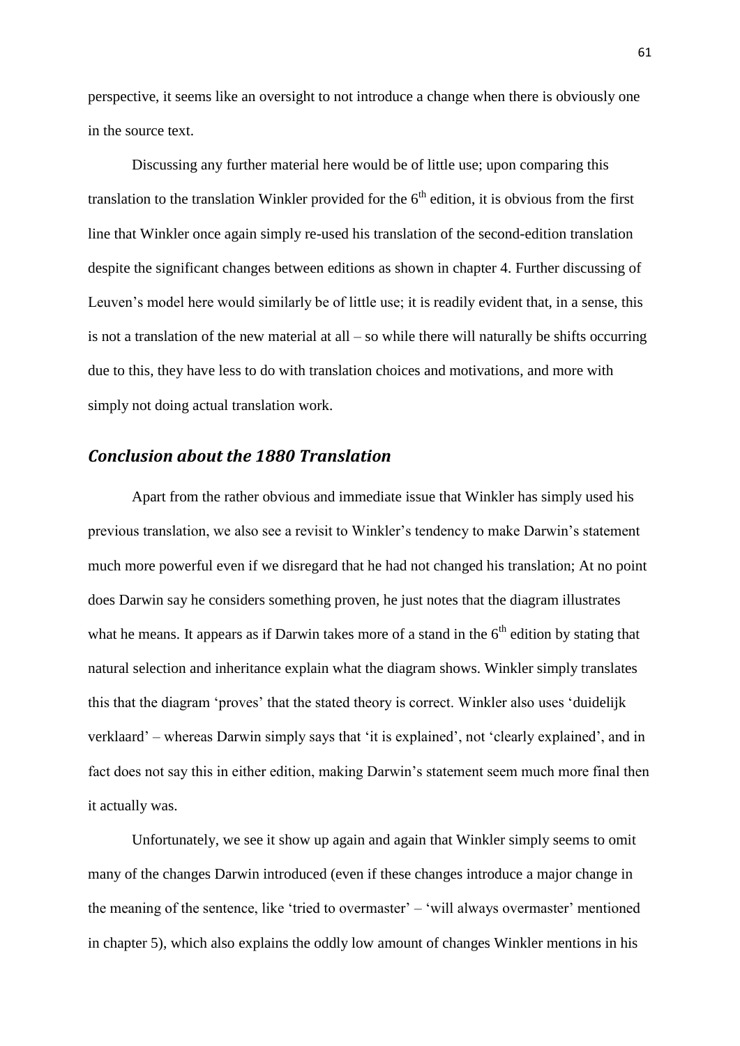perspective, it seems like an oversight to not introduce a change when there is obviously one in the source text.

Discussing any further material here would be of little use; upon comparing this translation to the translation Winkler provided for the 6th edition, it is obvious from the first line that Winkler once again simply re-used his translation of the second-edition translation despite the significant changes between editions as shown in chapter 4. Further discussing of Leuven's model here would similarly be of little use; it is readily evident that, in a sense, this is not a translation of the new material at all – so while there will naturally be shifts occurring due to this, they have less to do with translation choices and motivations, and more with simply not doing actual translation work.

## *Conclusion about the 1880 Translation*

Apart from the rather obvious and immediate issue that Winkler has simply used his previous translation, we also see a revisit to Winkler's tendency to make Darwin's statement much more powerful even if we disregard that he had not changed his translation; At no point does Darwin say he considers something proven, he just notes that the diagram illustrates what he means. It appears as if Darwin takes more of a stand in the 6th edition by stating that natural selection and inheritance explain what the diagram shows. Winkler simply translates this that the diagram 'proves' that the stated theory is correct. Winkler also uses 'duidelijk verklaard' – whereas Darwin simply says that 'it is explained', not 'clearly explained', and in fact does not say this in either edition, making Darwin's statement seem much more final then it actually was.

Unfortunately, we see it show up again and again that Winkler simply seems to omit many of the changes Darwin introduced (even if these changes introduce a major change in the meaning of the sentence, like 'tried to overmaster' – 'will always overmaster' mentioned in chapter 5), which also explains the oddly low amount of changes Winkler mentions in his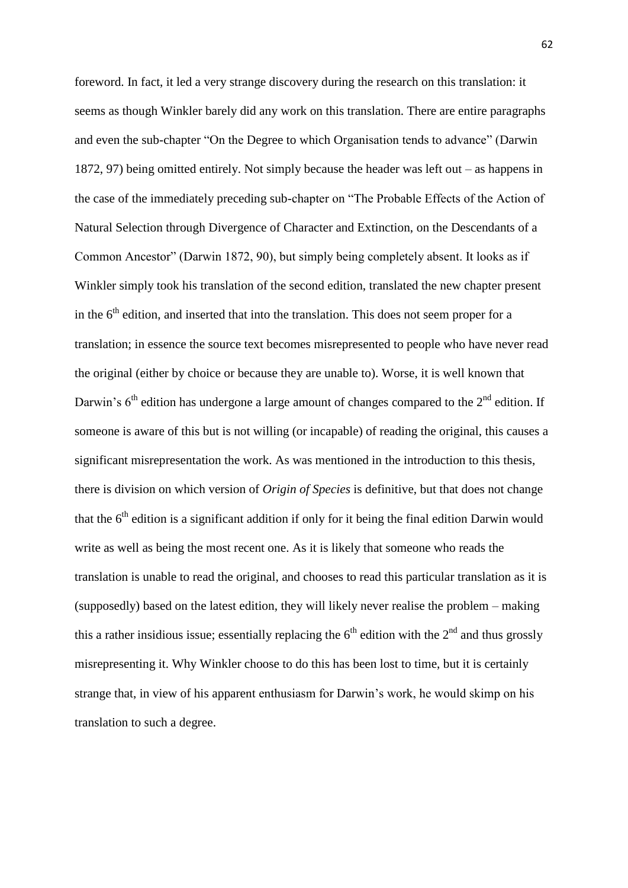foreword. In fact, it led a very strange discovery during the research on this translation: it seems as though Winkler barely did any work on this translation. There are entire paragraphs and even the sub-chapter "On the Degree to which Organisation tends to advance" (Darwin 1872, 97) being omitted entirely. Not simply because the header was left out – as happens in the case of the immediately preceding sub-chapter on "The Probable Effects of the Action of Natural Selection through Divergence of Character and Extinction, on the Descendants of a Common Ancestor" (Darwin 1872, 90), but simply being completely absent. It looks as if Winkler simply took his translation of the second edition, translated the new chapter present in the 6th edition, and inserted that into the translation. This does not seem proper for a translation; in essence the source text becomes misrepresented to people who have never read the original (either by choice or because they are unable to). Worse, it is well known that Darwin's 6th edition has undergone a large amount of changes compared to the 2nd edition. If someone is aware of this but is not willing (or incapable) of reading the original, this causes a significant misrepresentation the work. As was mentioned in the introduction to this thesis, there is division on which version of *Origin of Species* is definitive, but that does not change that the 6th edition is a significant addition if only for it being the final edition Darwin would write as well as being the most recent one. As it is likely that someone who reads the translation is unable to read the original, and chooses to read this particular translation as it is (supposedly) based on the latest edition, they will likely never realise the problem – making this a rather insidious issue; essentially replacing the 6th edition with the 2nd and thus grossly misrepresenting it. Why Winkler choose to do this has been lost to time, but it is certainly strange that, in view of his apparent enthusiasm for Darwin's work, he would skimp on his translation to such a degree.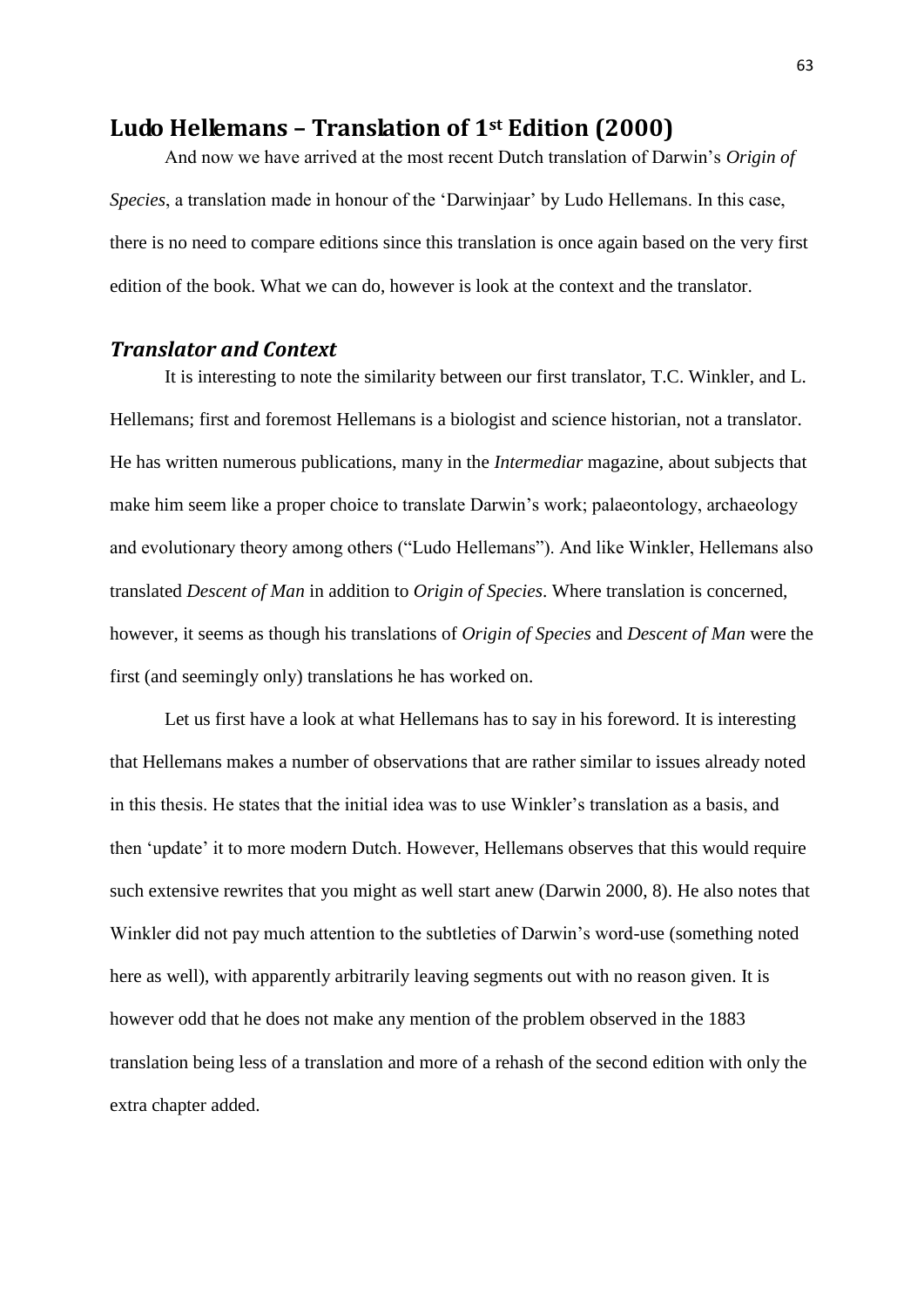## Ludo Hellemans – Translation of 1st Edition (2000)

And now we have arrived at the most recent Dutch translation of Darwin's *Origin of Species*, a translation made in honour of the 'Darwinjaar' by Ludo Hellemans. In this case, there is no need to compare editions since this translation is once again based on the very first edition of the book. What we can do, however is look at the context and the translator.

### *Translator and Context*

It is interesting to note the similarity between our first translator, T.C. Winkler, and L. Hellemans; first and foremost Hellemans is a biologist and science historian, not a translator. He has written numerous publications, many in the *Intermediar* magazine, about subjects that make him seem like a proper choice to translate Darwin's work; palaeontology, archaeology and evolutionary theory among others ("Ludo Hellemans"). And like Winkler, Hellemans also translated *Descent of Man* in addition to *Origin of Species*. Where translation is concerned, however, it seems as though his translations of *Origin of Species* and *Descent of Man* were the first (and seemingly only) translations he has worked on.

Let us first have a look at what Hellemans has to say in his foreword. It is interesting that Hellemans makes a number of observations that are rather similar to issues already noted in this thesis. He states that the initial idea was to use Winkler's translation as a basis, and then 'update' it to more modern Dutch. However, Hellemans observes that this would require such extensive rewrites that you might as well start anew (Darwin 2000, 8). He also notes that Winkler did not pay much attention to the subtleties of Darwin's word-use (something noted here as well), with apparently arbitrarily leaving segments out with no reason given. It is however odd that he does not make any mention of the problem observed in the 1883 translation being less of a translation and more of a rehash of the second edition with only the extra chapter added.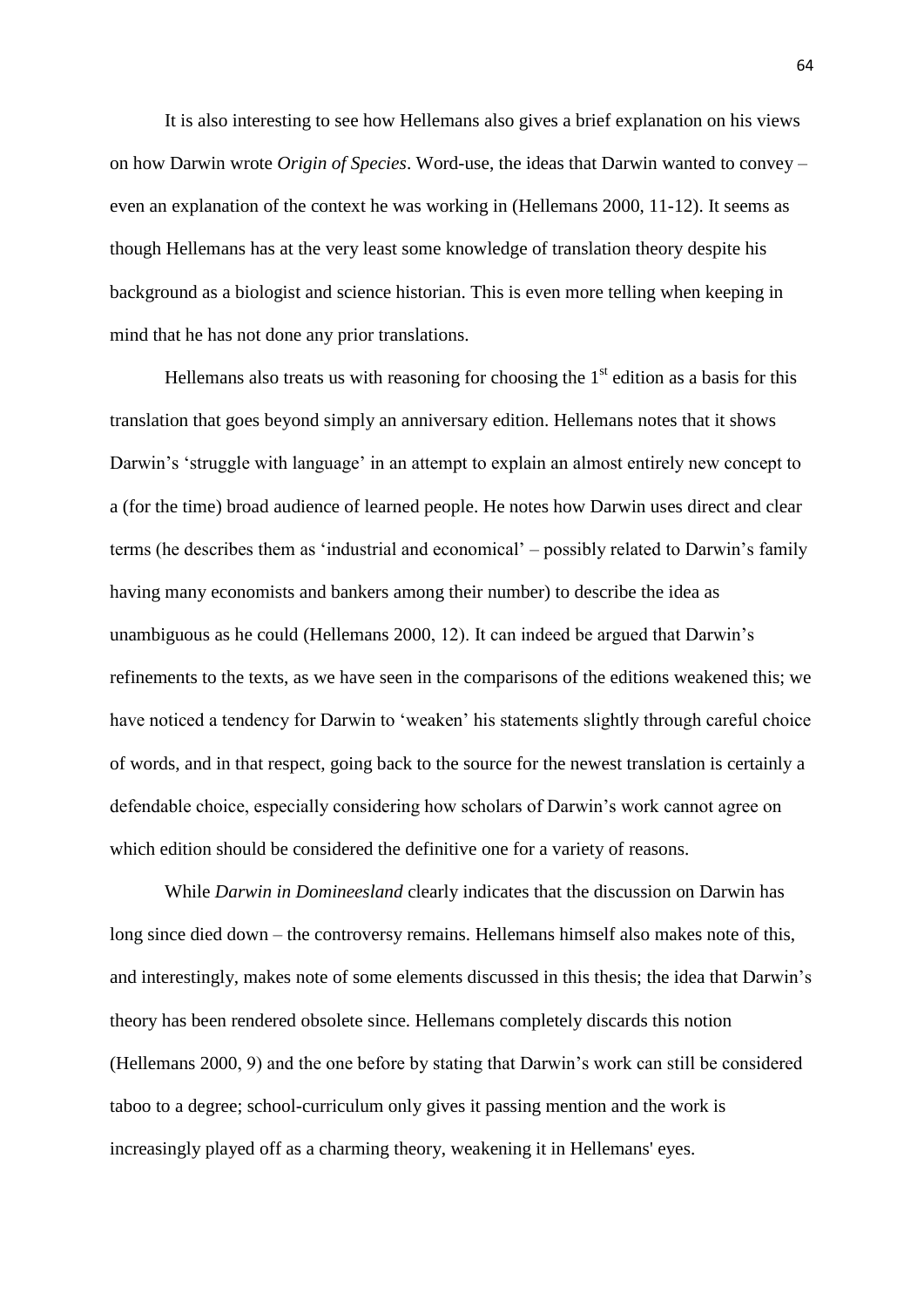It is also interesting to see how Hellemans also gives a brief explanation on his views on how Darwin wrote *Origin of Species*. Word-use, the ideas that Darwin wanted to convey – even an explanation of the context he was working in (Hellemans 2000, 11-12). It seems as though Hellemans has at the very least some knowledge of translation theory despite his background as a biologist and science historian. This is even more telling when keeping in mind that he has not done any prior translations.

Hellemans also treats us with reasoning for choosing the 1st edition as a basis for this translation that goes beyond simply an anniversary edition. Hellemans notes that it shows Darwin's 'struggle with language' in an attempt to explain an almost entirely new concept to a (for the time) broad audience of learned people. He notes how Darwin uses direct and clear terms (he describes them as 'industrial and economical' – possibly related to Darwin's family having many economists and bankers among their number) to describe the idea as unambiguous as he could (Hellemans 2000, 12). It can indeed be argued that Darwin's refinements to the texts, as we have seen in the comparisons of the editions weakened this; we have noticed a tendency for Darwin to 'weaken' his statements slightly through careful choice of words, and in that respect, going back to the source for the newest translation is certainly a defendable choice, especially considering how scholars of Darwin's work cannot agree on which edition should be considered the definitive one for a variety of reasons.

While *Darwin in Domineesland* clearly indicates that the discussion on Darwin has long since died down – the controversy remains. Hellemans himself also makes note of this, and interestingly, makes note of some elements discussed in this thesis; the idea that Darwin's theory has been rendered obsolete since. Hellemans completely discards this notion (Hellemans 2000, 9) and the one before by stating that Darwin's work can still be considered taboo to a degree; school-curriculum only gives it passing mention and the work is increasingly played off as a charming theory, weakening it in Hellemans' eyes.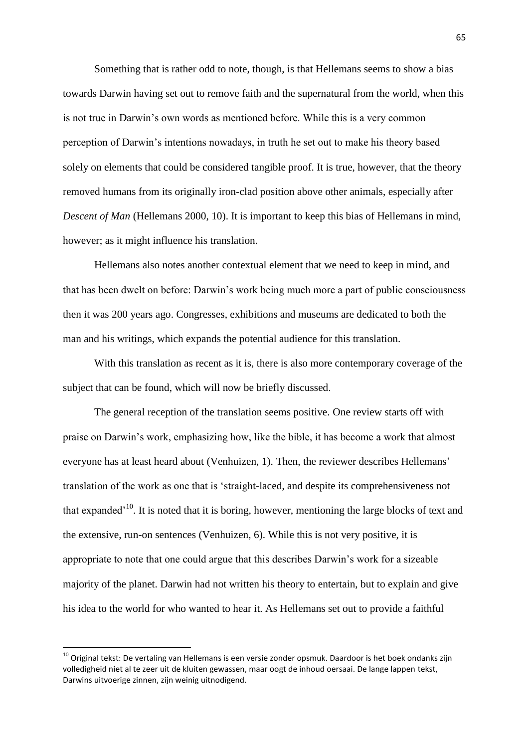Something that is rather odd to note, though, is that Hellemans seems to show a bias towards Darwin having set out to remove faith and the supernatural from the world, when this is not true in Darwin's own words as mentioned before. While this is a very common perception of Darwin's intentions nowadays, in truth he set out to make his theory based solely on elements that could be considered tangible proof. It is true, however, that the theory removed humans from its originally iron-clad position above other animals, especially after *Descent of Man* (Hellemans 2000, 10). It is important to keep this bias of Hellemans in mind, however; as it might influence his translation.

Hellemans also notes another contextual element that we need to keep in mind, and that has been dwelt on before: Darwin's work being much more a part of public consciousness then it was 200 years ago. Congresses, exhibitions and museums are dedicated to both the man and his writings, which expands the potential audience for this translation.

With this translation as recent as it is, there is also more contemporary coverage of the subject that can be found, which will now be briefly discussed.

The general reception of the translation seems positive. One review starts off with praise on Darwin's work, emphasizing how, like the bible, it has become a work that almost everyone has at least heard about (Venhuizen, 1). Then, the reviewer describes Hellemans' translation of the work as one that is 'straight-laced, and despite its comprehensiveness not that expanded'[10]. It is noted that it is boring, however, mentioning the large blocks of text and the extensive, run-on sentences (Venhuizen, 6). While this is not very positive, it is appropriate to note that one could argue that this describes Darwin's work for a sizeable majority of the planet. Darwin had not written his theory to entertain, but to explain and give his idea to the world for who wanted to hear it. As Hellemans set out to provide a faithful

---

[10] Original tekst: De vertaling van Hellemans is een versie zonder opsmuk. Daardoor is het boek ondanks zijn volledigheid niet al te zeer uit de kluiten gewassen, maar oogt de inhoud oersaai. De lange lappen tekst, Darwins uitvoerige zinnen, zijn weinig uitnodigend.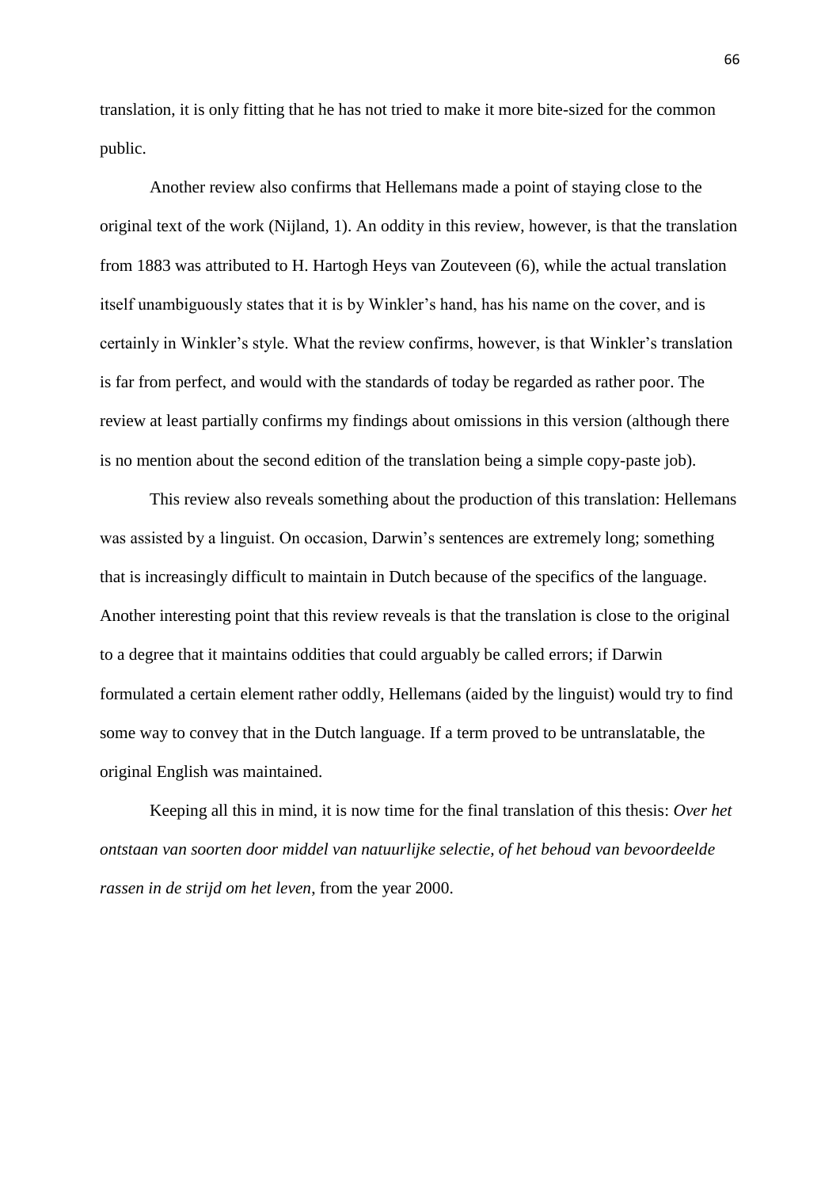translation, it is only fitting that he has not tried to make it more bite-sized for the common public.

Another review also confirms that Hellemans made a point of staying close to the original text of the work (Nijland, 1). An oddity in this review, however, is that the translation from 1883 was attributed to H. Hartogh Heys van Zouteveen (6), while the actual translation itself unambiguously states that it is by Winkler's hand, has his name on the cover, and is certainly in Winkler's style. What the review confirms, however, is that Winkler's translation is far from perfect, and would with the standards of today be regarded as rather poor. The review at least partially confirms my findings about omissions in this version (although there is no mention about the second edition of the translation being a simple copy-paste job).

This review also reveals something about the production of this translation: Hellemans was assisted by a linguist. On occasion, Darwin's sentences are extremely long; something that is increasingly difficult to maintain in Dutch because of the specifics of the language. Another interesting point that this review reveals is that the translation is close to the original to a degree that it maintains oddities that could arguably be called errors; if Darwin formulated a certain element rather oddly, Hellemans (aided by the linguist) would try to find some way to convey that in the Dutch language. If a term proved to be untranslatable, the original English was maintained.

Keeping all this in mind, it is now time for the final translation of this thesis: *Over het ontstaan van soorten door middel van natuurlijke selectie, of het behoud van bevoordeelde rassen in de strijd om het leven*, from the year 2000.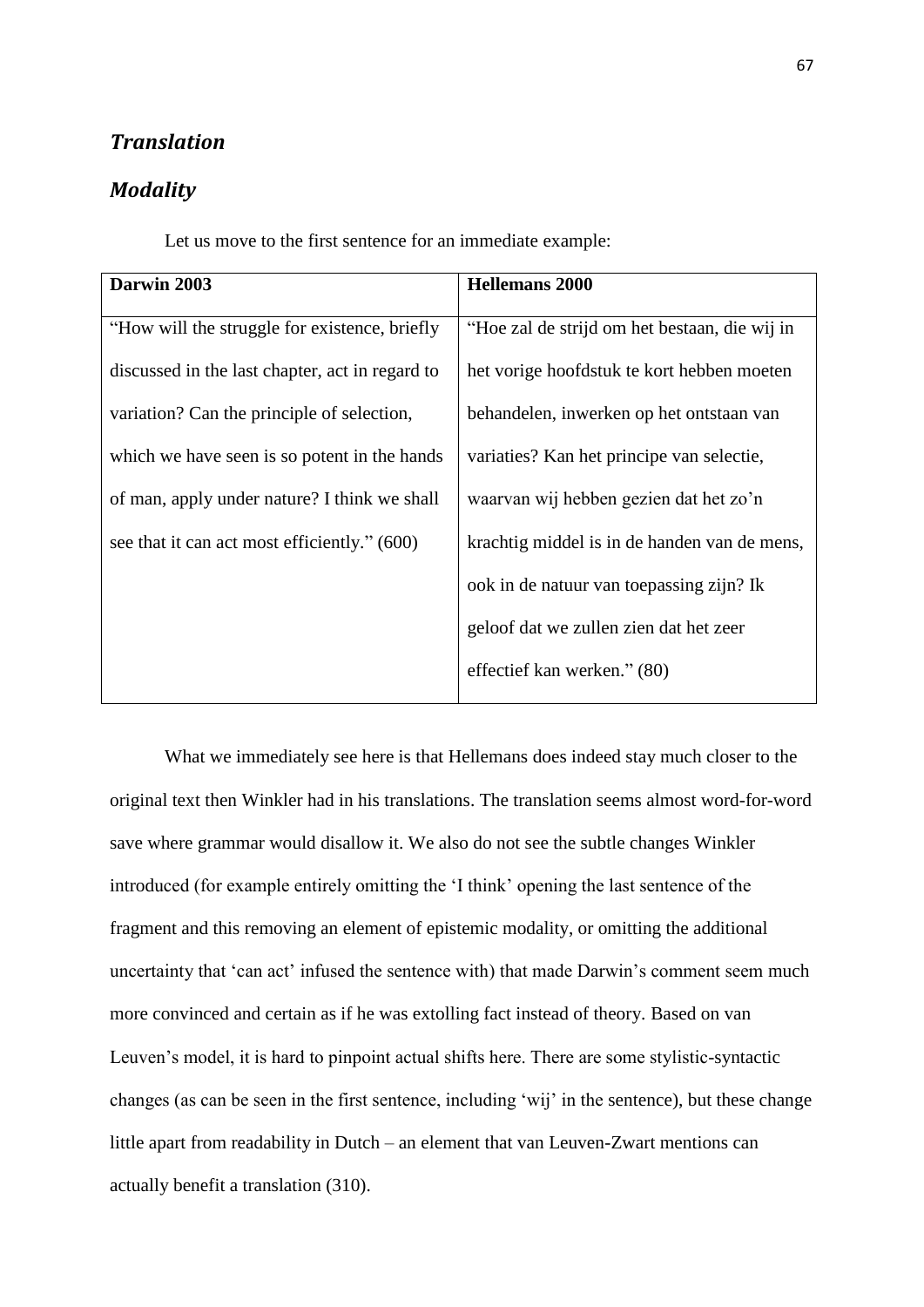## *Translation*

## *Modality*

Let us move to the first sentence for an immediate example:

| **Darwin 2003** | **Hellemans 2000** |
|---|---|
| "How will the struggle for existence, briefly discussed in the last chapter, act in regard to variation? Can the principle of selection, which we have seen is so potent in the hands of man, apply under nature? I think we shall see that it can act most efficiently." (600) | "Hoe zal de strijd om het bestaan, die wij in het vorige hoofdstuk te kort hebben moeten behandelen, inwerken op het ontstaan van variaties? Kan het principe van selectie, waarvan wij hebben gezien dat het zo'n krachtig middel is in de handen van de mens, ook in de natuur van toepassing zijn? Ik geloof dat we zullen zien dat het zeer effectief kan werken." (80) |

What we immediately see here is that Hellemans does indeed stay much closer to the original text then Winkler had in his translations. The translation seems almost word-for-word save where grammar would disallow it. We also do not see the subtle changes Winkler introduced (for example entirely omitting the 'I think' opening the last sentence of the fragment and this removing an element of epistemic modality, or omitting the additional uncertainty that 'can act' infused the sentence with) that made Darwin's comment seem much more convinced and certain as if he was extolling fact instead of theory. Based on van Leuven's model, it is hard to pinpoint actual shifts here. There are some stylistic-syntactic changes (as can be seen in the first sentence, including 'wij' in the sentence), but these change little apart from readability in Dutch – an element that van Leuven-Zwart mentions can actually benefit a translation (310).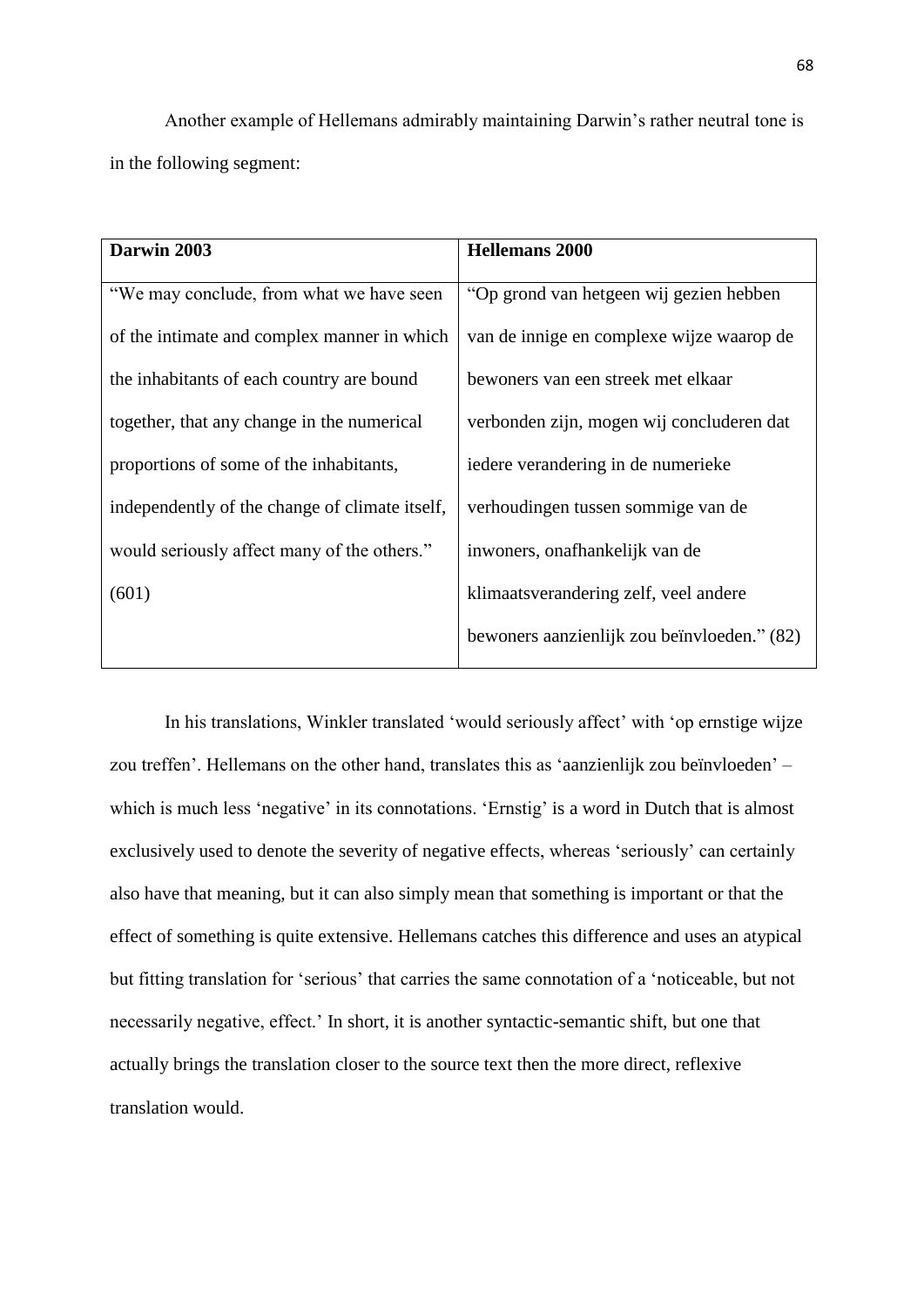Another example of Hellemans admirably maintaining Darwin's rather neutral tone is in the following segment:

| **Darwin 2003** | **Hellemans 2000** |
|---|---|
| "We may conclude, from what we have seen of the intimate and complex manner in which the inhabitants of each country are bound together, that any change in the numerical proportions of some of the inhabitants, independently of the change of climate itself, would seriously affect many of the others." (601) | "Op grond van hetgeen wij gezien hebben van de innige en complexe wijze waarop de bewoners van een streek met elkaar verbonden zijn, mogen wij concluderen dat iedere verandering in de numerieke verhoudingen tussen sommige van de inwoners, onafhankelijk van de klimaatsverandering zelf, veel andere bewoners aanzienlijk zou beïnvloeden." (82) |

In his translations, Winkler translated 'would seriously affect' with 'op ernstige wijze zou treffen'. Hellemans on the other hand, translates this as 'aanzienlijk zou beïnvloeden' – which is much less 'negative' in its connotations. 'Ernstig' is a word in Dutch that is almost exclusively used to denote the severity of negative effects, whereas 'seriously' can certainly also have that meaning, but it can also simply mean that something is important or that the effect of something is quite extensive. Hellemans catches this difference and uses an atypical but fitting translation for 'serious' that carries the same connotation of a 'noticeable, but not necessarily negative, effect.' In short, it is another syntactic-semantic shift, but one that actually brings the translation closer to the source text then the more direct, reflexive translation would.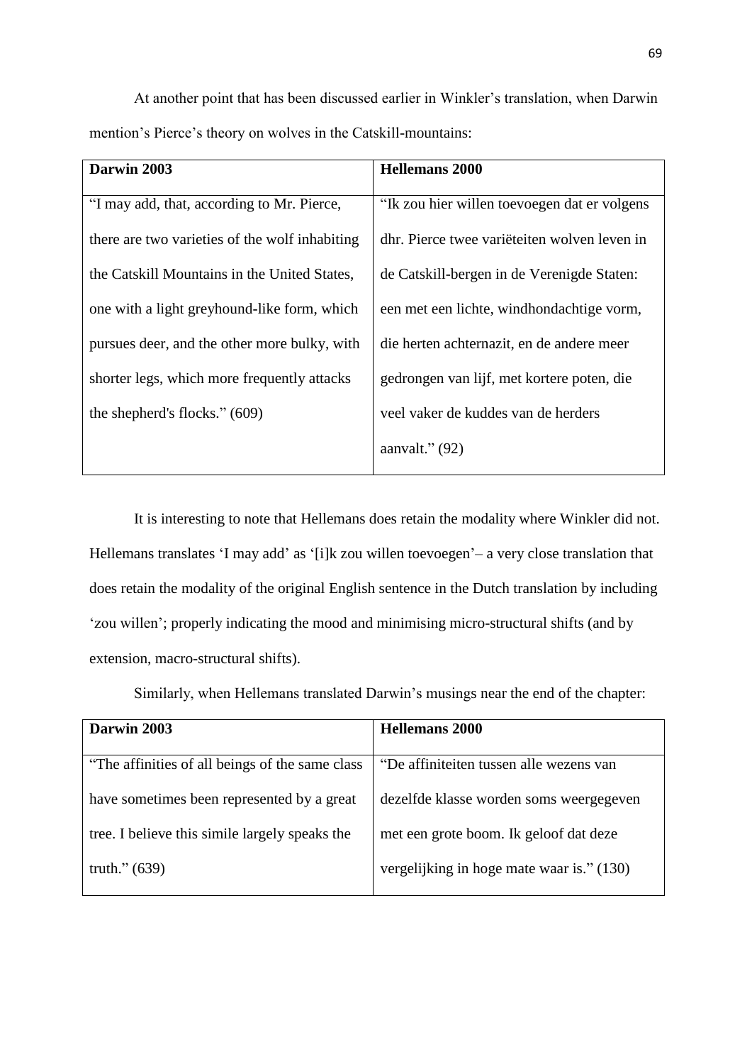At another point that has been discussed earlier in Winkler's translation, when Darwin mention's Pierce's theory on wolves in the Catskill-mountains:

| **Darwin 2003** | **Hellemans 2000** |
|---|---|
| "I may add, that, according to Mr. Pierce, there are two varieties of the wolf inhabiting the Catskill Mountains in the United States, one with a light greyhound-like form, which pursues deer, and the other more bulky, with shorter legs, which more frequently attacks the shepherd's flocks." (609) | "Ik zou hier willen toevoegen dat er volgens dhr. Pierce twee variëteiten wolven leven in de Catskill-bergen in de Verenigde Staten: een met een lichte, windhondachtige vorm, die herten achternazit, en de andere meer gedrongen van lijf, met kortere poten, die veel vaker de kuddes van de herders aanvalt." (92) |

It is interesting to note that Hellemans does retain the modality where Winkler did not. Hellemans translates 'I may add' as '[i]k zou willen toevoegen'– a very close translation that does retain the modality of the original English sentence in the Dutch translation by including 'zou willen'; properly indicating the mood and minimising micro-structural shifts (and by extension, macro-structural shifts).

Similarly, when Hellemans translated Darwin's musings near the end of the chapter:

| **Darwin 2003** | **Hellemans 2000** |
|---|---|
| "The affinities of all beings of the same class have sometimes been represented by a great tree. I believe this simile largely speaks the truth." (639) | "De affiniteiten tussen alle wezens van dezelfde klasse worden soms weergegeven met een grote boom. Ik geloof dat deze vergelijking in hoge mate waar is." (130) |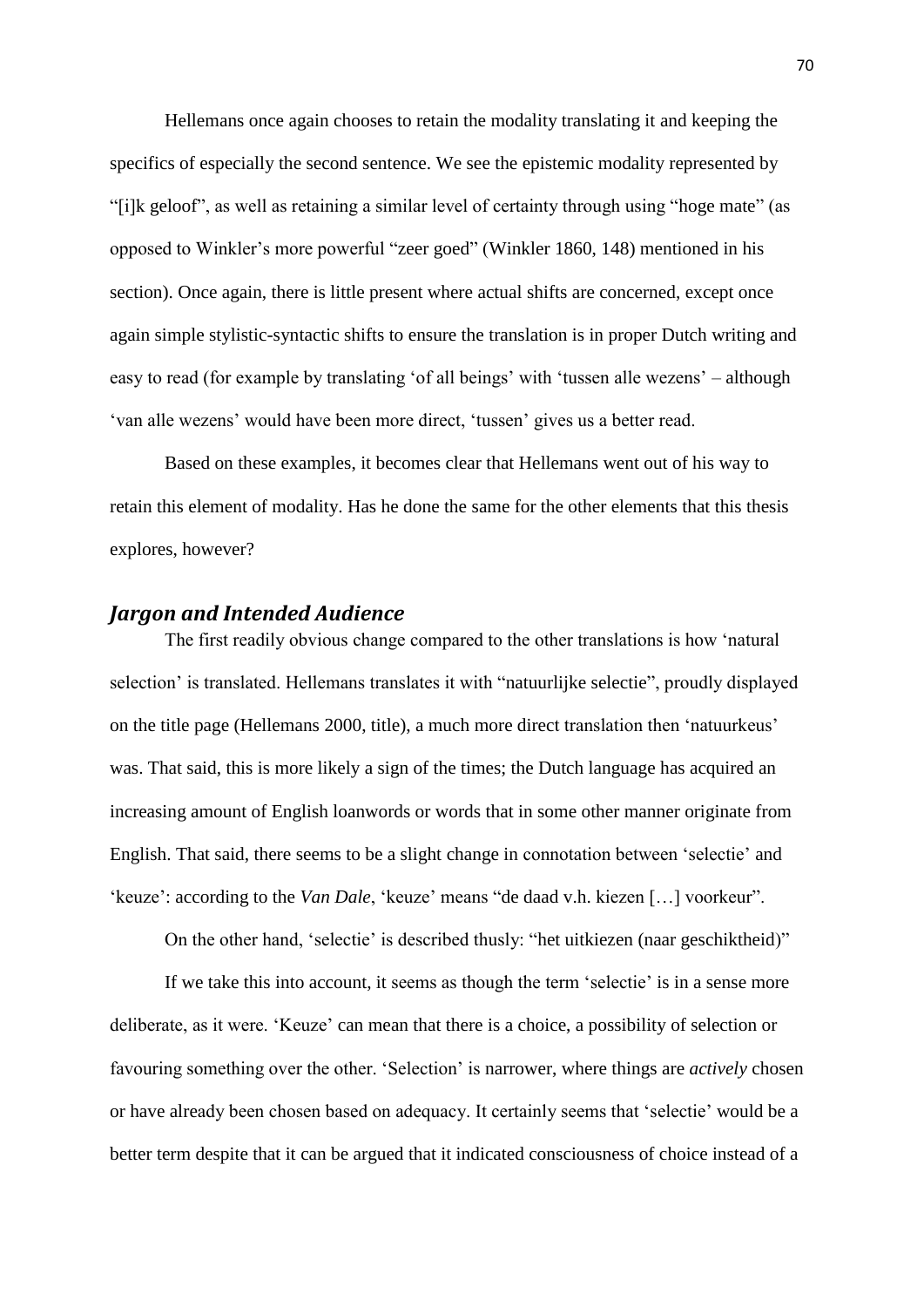Hellemans once again chooses to retain the modality translating it and keeping the specifics of especially the second sentence. We see the epistemic modality represented by "[i]k geloof", as well as retaining a similar level of certainty through using "hoge mate" (as opposed to Winkler's more powerful "zeer goed" (Winkler 1860, 148) mentioned in his section). Once again, there is little present where actual shifts are concerned, except once again simple stylistic-syntactic shifts to ensure the translation is in proper Dutch writing and easy to read (for example by translating 'of all beings' with 'tussen alle wezens' – although 'van alle wezens' would have been more direct, 'tussen' gives us a better read.

Based on these examples, it becomes clear that Hellemans went out of his way to retain this element of modality. Has he done the same for the other elements that this thesis explores, however?

### *Jargon and Intended Audience*

The first readily obvious change compared to the other translations is how 'natural selection' is translated. Hellemans translates it with "natuurlijke selectie", proudly displayed on the title page (Hellemans 2000, title), a much more direct translation then 'natuurkeus' was. That said, this is more likely a sign of the times; the Dutch language has acquired an increasing amount of English loanwords or words that in some other manner originate from English. That said, there seems to be a slight change in connotation between 'selectie' and 'keuze': according to the *Van Dale*, 'keuze' means "de daad v.h. kiezen […] voorkeur".

On the other hand, 'selectie' is described thusly: "het uitkiezen (naar geschiktheid)"

If we take this into account, it seems as though the term 'selectie' is in a sense more deliberate, as it were. 'Keuze' can mean that there is a choice, a possibility of selection or favouring something over the other. 'Selection' is narrower, where things are *actively* chosen or have already been chosen based on adequacy. It certainly seems that 'selectie' would be a better term despite that it can be argued that it indicated consciousness of choice instead of a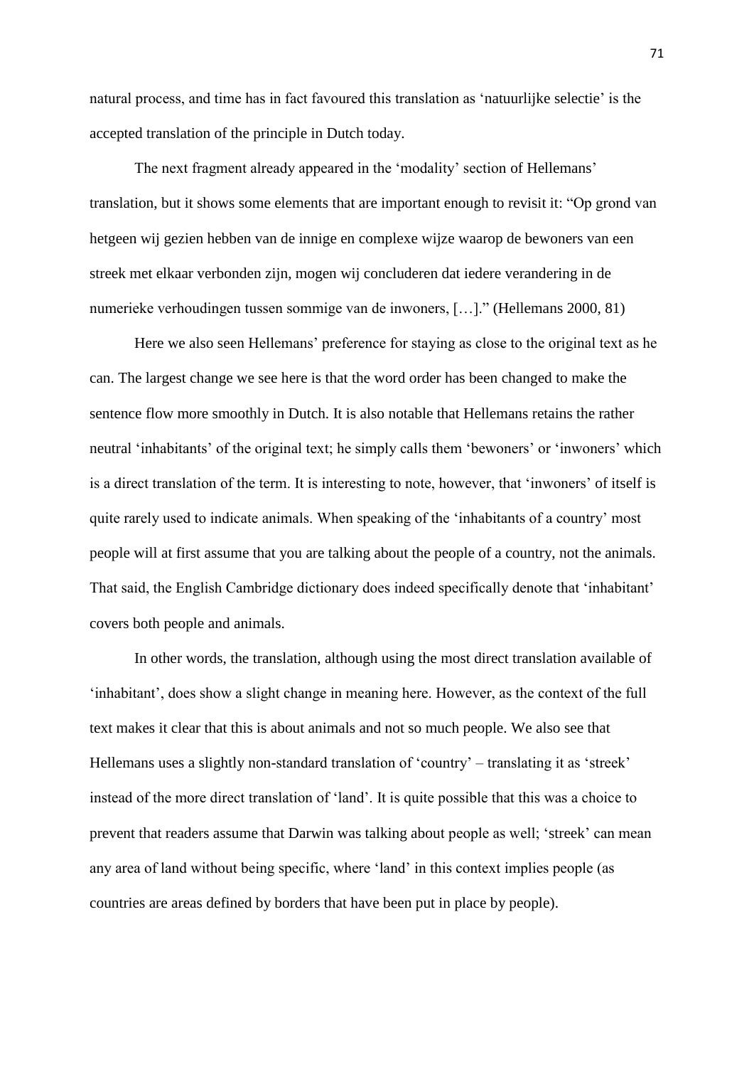natural process, and time has in fact favoured this translation as 'natuurlijke selectie' is the accepted translation of the principle in Dutch today.

The next fragment already appeared in the 'modality' section of Hellemans' translation, but it shows some elements that are important enough to revisit it: "Op grond van hetgeen wij gezien hebben van de innige en complexe wijze waarop de bewoners van een streek met elkaar verbonden zijn, mogen wij concluderen dat iedere verandering in de numerieke verhoudingen tussen sommige van de inwoners, […]." (Hellemans 2000, 81)

Here we also seen Hellemans' preference for staying as close to the original text as he can. The largest change we see here is that the word order has been changed to make the sentence flow more smoothly in Dutch. It is also notable that Hellemans retains the rather neutral 'inhabitants' of the original text; he simply calls them 'bewoners' or 'inwoners' which is a direct translation of the term. It is interesting to note, however, that 'inwoners' of itself is quite rarely used to indicate animals. When speaking of the 'inhabitants of a country' most people will at first assume that you are talking about the people of a country, not the animals. That said, the English Cambridge dictionary does indeed specifically denote that 'inhabitant' covers both people and animals.

In other words, the translation, although using the most direct translation available of 'inhabitant', does show a slight change in meaning here. However, as the context of the full text makes it clear that this is about animals and not so much people. We also see that Hellemans uses a slightly non-standard translation of 'country' – translating it as 'streek' instead of the more direct translation of 'land'. It is quite possible that this was a choice to prevent that readers assume that Darwin was talking about people as well; 'streek' can mean any area of land without being specific, where 'land' in this context implies people (as countries are areas defined by borders that have been put in place by people).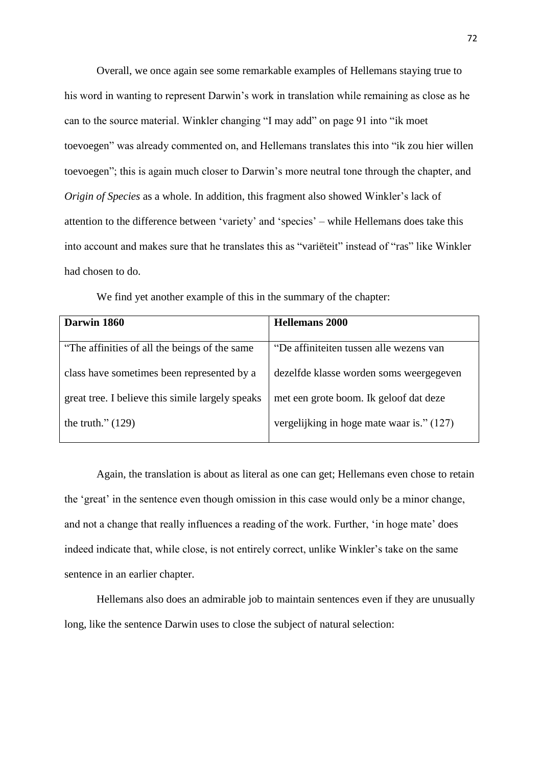Overall, we once again see some remarkable examples of Hellemans staying true to his word in wanting to represent Darwin's work in translation while remaining as close as he can to the source material. Winkler changing "I may add" on page 91 into "ik moet toevoegen" was already commented on, and Hellemans translates this into "ik zou hier willen toevoegen"; this is again much closer to Darwin's more neutral tone through the chapter, and *Origin of Species* as a whole. In addition, this fragment also showed Winkler's lack of attention to the difference between 'variety' and 'species' – while Hellemans does take this into account and makes sure that he translates this as "variëteit" instead of "ras" like Winkler had chosen to do.

We find yet another example of this in the summary of the chapter:

| **Darwin 1860** | **Hellemans 2000** |
| --- | --- |
| "The affinities of all the beings of the same class have sometimes been represented by a great tree. I believe this simile largely speaks the truth." (129) | "De affiniteiten tussen alle wezens van dezelfde klasse worden soms weergegeven met een grote boom. Ik geloof dat deze vergelijking in hoge mate waar is." (127) |

Again, the translation is about as literal as one can get; Hellemans even chose to retain the 'great' in the sentence even though omission in this case would only be a minor change, and not a change that really influences a reading of the work. Further, 'in hoge mate' does indeed indicate that, while close, is not entirely correct, unlike Winkler's take on the same sentence in an earlier chapter.

Hellemans also does an admirable job to maintain sentences even if they are unusually long, like the sentence Darwin uses to close the subject of natural selection: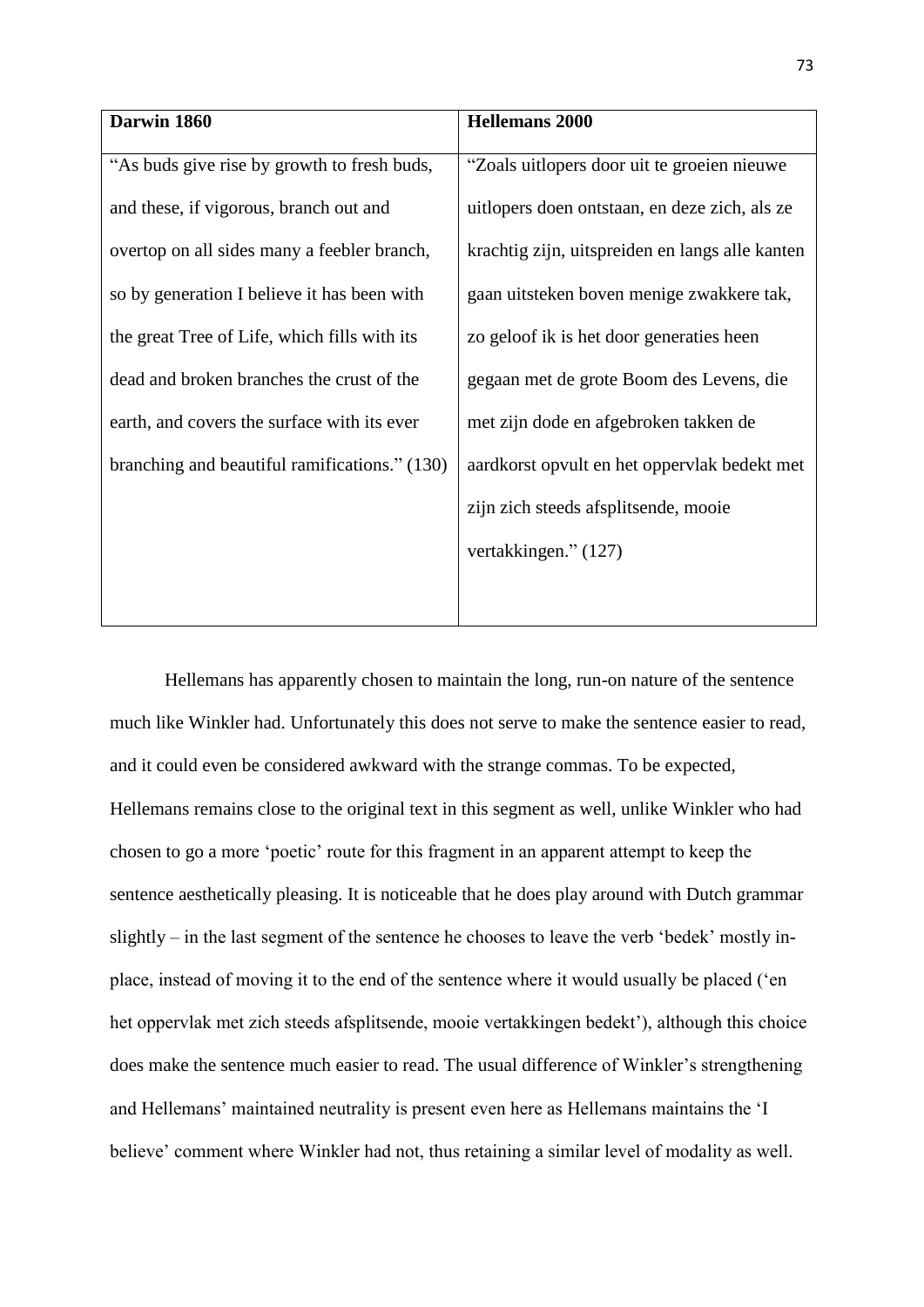| Darwin 1860 | Hellemans 2000 |
| --- | --- |
| "As buds give rise by growth to fresh buds, and these, if vigorous, branch out and overtop on all sides many a feebler branch, so by generation I believe it has been with the great Tree of Life, which fills with its dead and broken branches the crust of the earth, and covers the surface with its ever branching and beautiful ramifications." (130) | "Zoals uitlopers door uit te groeien nieuwe uitlopers doen ontstaan, en deze zich, als ze krachtig zijn, uitspreiden en langs alle kanten gaan uitsteken boven menige zwakkere tak, zo geloof ik is het door generaties heen gegaan met de grote Boom des Levens, die met zijn dode en afgebroken takken de aardkorst opvult en het oppervlak bedekt met zijn zich steeds afsplitsende, mooie vertakkingen." (127) |

Hellemans has apparently chosen to maintain the long, run-on nature of the sentence much like Winkler had. Unfortunately this does not serve to make the sentence easier to read, and it could even be considered awkward with the strange commas. To be expected, Hellemans remains close to the original text in this segment as well, unlike Winkler who had chosen to go a more 'poetic' route for this fragment in an apparent attempt to keep the sentence aesthetically pleasing. It is noticeable that he does play around with Dutch grammar slightly – in the last segment of the sentence he chooses to leave the verb 'bedek' mostly in-place, instead of moving it to the end of the sentence where it would usually be placed ('en het oppervlak met zich steeds afsplitsende, mooie vertakkingen bedekt'), although this choice does make the sentence much easier to read. The usual difference of Winkler's strengthening and Hellemans' maintained neutrality is present even here as Hellemans maintains the 'I believe' comment where Winkler had not, thus retaining a similar level of modality as well.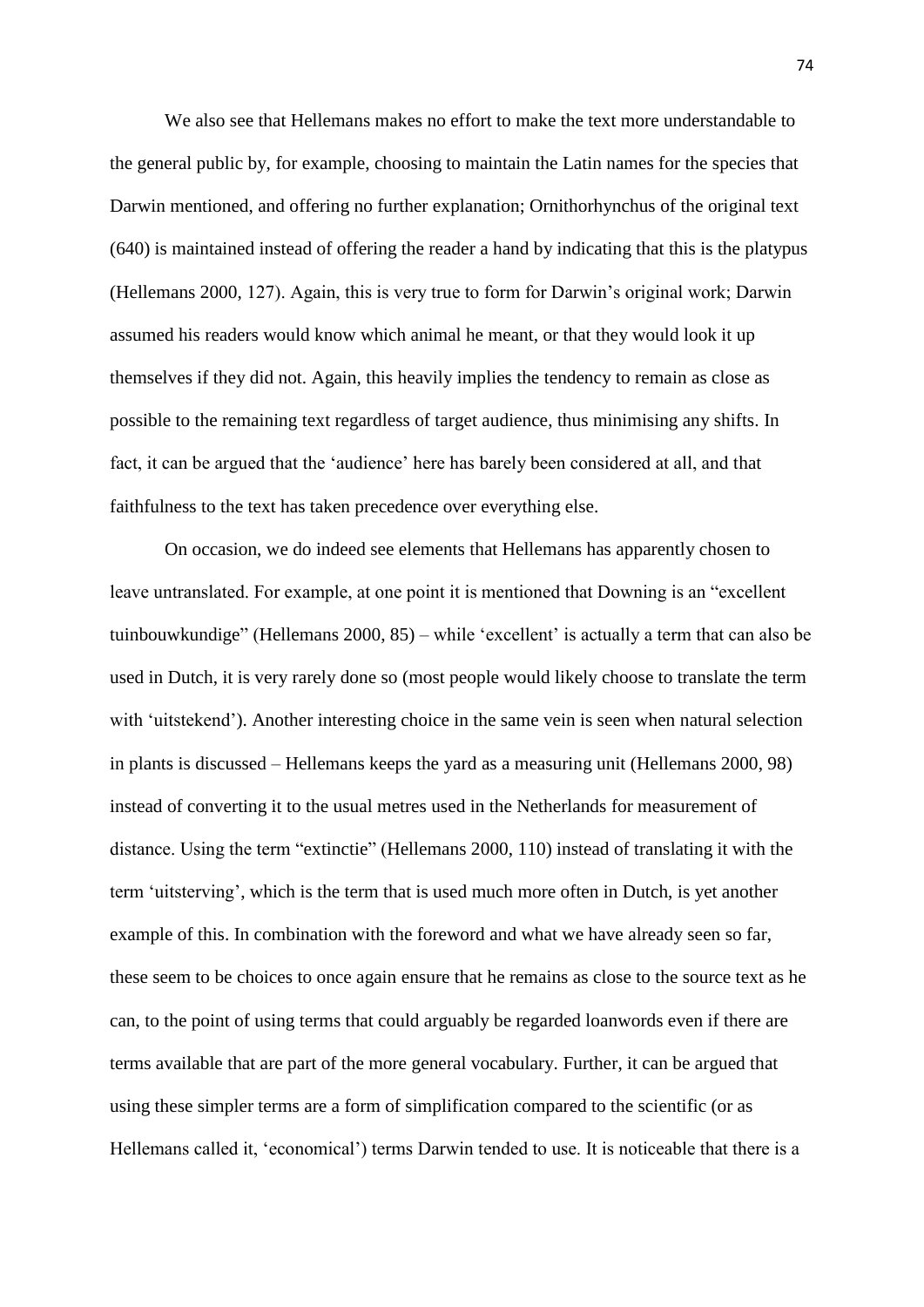We also see that Hellemans makes no effort to make the text more understandable to the general public by, for example, choosing to maintain the Latin names for the species that Darwin mentioned, and offering no further explanation; Ornithorhynchus of the original text (640) is maintained instead of offering the reader a hand by indicating that this is the platypus (Hellemans 2000, 127). Again, this is very true to form for Darwin's original work; Darwin assumed his readers would know which animal he meant, or that they would look it up themselves if they did not. Again, this heavily implies the tendency to remain as close as possible to the remaining text regardless of target audience, thus minimising any shifts. In fact, it can be argued that the 'audience' here has barely been considered at all, and that faithfulness to the text has taken precedence over everything else.

On occasion, we do indeed see elements that Hellemans has apparently chosen to leave untranslated. For example, at one point it is mentioned that Downing is an "excellent tuinbouwkundige" (Hellemans 2000, 85) – while 'excellent' is actually a term that can also be used in Dutch, it is very rarely done so (most people would likely choose to translate the term with 'uitstekend'). Another interesting choice in the same vein is seen when natural selection in plants is discussed – Hellemans keeps the yard as a measuring unit (Hellemans 2000, 98) instead of converting it to the usual metres used in the Netherlands for measurement of distance. Using the term "extinctie" (Hellemans 2000, 110) instead of translating it with the term 'uitsterving', which is the term that is used much more often in Dutch, is yet another example of this. In combination with the foreword and what we have already seen so far, these seem to be choices to once again ensure that he remains as close to the source text as he can, to the point of using terms that could arguably be regarded loanwords even if there are terms available that are part of the more general vocabulary. Further, it can be argued that using these simpler terms are a form of simplification compared to the scientific (or as Hellemans called it, 'economical') terms Darwin tended to use. It is noticeable that there is a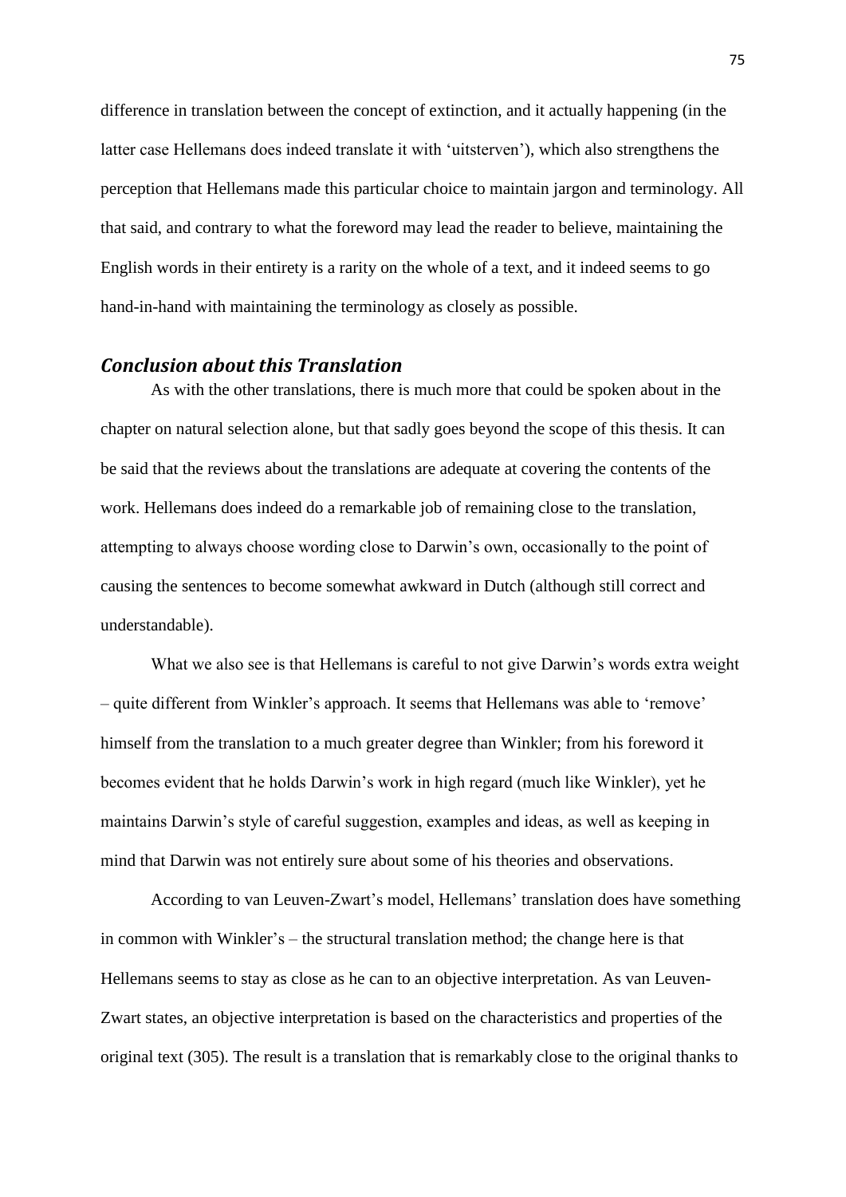difference in translation between the concept of extinction, and it actually happening (in the latter case Hellemans does indeed translate it with 'uitsterven'), which also strengthens the perception that Hellemans made this particular choice to maintain jargon and terminology. All that said, and contrary to what the foreword may lead the reader to believe, maintaining the English words in their entirety is a rarity on the whole of a text, and it indeed seems to go hand-in-hand with maintaining the terminology as closely as possible.

### *Conclusion about this Translation*

As with the other translations, there is much more that could be spoken about in the chapter on natural selection alone, but that sadly goes beyond the scope of this thesis. It can be said that the reviews about the translations are adequate at covering the contents of the work. Hellemans does indeed do a remarkable job of remaining close to the translation, attempting to always choose wording close to Darwin's own, occasionally to the point of causing the sentences to become somewhat awkward in Dutch (although still correct and understandable).

What we also see is that Hellemans is careful to not give Darwin's words extra weight – quite different from Winkler's approach. It seems that Hellemans was able to 'remove' himself from the translation to a much greater degree than Winkler; from his foreword it becomes evident that he holds Darwin's work in high regard (much like Winkler), yet he maintains Darwin's style of careful suggestion, examples and ideas, as well as keeping in mind that Darwin was not entirely sure about some of his theories and observations.

According to van Leuven-Zwart's model, Hellemans' translation does have something in common with Winkler's – the structural translation method; the change here is that Hellemans seems to stay as close as he can to an objective interpretation. As van Leuven-Zwart states, an objective interpretation is based on the characteristics and properties of the original text (305). The result is a translation that is remarkably close to the original thanks to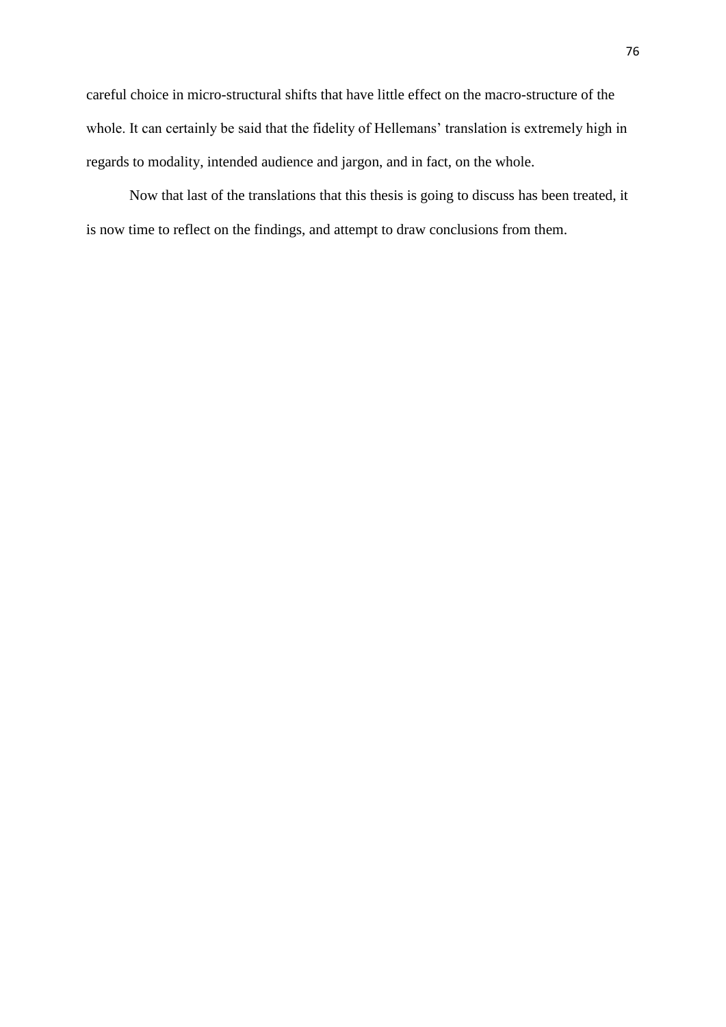careful choice in micro-structural shifts that have little effect on the macro-structure of the whole. It can certainly be said that the fidelity of Hellemans' translation is extremely high in regards to modality, intended audience and jargon, and in fact, on the whole.

Now that last of the translations that this thesis is going to discuss has been treated, it is now time to reflect on the findings, and attempt to draw conclusions from them.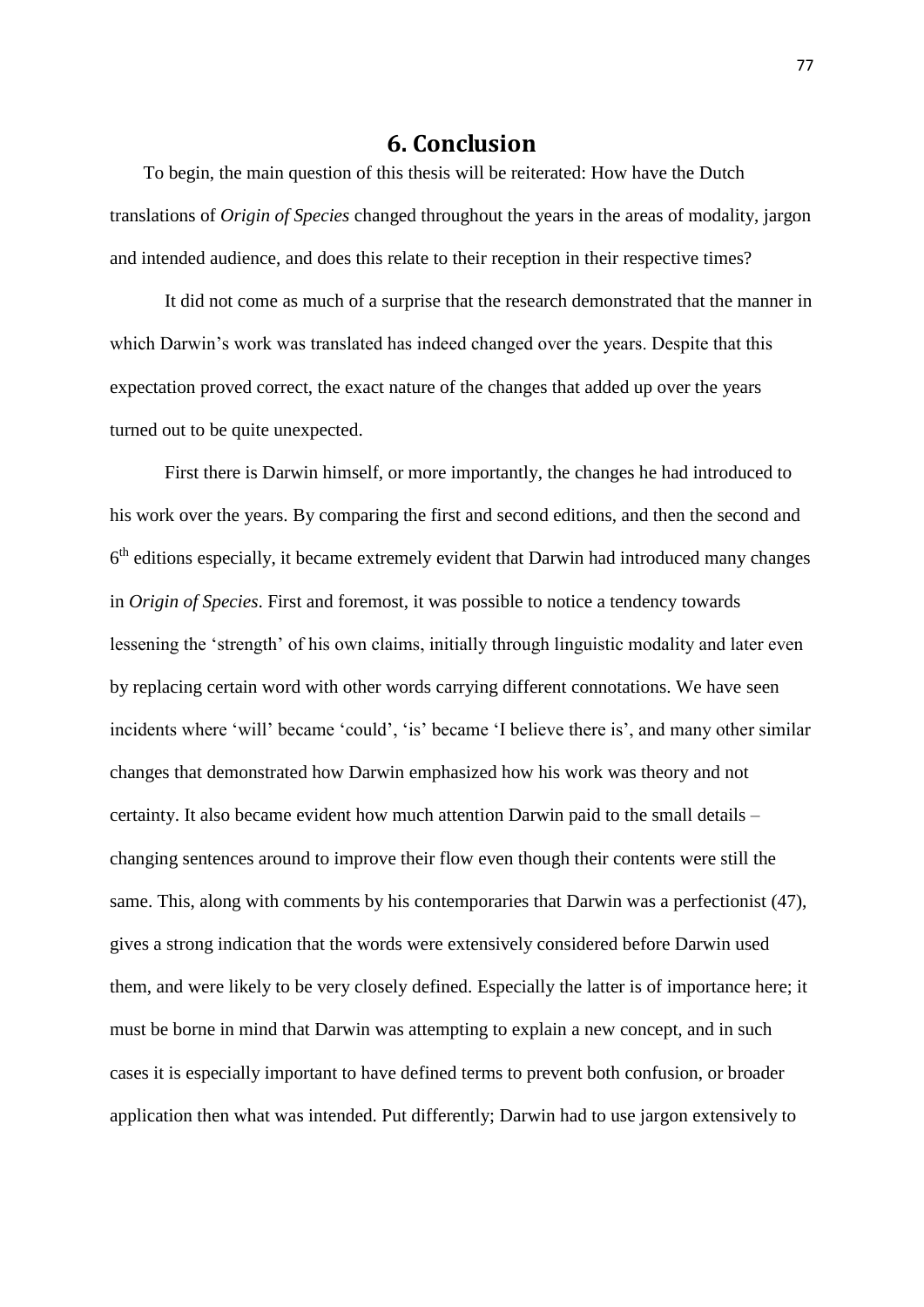# 6. Conclusion

To begin, the main question of this thesis will be reiterated: How have the Dutch translations of *Origin of Species* changed throughout the years in the areas of modality, jargon and intended audience, and does this relate to their reception in their respective times?

It did not come as much of a surprise that the research demonstrated that the manner in which Darwin's work was translated has indeed changed over the years. Despite that this expectation proved correct, the exact nature of the changes that added up over the years turned out to be quite unexpected.

First there is Darwin himself, or more importantly, the changes he had introduced to his work over the years. By comparing the first and second editions, and then the second and 6th editions especially, it became extremely evident that Darwin had introduced many changes in *Origin of Species*. First and foremost, it was possible to notice a tendency towards lessening the 'strength' of his own claims, initially through linguistic modality and later even by replacing certain word with other words carrying different connotations. We have seen incidents where 'will' became 'could', 'is' became 'I believe there is', and many other similar changes that demonstrated how Darwin emphasized how his work was theory and not certainty. It also became evident how much attention Darwin paid to the small details – changing sentences around to improve their flow even though their contents were still the same. This, along with comments by his contemporaries that Darwin was a perfectionist (47), gives a strong indication that the words were extensively considered before Darwin used them, and were likely to be very closely defined. Especially the latter is of importance here; it must be borne in mind that Darwin was attempting to explain a new concept, and in such cases it is especially important to have defined terms to prevent both confusion, or broader application then what was intended. Put differently; Darwin had to use jargon extensively to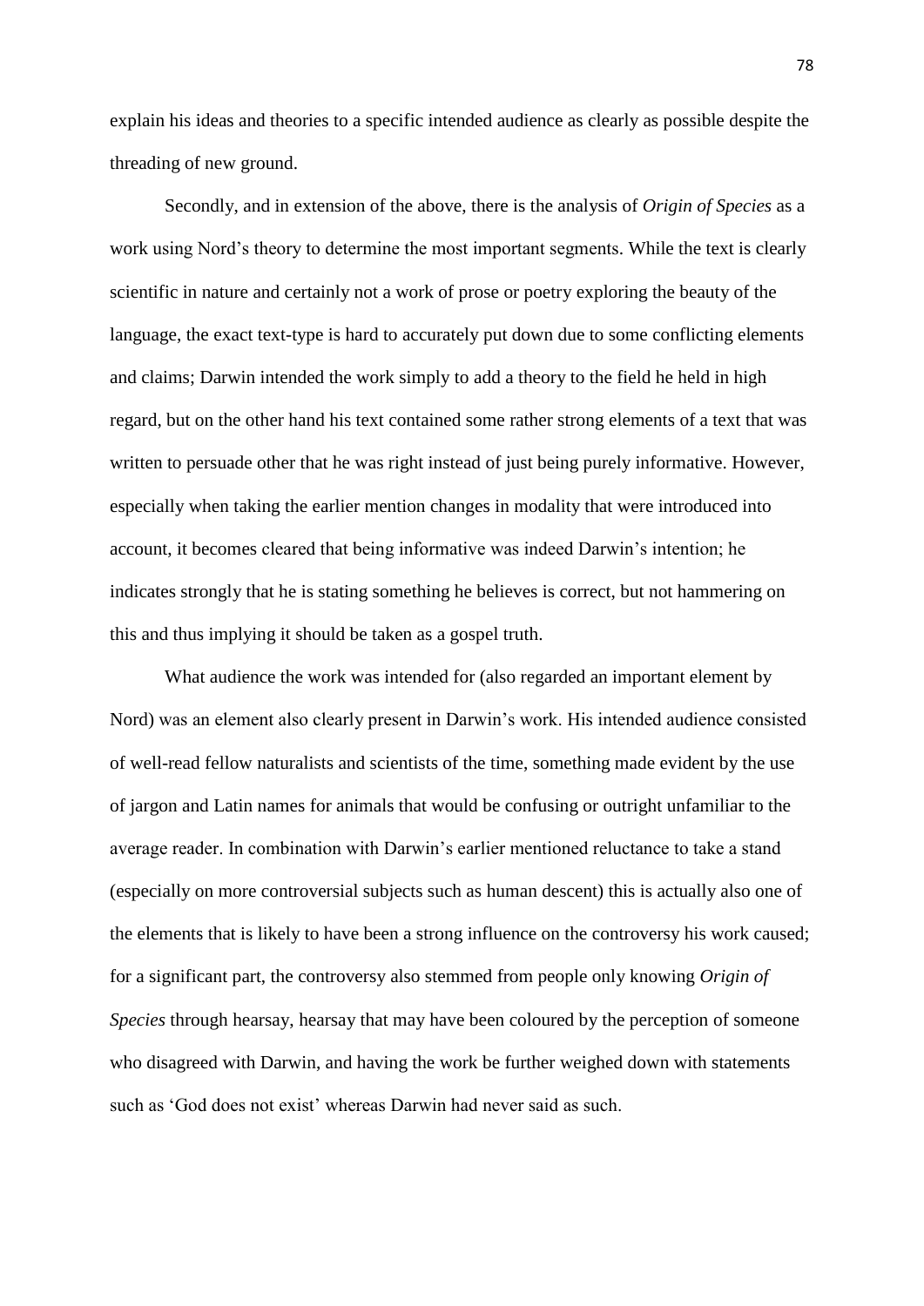explain his ideas and theories to a specific intended audience as clearly as possible despite the threading of new ground.

Secondly, and in extension of the above, there is the analysis of *Origin of Species* as a work using Nord's theory to determine the most important segments. While the text is clearly scientific in nature and certainly not a work of prose or poetry exploring the beauty of the language, the exact text-type is hard to accurately put down due to some conflicting elements and claims; Darwin intended the work simply to add a theory to the field he held in high regard, but on the other hand his text contained some rather strong elements of a text that was written to persuade other that he was right instead of just being purely informative. However, especially when taking the earlier mention changes in modality that were introduced into account, it becomes cleared that being informative was indeed Darwin's intention; he indicates strongly that he is stating something he believes is correct, but not hammering on this and thus implying it should be taken as a gospel truth.

What audience the work was intended for (also regarded an important element by Nord) was an element also clearly present in Darwin's work. His intended audience consisted of well-read fellow naturalists and scientists of the time, something made evident by the use of jargon and Latin names for animals that would be confusing or outright unfamiliar to the average reader. In combination with Darwin's earlier mentioned reluctance to take a stand (especially on more controversial subjects such as human descent) this is actually also one of the elements that is likely to have been a strong influence on the controversy his work caused; for a significant part, the controversy also stemmed from people only knowing *Origin of Species* through hearsay, hearsay that may have been coloured by the perception of someone who disagreed with Darwin, and having the work be further weighed down with statements such as 'God does not exist' whereas Darwin had never said as such.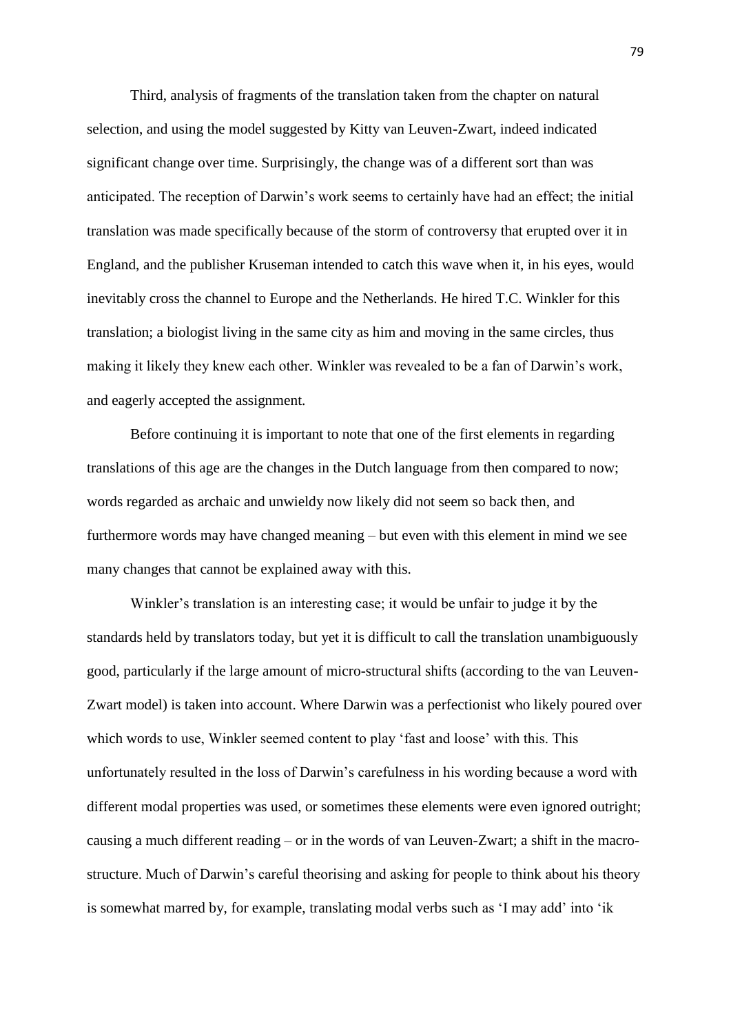Third, analysis of fragments of the translation taken from the chapter on natural selection, and using the model suggested by Kitty van Leuven-Zwart, indeed indicated significant change over time. Surprisingly, the change was of a different sort than was anticipated. The reception of Darwin's work seems to certainly have had an effect; the initial translation was made specifically because of the storm of controversy that erupted over it in England, and the publisher Kruseman intended to catch this wave when it, in his eyes, would inevitably cross the channel to Europe and the Netherlands. He hired T.C. Winkler for this translation; a biologist living in the same city as him and moving in the same circles, thus making it likely they knew each other. Winkler was revealed to be a fan of Darwin's work, and eagerly accepted the assignment.

Before continuing it is important to note that one of the first elements in regarding translations of this age are the changes in the Dutch language from then compared to now; words regarded as archaic and unwieldy now likely did not seem so back then, and furthermore words may have changed meaning – but even with this element in mind we see many changes that cannot be explained away with this.

Winkler's translation is an interesting case; it would be unfair to judge it by the standards held by translators today, but yet it is difficult to call the translation unambiguously good, particularly if the large amount of micro-structural shifts (according to the van Leuven-Zwart model) is taken into account. Where Darwin was a perfectionist who likely poured over which words to use, Winkler seemed content to play 'fast and loose' with this. This unfortunately resulted in the loss of Darwin's carefulness in his wording because a word with different modal properties was used, or sometimes these elements were even ignored outright; causing a much different reading – or in the words of van Leuven-Zwart; a shift in the macro-structure. Much of Darwin's careful theorising and asking for people to think about his theory is somewhat marred by, for example, translating modal verbs such as 'I may add' into 'ik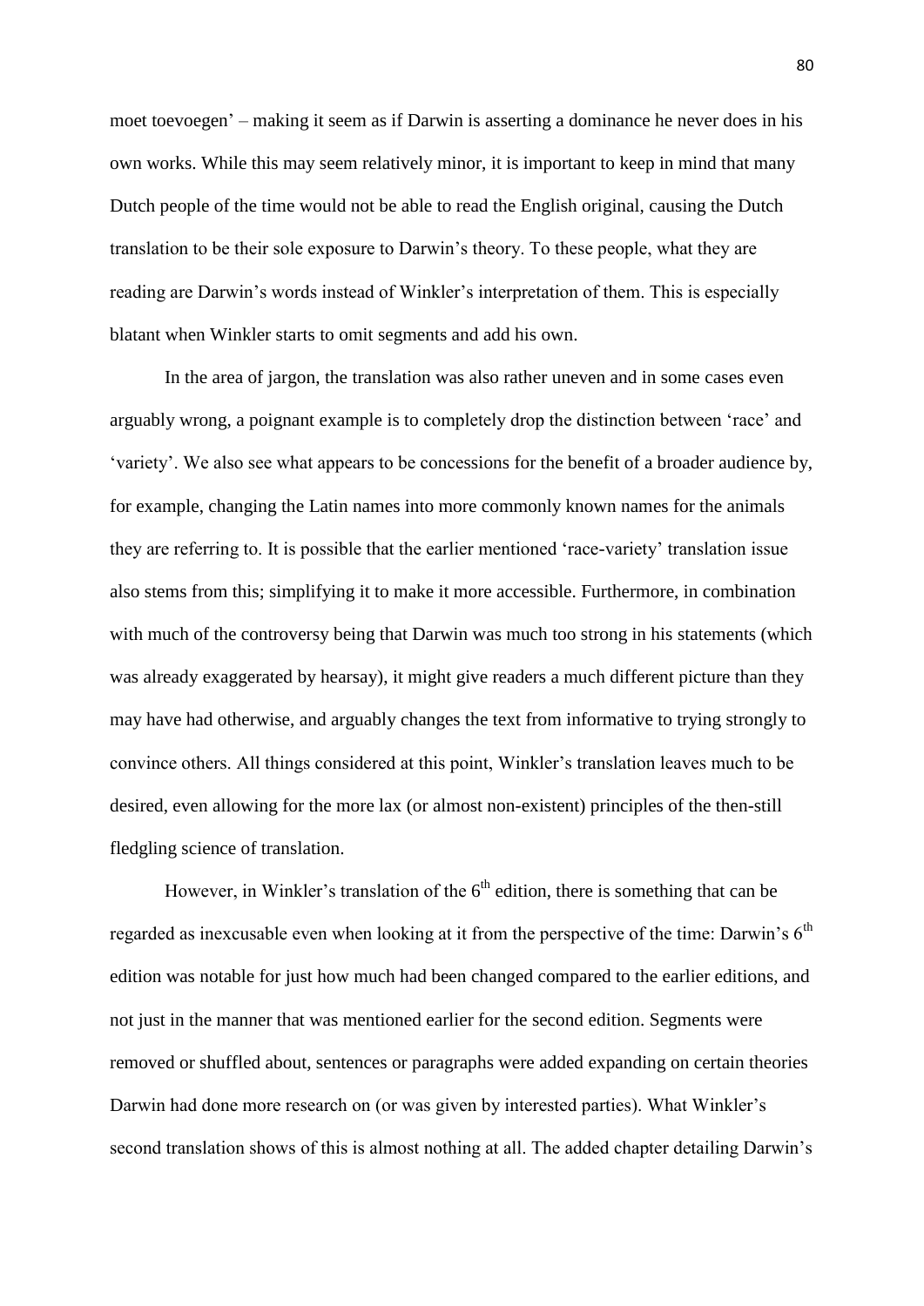moet toevoegen' – making it seem as if Darwin is asserting a dominance he never does in his own works. While this may seem relatively minor, it is important to keep in mind that many Dutch people of the time would not be able to read the English original, causing the Dutch translation to be their sole exposure to Darwin's theory. To these people, what they are reading are Darwin's words instead of Winkler's interpretation of them. This is especially blatant when Winkler starts to omit segments and add his own.

In the area of jargon, the translation was also rather uneven and in some cases even arguably wrong, a poignant example is to completely drop the distinction between 'race' and 'variety'. We also see what appears to be concessions for the benefit of a broader audience by, for example, changing the Latin names into more commonly known names for the animals they are referring to. It is possible that the earlier mentioned 'race-variety' translation issue also stems from this; simplifying it to make it more accessible. Furthermore, in combination with much of the controversy being that Darwin was much too strong in his statements (which was already exaggerated by hearsay), it might give readers a much different picture than they may have had otherwise, and arguably changes the text from informative to trying strongly to convince others. All things considered at this point, Winkler's translation leaves much to be desired, even allowing for the more lax (or almost non-existent) principles of the then-still fledgling science of translation.

However, in Winkler's translation of the 6th edition, there is something that can be regarded as inexcusable even when looking at it from the perspective of the time: Darwin's 6th edition was notable for just how much had been changed compared to the earlier editions, and not just in the manner that was mentioned earlier for the second edition. Segments were removed or shuffled about, sentences or paragraphs were added expanding on certain theories Darwin had done more research on (or was given by interested parties). What Winkler's second translation shows of this is almost nothing at all. The added chapter detailing Darwin's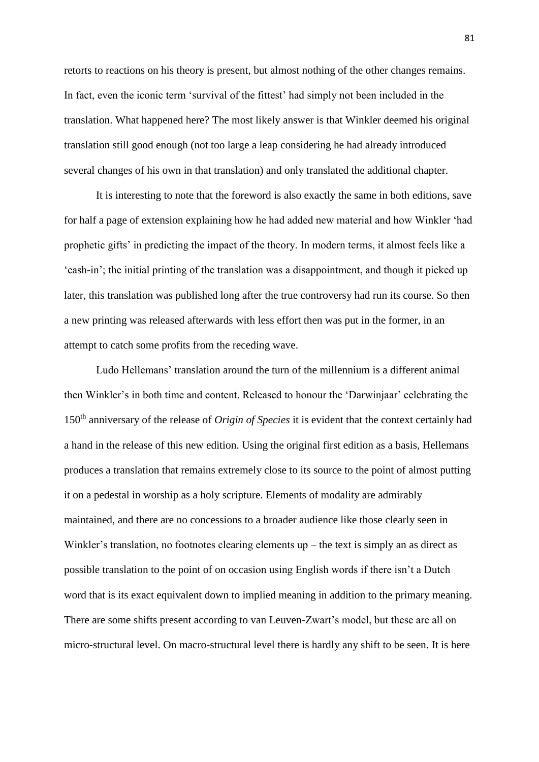retorts to reactions on his theory is present, but almost nothing of the other changes remains. In fact, even the iconic term 'survival of the fittest' had simply not been included in the translation. What happened here? The most likely answer is that Winkler deemed his original translation still good enough (not too large a leap considering he had already introduced several changes of his own in that translation) and only translated the additional chapter.

It is interesting to note that the foreword is also exactly the same in both editions, save for half a page of extension explaining how he had added new material and how Winkler 'had prophetic gifts' in predicting the impact of the theory. In modern terms, it almost feels like a 'cash-in'; the initial printing of the translation was a disappointment, and though it picked up later, this translation was published long after the true controversy had run its course. So then a new printing was released afterwards with less effort then was put in the former, in an attempt to catch some profits from the receding wave.

Ludo Hellemans' translation around the turn of the millennium is a different animal then Winkler's in both time and content. Released to honour the 'Darwinjaar' celebrating the 150th anniversary of the release of *Origin of Species* it is evident that the context certainly had a hand in the release of this new edition. Using the original first edition as a basis, Hellemans produces a translation that remains extremely close to its source to the point of almost putting it on a pedestal in worship as a holy scripture. Elements of modality are admirably maintained, and there are no concessions to a broader audience like those clearly seen in Winkler's translation, no footnotes clearing elements up – the text is simply an as direct as possible translation to the point of on occasion using English words if there isn't a Dutch word that is its exact equivalent down to implied meaning in addition to the primary meaning. There are some shifts present according to van Leuven-Zwart's model, but these are all on micro-structural level. On macro-structural level there is hardly any shift to be seen. It is here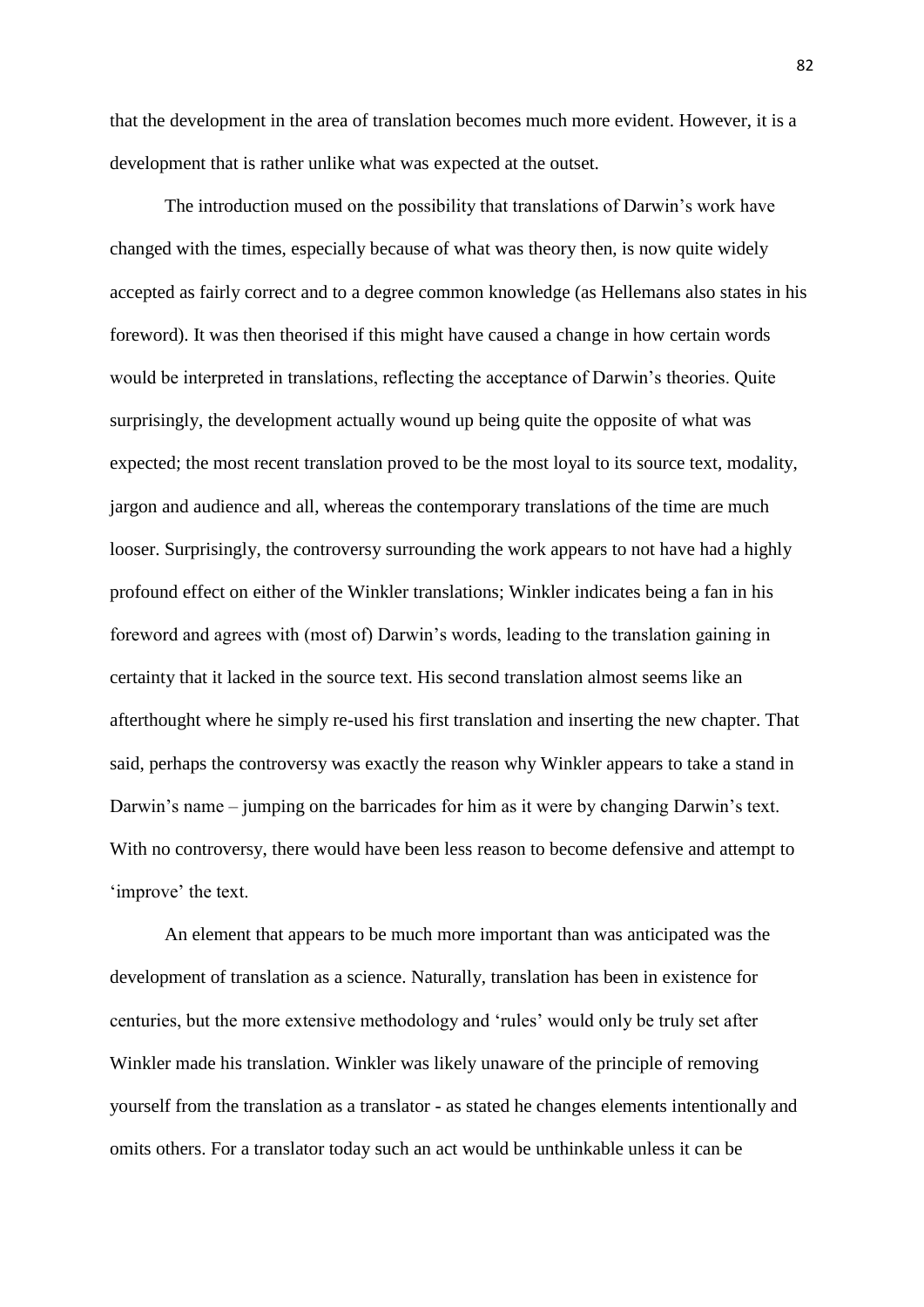that the development in the area of translation becomes much more evident. However, it is a development that is rather unlike what was expected at the outset.

The introduction mused on the possibility that translations of Darwin's work have changed with the times, especially because of what was theory then, is now quite widely accepted as fairly correct and to a degree common knowledge (as Hellemans also states in his foreword). It was then theorised if this might have caused a change in how certain words would be interpreted in translations, reflecting the acceptance of Darwin's theories. Quite surprisingly, the development actually wound up being quite the opposite of what was expected; the most recent translation proved to be the most loyal to its source text, modality, jargon and audience and all, whereas the contemporary translations of the time are much looser. Surprisingly, the controversy surrounding the work appears to not have had a highly profound effect on either of the Winkler translations; Winkler indicates being a fan in his foreword and agrees with (most of) Darwin's words, leading to the translation gaining in certainty that it lacked in the source text. His second translation almost seems like an afterthought where he simply re-used his first translation and inserting the new chapter. That said, perhaps the controversy was exactly the reason why Winkler appears to take a stand in Darwin's name – jumping on the barricades for him as it were by changing Darwin's text. With no controversy, there would have been less reason to become defensive and attempt to 'improve' the text.

An element that appears to be much more important than was anticipated was the development of translation as a science. Naturally, translation has been in existence for centuries, but the more extensive methodology and 'rules' would only be truly set after Winkler made his translation. Winkler was likely unaware of the principle of removing yourself from the translation as a translator - as stated he changes elements intentionally and omits others. For a translator today such an act would be unthinkable unless it can be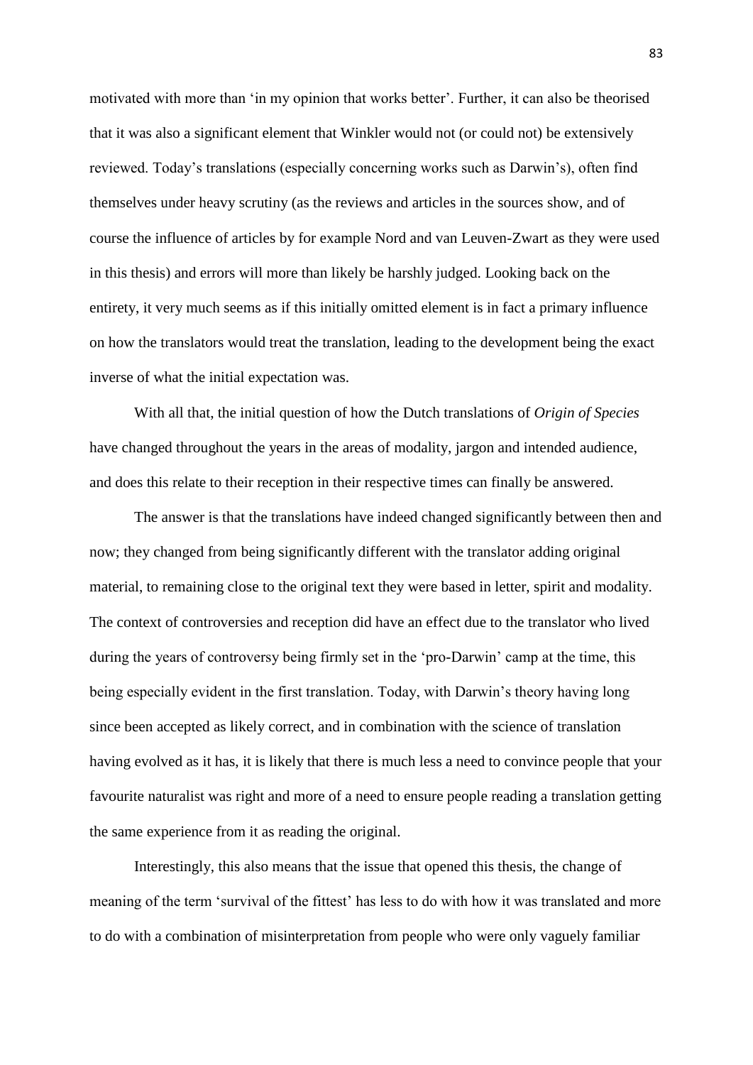motivated with more than 'in my opinion that works better'. Further, it can also be theorised that it was also a significant element that Winkler would not (or could not) be extensively reviewed. Today's translations (especially concerning works such as Darwin's), often find themselves under heavy scrutiny (as the reviews and articles in the sources show, and of course the influence of articles by for example Nord and van Leuven-Zwart as they were used in this thesis) and errors will more than likely be harshly judged. Looking back on the entirety, it very much seems as if this initially omitted element is in fact a primary influence on how the translators would treat the translation, leading to the development being the exact inverse of what the initial expectation was.

With all that, the initial question of how the Dutch translations of *Origin of Species* have changed throughout the years in the areas of modality, jargon and intended audience, and does this relate to their reception in their respective times can finally be answered.

The answer is that the translations have indeed changed significantly between then and now; they changed from being significantly different with the translator adding original material, to remaining close to the original text they were based in letter, spirit and modality. The context of controversies and reception did have an effect due to the translator who lived during the years of controversy being firmly set in the 'pro-Darwin' camp at the time, this being especially evident in the first translation. Today, with Darwin's theory having long since been accepted as likely correct, and in combination with the science of translation having evolved as it has, it is likely that there is much less a need to convince people that your favourite naturalist was right and more of a need to ensure people reading a translation getting the same experience from it as reading the original.

Interestingly, this also means that the issue that opened this thesis, the change of meaning of the term 'survival of the fittest' has less to do with how it was translated and more to do with a combination of misinterpretation from people who were only vaguely familiar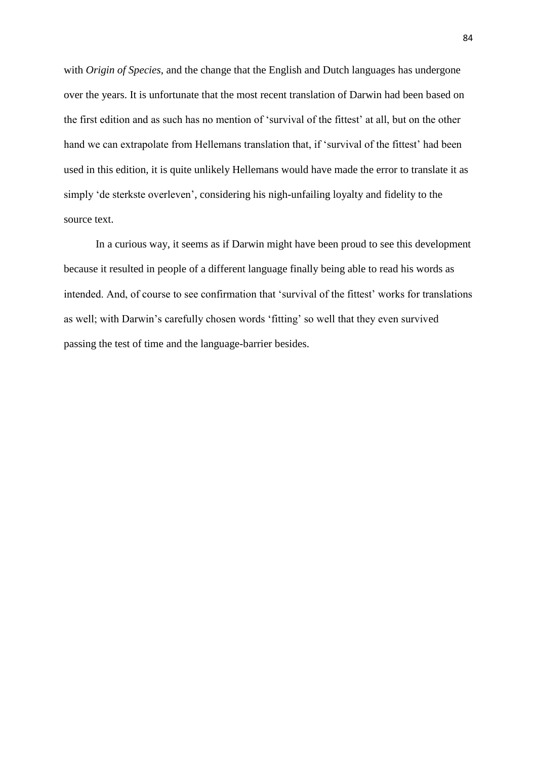with *Origin of Species*, and the change that the English and Dutch languages has undergone over the years. It is unfortunate that the most recent translation of Darwin had been based on the first edition and as such has no mention of 'survival of the fittest' at all, but on the other hand we can extrapolate from Hellemans translation that, if 'survival of the fittest' had been used in this edition, it is quite unlikely Hellemans would have made the error to translate it as simply 'de sterkste overleven', considering his nigh-unfailing loyalty and fidelity to the source text.

In a curious way, it seems as if Darwin might have been proud to see this development because it resulted in people of a different language finally being able to read his words as intended. And, of course to see confirmation that 'survival of the fittest' works for translations as well; with Darwin's carefully chosen words 'fitting' so well that they even survived passing the test of time and the language-barrier besides.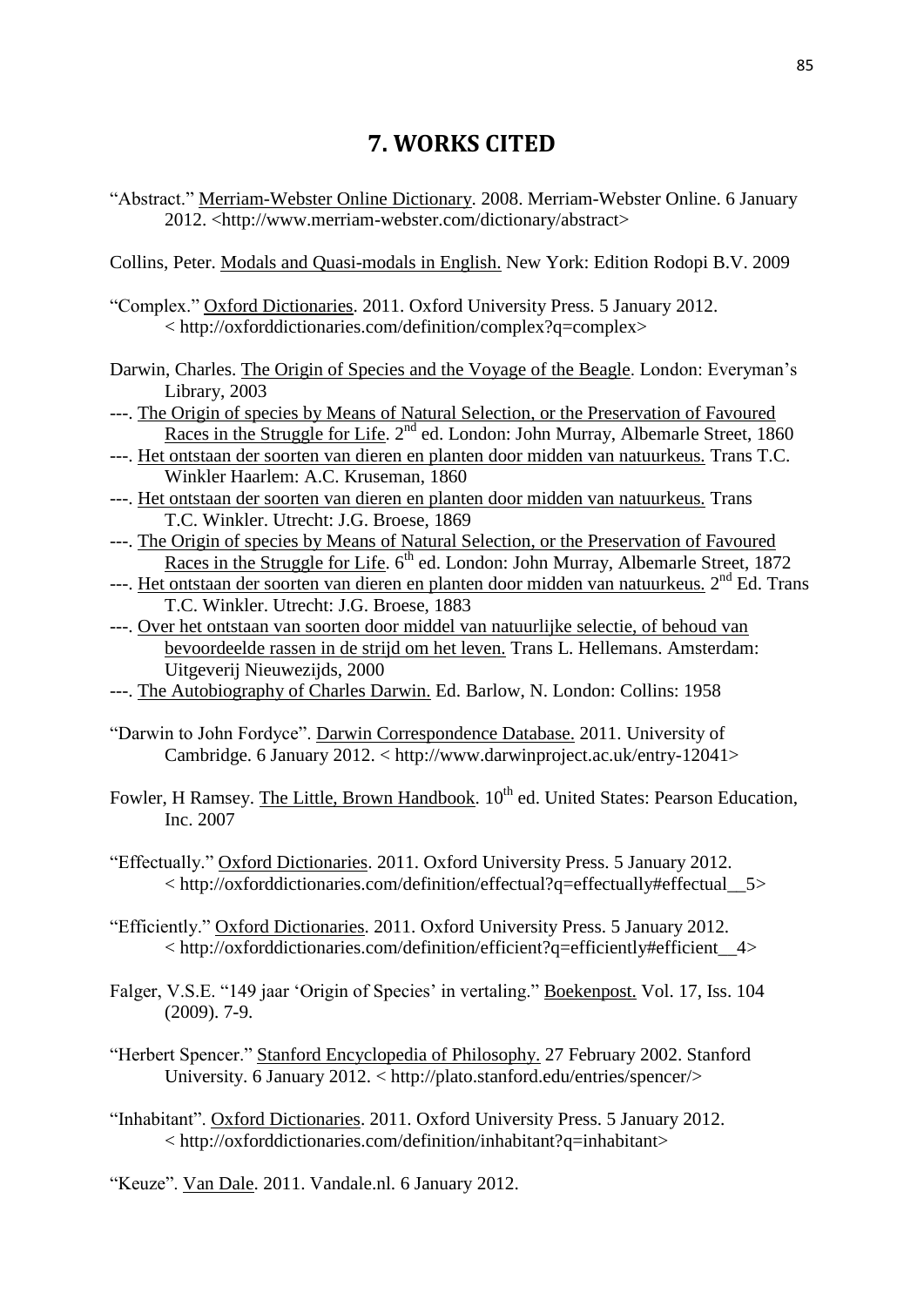# 7. WORKS CITED

"Abstract." Merriam-Webster Online Dictionary. 2008. Merriam-Webster Online. 6 January 2012. <http://www.merriam-webster.com/dictionary/abstract>

Collins, Peter. Modals and Quasi-modals in English. New York: Edition Rodopi B.V. 2009

"Complex." Oxford Dictionaries. 2011. Oxford University Press. 5 January 2012. < http://oxforddictionaries.com/definition/complex?q=complex>

Darwin, Charles. The Origin of Species and the Voyage of the Beagle. London: Everyman's Library, 2003

---. The Origin of species by Means of Natural Selection, or the Preservation of Favoured Races in the Struggle for Life. 2nd ed. London: John Murray, Albemarle Street, 1860

---. Het ontstaan der soorten van dieren en planten door midden van natuurkeus. Trans T.C. Winkler Haarlem: A.C. Kruseman, 1860

---. Het ontstaan der soorten van dieren en planten door midden van natuurkeus. Trans T.C. Winkler. Utrecht: J.G. Broese, 1869

---. The Origin of species by Means of Natural Selection, or the Preservation of Favoured Races in the Struggle for Life. 6th ed. London: John Murray, Albemarle Street, 1872

---. Het ontstaan der soorten van dieren en planten door midden van natuurkeus. 2nd Ed. Trans T.C. Winkler. Utrecht: J.G. Broese, 1883

---. Over het ontstaan van soorten door middel van natuurlijke selectie, of behoud van bevoordeelde rassen in de strijd om het leven. Trans L. Hellemans. Amsterdam: Uitgeverij Nieuwezijds, 2000

---. The Autobiography of Charles Darwin. Ed. Barlow, N. London: Collins: 1958

"Darwin to John Fordyce". Darwin Correspondence Database. 2011. University of Cambridge. 6 January 2012. < http://www.darwinproject.ac.uk/entry-12041>

Fowler, H Ramsey. The Little, Brown Handbook. 10th ed. United States: Pearson Education, Inc. 2007

"Effectually." Oxford Dictionaries. 2011. Oxford University Press. 5 January 2012. < http://oxforddictionaries.com/definition/effectual?q=effectually#effectual__5>

"Efficiently." Oxford Dictionaries. 2011. Oxford University Press. 5 January 2012. < http://oxforddictionaries.com/definition/efficient?q=efficiently#efficient__4>

Falger, V.S.E. "149 jaar 'Origin of Species' in vertaling." Boekenpost. Vol. 17, Iss. 104 (2009). 7-9.

"Herbert Spencer." Stanford Encyclopedia of Philosophy. 27 February 2002. Stanford University. 6 January 2012. < http://plato.stanford.edu/entries/spencer/>

"Inhabitant". Oxford Dictionaries. 2011. Oxford University Press. 5 January 2012. < http://oxforddictionaries.com/definition/inhabitant?q=inhabitant>

"Keuze". Van Dale. 2011. Vandale.nl. 6 January 2012.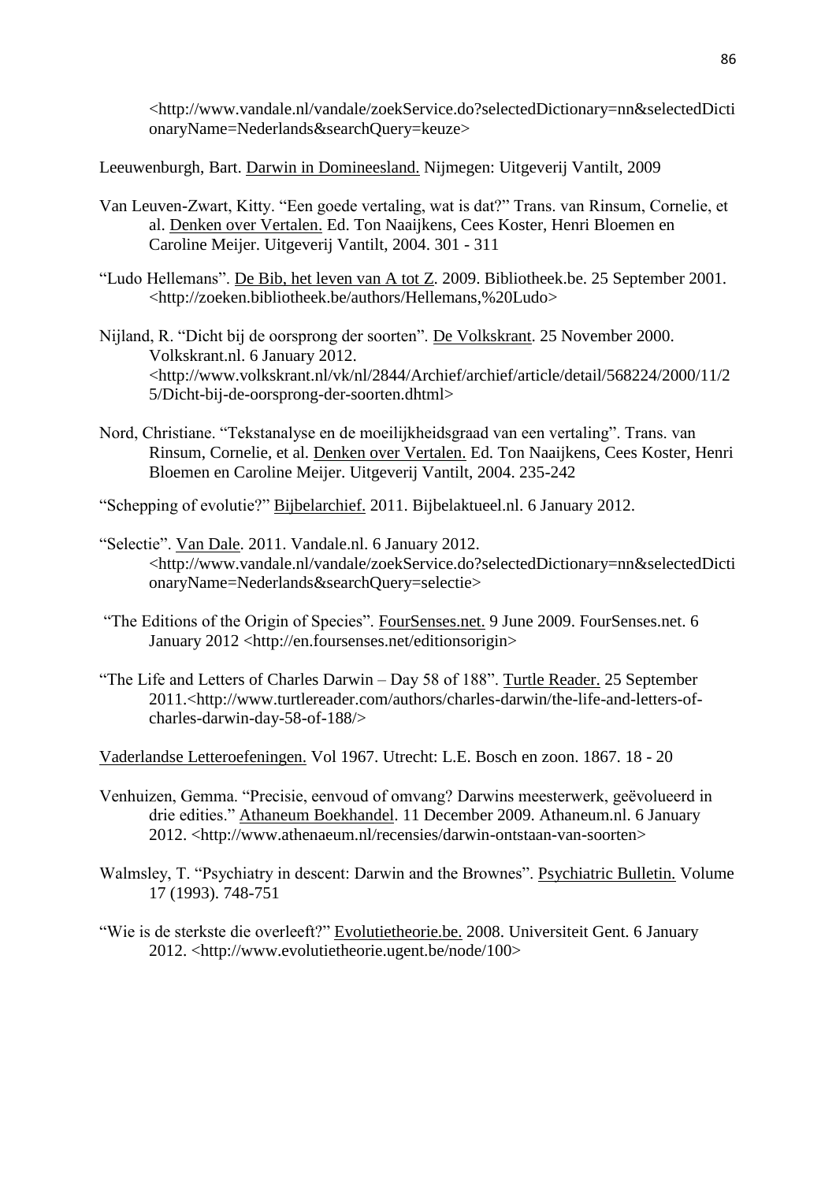<http://www.vandale.nl/vandale/zoekService.do?selectedDictionary=nn&selectedDictionaryName=Nederlands&searchQuery=keuze>

Leeuwenburgh, Bart. Darwin in Domineesland. Nijmegen: Uitgeverij Vantilt, 2009

Van Leuven-Zwart, Kitty. "Een goede vertaling, wat is dat?" Trans. van Rinsum, Cornelie, et al. Denken over Vertalen. Ed. Ton Naaijkens, Cees Koster, Henri Bloemen en Caroline Meijer. Uitgeverij Vantilt, 2004. 301 - 311

"Ludo Hellemans". De Bib, het leven van A tot Z. 2009. Bibliotheek.be. 25 September 2001. <http://zoeken.bibliotheek.be/authors/Hellemans,%20Ludo>

Nijland, R. "Dicht bij de oorsprong der soorten". De Volkskrant. 25 November 2000. Volkskrant.nl. 6 January 2012. <http://www.volkskrant.nl/vk/nl/2844/Archief/archief/article/detail/568224/2000/11/25/Dicht-bij-de-oorsprong-der-soorten.dhtml>

Nord, Christiane. "Tekstanalyse en de moeilijkheidsgraad van een vertaling". Trans. van Rinsum, Cornelie, et al. Denken over Vertalen. Ed. Ton Naaijkens, Cees Koster, Henri Bloemen en Caroline Meijer. Uitgeverij Vantilt, 2004. 235-242

"Schepping of evolutie?" Bijbelarchief. 2011. Bijbelaktueel.nl. 6 January 2012.

"Selectie". Van Dale. 2011. Vandale.nl. 6 January 2012. <http://www.vandale.nl/vandale/zoekService.do?selectedDictionary=nn&selectedDictionaryName=Nederlands&searchQuery=selectie>

"The Editions of the Origin of Species". FourSenses.net. 9 June 2009. FourSenses.net. 6 January 2012 <http://en.foursenses.net/editionsorigin>

"The Life and Letters of Charles Darwin – Day 58 of 188". Turtle Reader. 25 September 2011.<http://www.turtlereader.com/authors/charles-darwin/the-life-and-letters-of-charles-darwin-day-58-of-188/>

Vaderlandse Letteroefeningen. Vol 1967. Utrecht: L.E. Bosch en zoon. 1867. 18 - 20

Venhuizen, Gemma. "Precisie, eenvoud of omvang? Darwins meesterwerk, geëvolueerd in drie edities." Athaneum Boekhandel. 11 December 2009. Athaneum.nl. 6 January 2012. <http://www.athenaeum.nl/recensies/darwin-ontstaan-van-soorten>

Walmsley, T. "Psychiatry in descent: Darwin and the Brownes". Psychiatric Bulletin. Volume 17 (1993). 748-751

"Wie is de sterkste die overleeft?" Evolutietheorie.be. 2008. Universiteit Gent. 6 January 2012. <http://www.evolutietheorie.ugent.be/node/100>